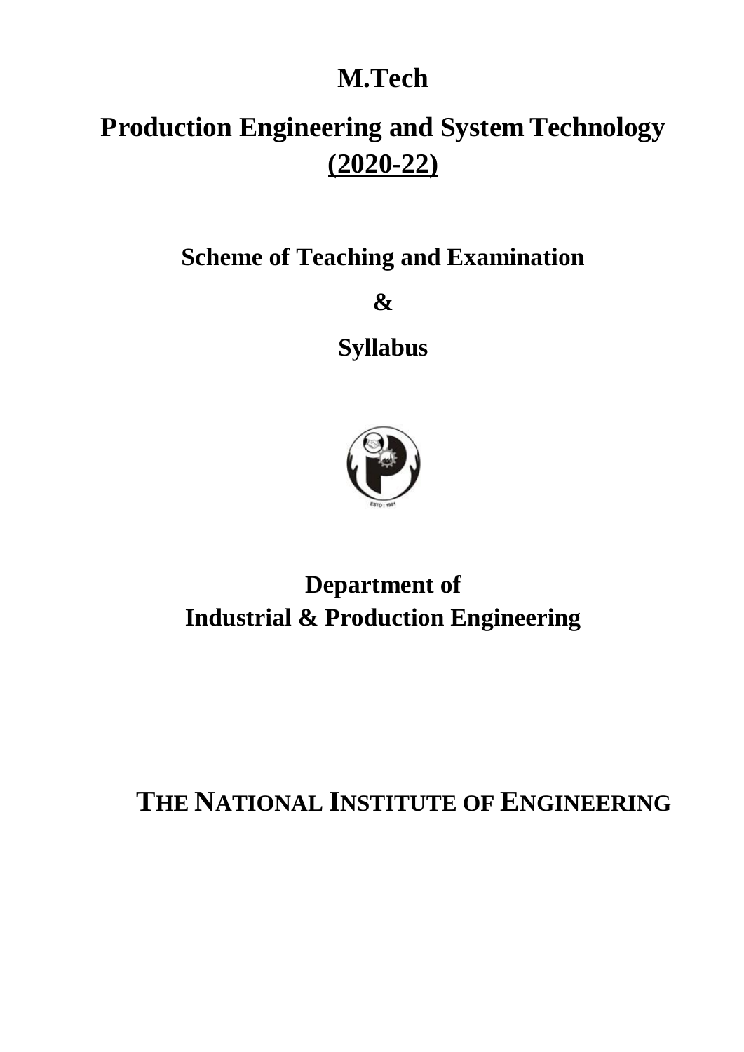# M.Tech

# Production Engineering and System Technology

## (2020-22)

## Scheme of Teaching and Examination

## &

## Syllabus

## Department of
## Industrial & Production Engineering

# THE NATIONAL INSTITUTE OF ENGINEERING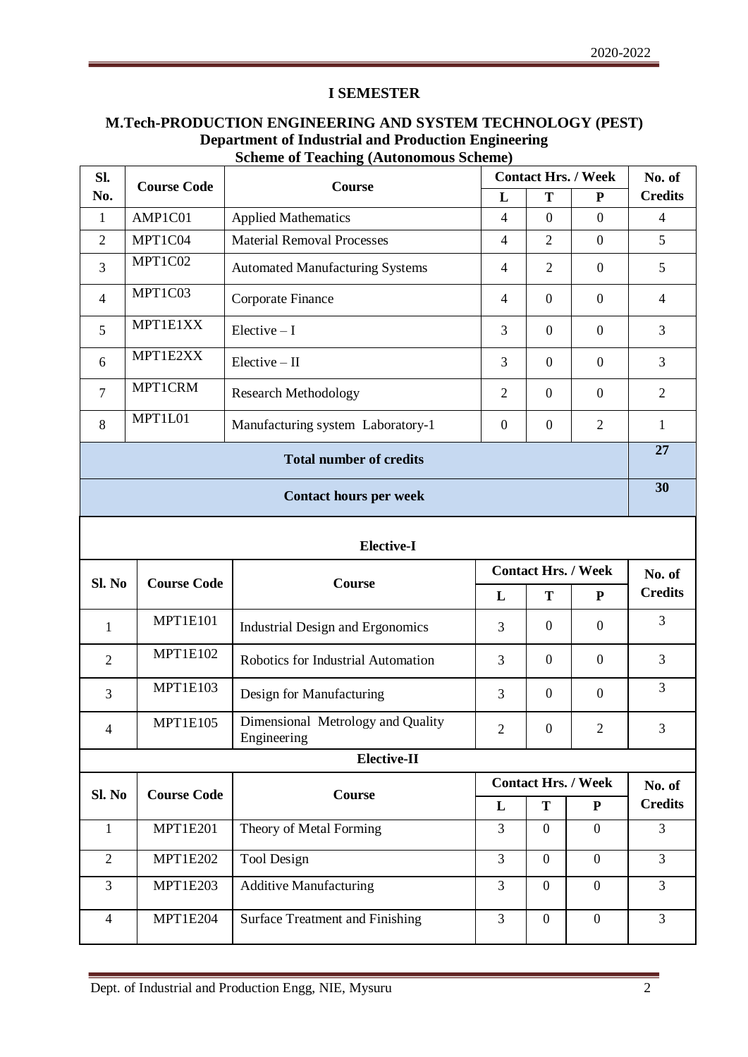# I SEMESTER

## M.Tech-PRODUCTION ENGINEERING AND SYSTEM TECHNOLOGY (PEST)
### Department of Industrial and Production Engineering
### Scheme of Teaching (Autonomous Scheme)

| Sl. No. | Course Code | Course | Contact Hrs. / Week | | | No. of Credits |
|---|---|---|---|---|---|---|
| | | | L | T | P | |
| 1 | AMP1C01 | Applied Mathematics | 4 | 0 | 0 | 4 |
| 2 | MPT1C04 | Material Removal Processes | 4 | 2 | 0 | 5 |
| 3 | MPT1C02 | Automated Manufacturing Systems | 4 | 2 | 0 | 5 |
| 4 | MPT1C03 | Corporate Finance | 4 | 0 | 0 | 4 |
| 5 | MPT1E1XX | Elective – I | 3 | 0 | 0 | 3 |
| 6 | MPT1E2XX | Elective – II | 3 | 0 | 0 | 3 |
| 7 | MPT1CRM | Research Methodology | 2 | 0 | 0 | 2 |
| 8 | MPT1L01 | Manufacturing system Laboratory-1 | 0 | 0 | 2 | 1 |
| **Total number of credits** | | | | | | **27** |
| **Contact hours per week** | | | | | | **30** |

**Elective-I**

| Sl. No | Course Code | Course | Contact Hrs. / Week | | | No. of Credits |
|---|---|---|---|---|---|---|
| | | | L | T | P | |
| 1 | MPT1E101 | Industrial Design and Ergonomics | 3 | 0 | 0 | 3 |
| 2 | MPT1E102 | Robotics for Industrial Automation | 3 | 0 | 0 | 3 |
| 3 | MPT1E103 | Design for Manufacturing | 3 | 0 | 0 | 3 |
| 4 | MPT1E105 | Dimensional Metrology and Quality Engineering | 2 | 0 | 2 | 3 |

**Elective-II**

| Sl. No | Course Code | Course | Contact Hrs. / Week | | | No. of Credits |
|---|---|---|---|---|---|---|
| | | | L | T | P | |
| 1 | MPT1E201 | Theory of Metal Forming | 3 | 0 | 0 | 3 |
| 2 | MPT1E202 | Tool Design | 3 | 0 | 0 | 3 |
| 3 | MPT1E203 | Additive Manufacturing | 3 | 0 | 0 | 3 |
| 4 | MPT1E204 | Surface Treatment and Finishing | 3 | 0 | 0 | 3 |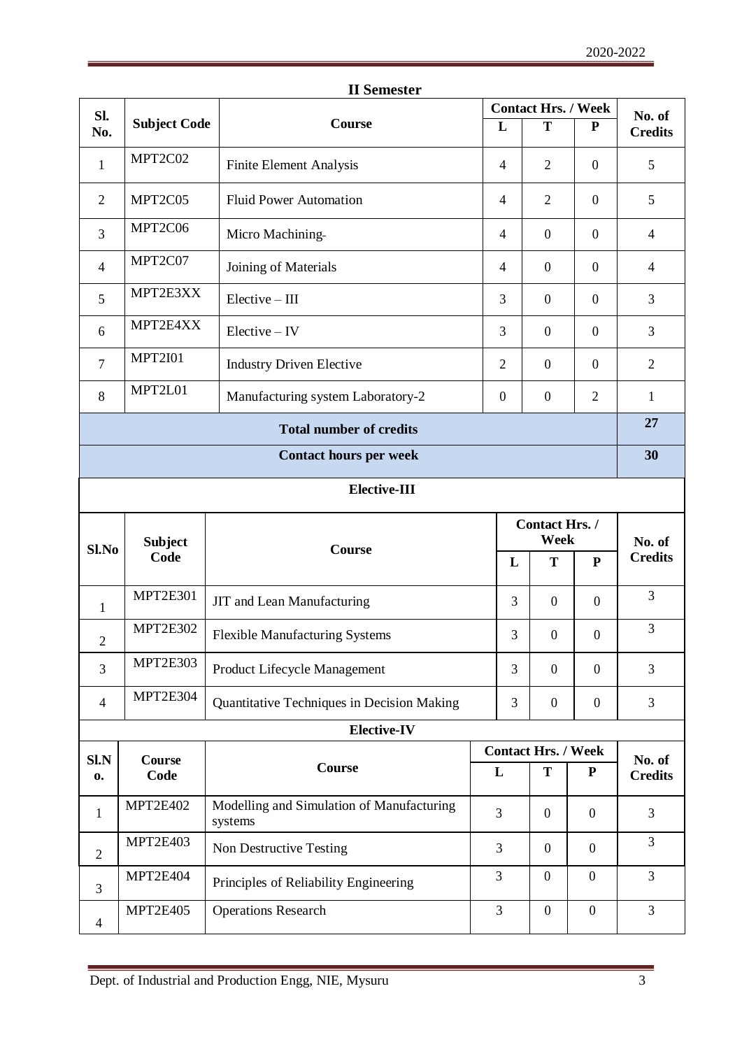## II Semester

| Sl. No. | Subject Code | Course | Contact Hrs. / Week | | | No. of Credits |
|---|---|---|---|---|---|---|
| | | | L | T | P | |
| 1 | MPT2C02 | Finite Element Analysis | 4 | 2 | 0 | 5 |
| 2 | MPT2C05 | Fluid Power Automation | 4 | 2 | 0 | 5 |
| 3 | MPT2C06 | Micro Machining- | 4 | 0 | 0 | 4 |
| 4 | MPT2C07 | Joining of Materials | 4 | 0 | 0 | 4 |
| 5 | MPT2E3XX | Elective – III | 3 | 0 | 0 | 3 |
| 6 | MPT2E4XX | Elective – IV | 3 | 0 | 0 | 3 |
| 7 | MPT2I01 | Industry Driven Elective | 2 | 0 | 0 | 2 |
| 8 | MPT2L01 | Manufacturing system Laboratory-2 | 0 | 0 | 2 | 1 |
| **Total number of credits** | | | | | | **27** |
| **Contact hours per week** | | | | | | **30** |

### Elective-III

| Sl.No | Subject Code | Course | Contact Hrs. / Week | | | No. of Credits |
|---|---|---|---|---|---|---|
| | | | L | T | P | |
| 1 | MPT2E301 | JIT and Lean Manufacturing | 3 | 0 | 0 | 3 |
| 2 | MPT2E302 | Flexible Manufacturing Systems | 3 | 0 | 0 | 3 |
| 3 | MPT2E303 | Product Lifecycle Management | 3 | 0 | 0 | 3 |
| 4 | MPT2E304 | Quantitative Techniques in Decision Making | 3 | 0 | 0 | 3 |

### Elective-IV

| Sl.No. | Course Code | Course | Contact Hrs. / Week | | | No. of Credits |
|---|---|---|---|---|---|---|
| | | | L | T | P | |
| 1 | MPT2E402 | Modelling and Simulation of Manufacturing systems | 3 | 0 | 0 | 3 |
| 2 | MPT2E403 | Non Destructive Testing | 3 | 0 | 0 | 3 |
| 3 | MPT2E404 | Principles of Reliability Engineering | 3 | 0 | 0 | 3 |
| 4 | MPT2E405 | Operations Research | 3 | 0 | 0 | 3 |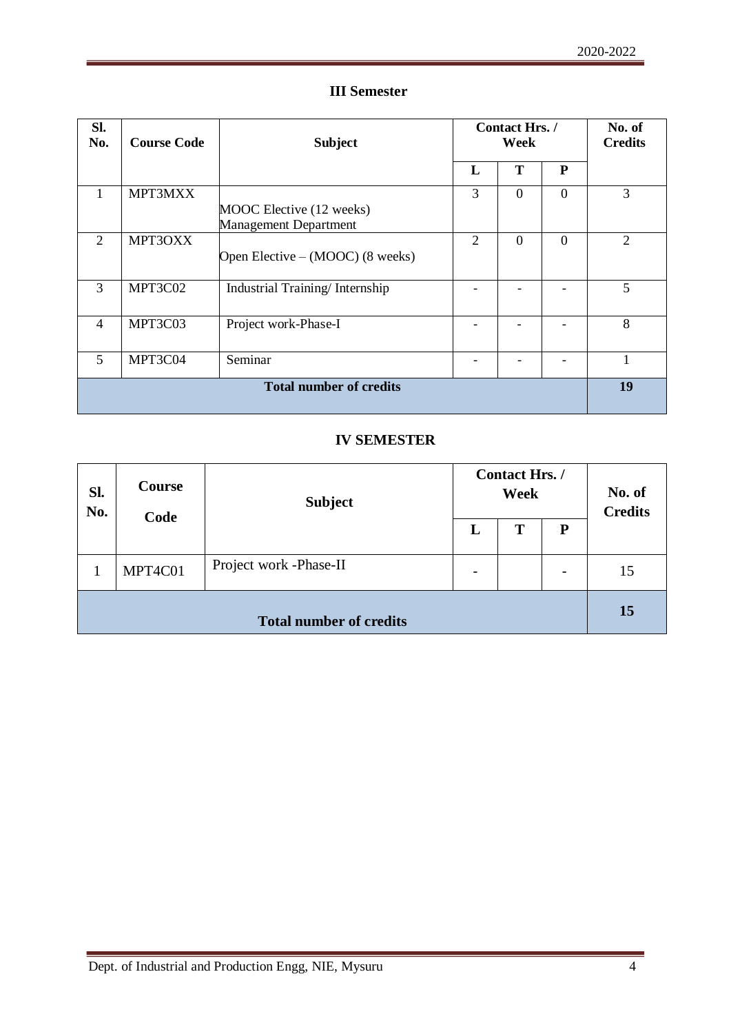## III Semester

| Sl. No. | Course Code | Subject | Contact Hrs. / Week | | | No. of Credits |
|---|---|---|---|---|---|---|
| | | | L | T | P | |
| 1 | MPT3MXX | MOOC Elective (12 weeks) Management Department | 3 | 0 | 0 | 3 |
| 2 | MPT3OXX | Open Elective – (MOOC) (8 weeks) | 2 | 0 | 0 | 2 |
| 3 | MPT3C02 | Industrial Training/ Internship | - | - | - | 5 |
| 4 | MPT3C03 | Project work-Phase-I | - | - | - | 8 |
| 5 | MPT3C04 | Seminar | - | - | - | 1 |
| **Total number of credits** | | | | | | **19** |

## IV SEMESTER

| Sl. No. | Course Code | Subject | Contact Hrs. / Week | | | No. of Credits |
|---|---|---|---|---|---|---|
| | | | L | T | P | |
| 1 | MPT4C01 | Project work -Phase-II | - | | - | 15 |
| **Total number of credits** | | | | | | **15** |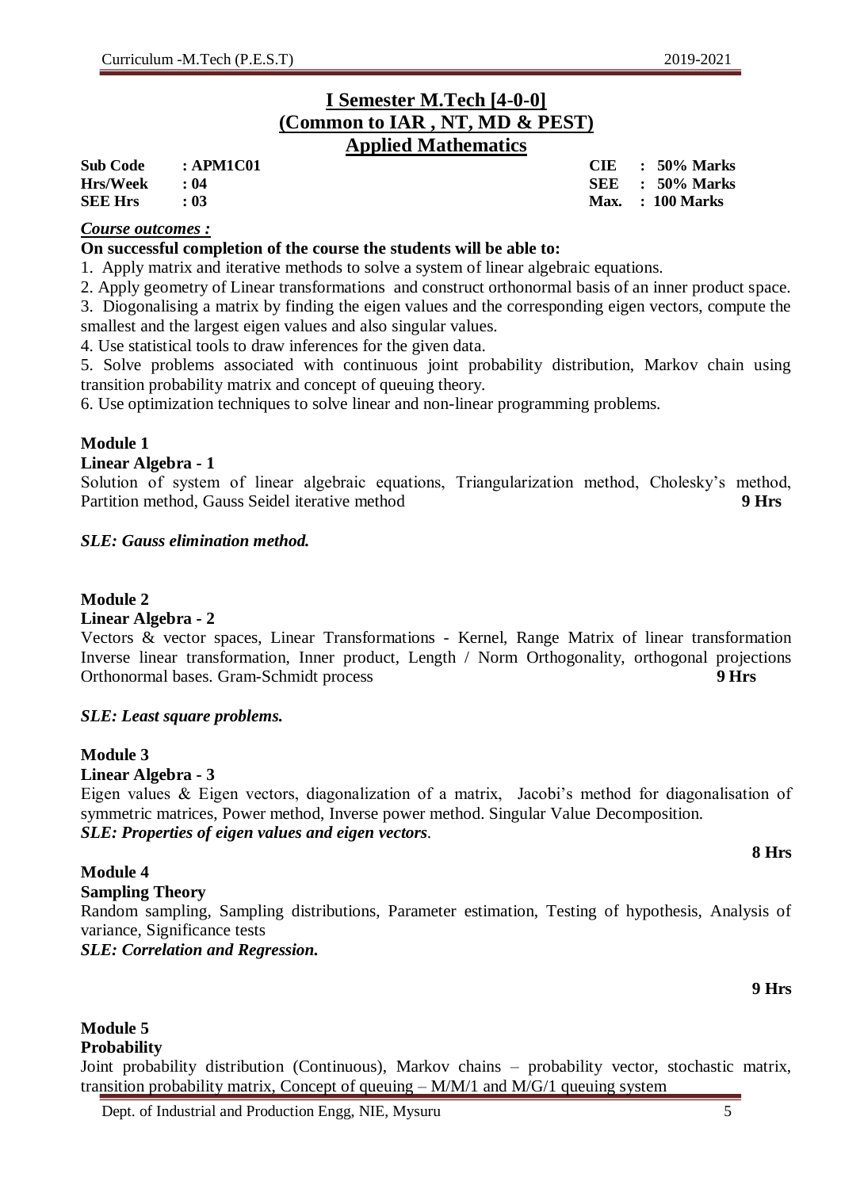## I Semester M.Tech [4-0-0]
## (Common to IAR , NT, MD & PEST)
## Applied Mathematics

| | | | |
|---|---|---|---|
| **Sub Code** | **: APM1C01** | **CIE** | **: 50% Marks** |
| **Hrs/Week** | **: 04** | **SEE** | **: 50% Marks** |
| **SEE Hrs** | **: 03** | **Max.** | **: 100 Marks** |

***Course outcomes :***

**On successful completion of the course the students will be able to:**

1. Apply matrix and iterative methods to solve a system of linear algebraic equations.
2. Apply geometry of Linear transformations and construct orthonormal basis of an inner product space.
3. Diogonalising a matrix by finding the eigen values and the corresponding eigen vectors, compute the smallest and the largest eigen values and also singular values.
4. Use statistical tools to draw inferences for the given data.
5. Solve problems associated with continuous joint probability distribution, Markov chain using transition probability matrix and concept of queuing theory.
6. Use optimization techniques to solve linear and non-linear programming problems.

**Module 1**

**Linear Algebra - 1**

Solution of system of linear algebraic equations, Triangularization method, Cholesky's method, Partition method, Gauss Seidel iterative method **9 Hrs**

***SLE: Gauss elimination method.***

**Module 2**

**Linear Algebra - 2**

Vectors & vector spaces, Linear Transformations - Kernel, Range Matrix of linear transformation Inverse linear transformation, Inner product, Length / Norm Orthogonality, orthogonal projections Orthonormal bases. Gram-Schmidt process **9 Hrs**

***SLE: Least square problems.***

**Module 3**

**Linear Algebra - 3**

Eigen values & Eigen vectors, diagonalization of a matrix, Jacobi's method for diagonalisation of symmetric matrices, Power method, Inverse power method. Singular Value Decomposition.

***SLE: Properties of eigen values and eigen vectors.***

**8 Hrs**

**Module 4**

**Sampling Theory**

Random sampling, Sampling distributions, Parameter estimation, Testing of hypothesis, Analysis of variance, Significance tests

***SLE: Correlation and Regression.***

**9 Hrs**

**Module 5**

**Probability**

Joint probability distribution (Continuous), Markov chains – probability vector, stochastic matrix, transition probability matrix, Concept of queuing – M/M/1 and M/G/1 queuing system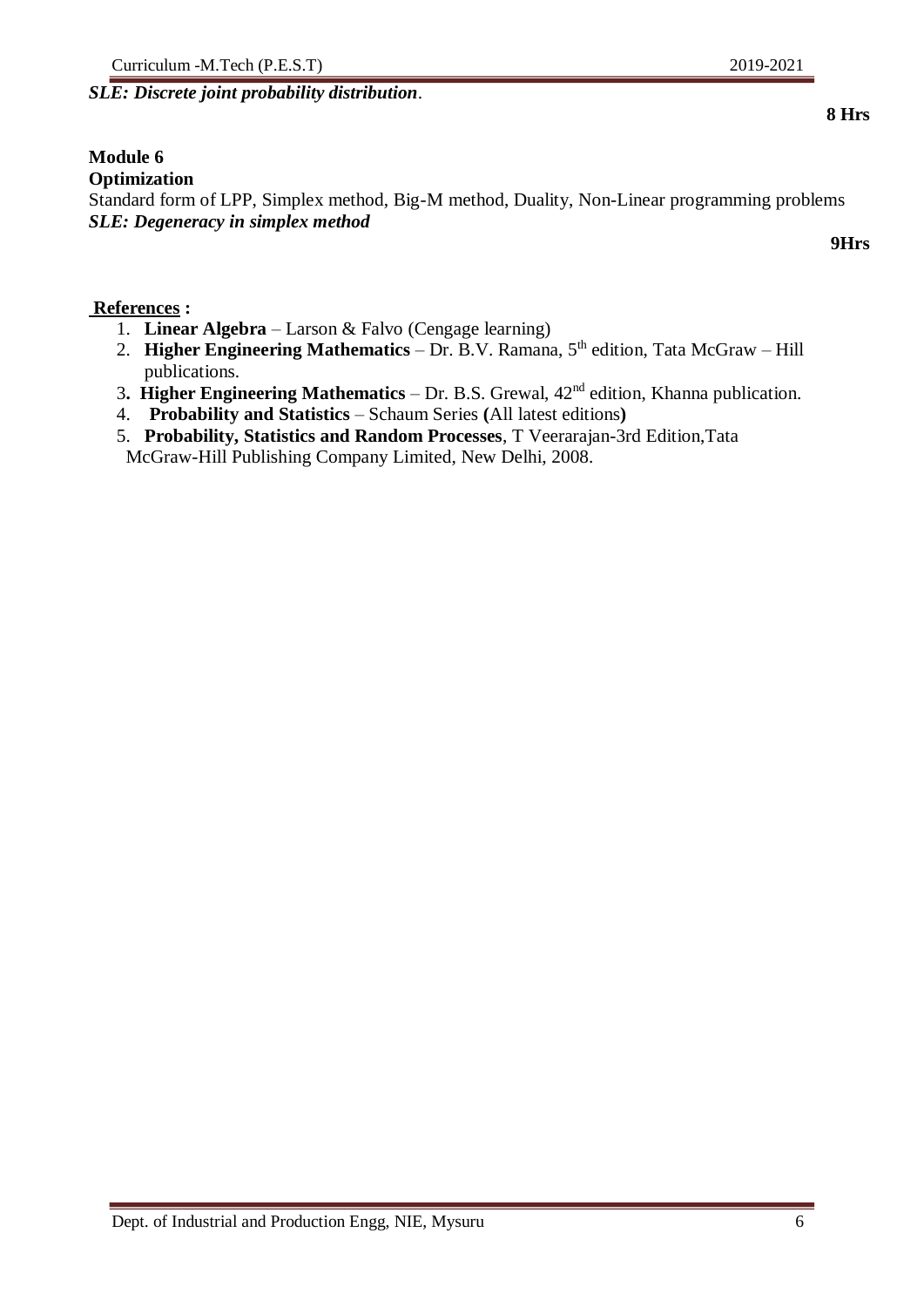***SLE: Discrete joint probability distribution***.

**8 Hrs**

**Module 6**

**Optimization**

Standard form of LPP, Simplex method, Big-M method, Duality, Non-Linear programming problems

***SLE: Degeneracy in simplex method***

**9Hrs**

**References :**

1. **Linear Algebra** – Larson & Falvo (Cengage learning)
2. **Higher Engineering Mathematics** – Dr. B.V. Ramana, 5th edition, Tata McGraw – Hill publications.
3. **Higher Engineering Mathematics** – Dr. B.S. Grewal, 42nd edition, Khanna publication.
4. **Probability and Statistics** – Schaum Series **(**All latest editions**)**
5. **Probability, Statistics and Random Processes**, T Veerarajan-3rd Edition,Tata McGraw-Hill Publishing Company Limited, New Delhi, 2008.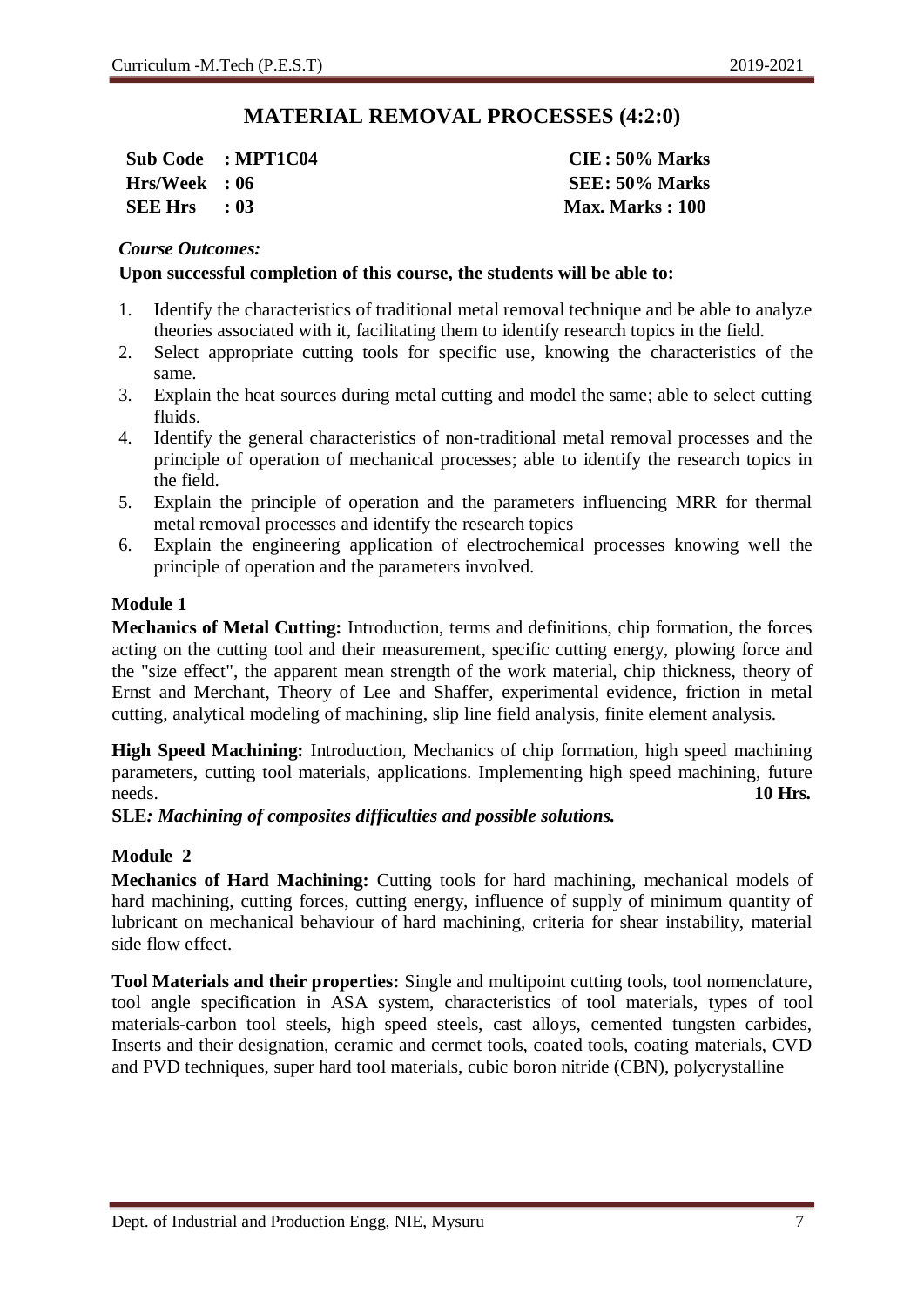## MATERIAL REMOVAL PROCESSES (4:2:0)

| | |
|---|---|
| **Sub Code : MPT1C04** | **CIE : 50% Marks** |
| **Hrs/Week : 06** | **SEE: 50% Marks** |
| **SEE Hrs : 03** | **Max. Marks : 100** |

***Course Outcomes:***

**Upon successful completion of this course, the students will be able to:**

1. Identify the characteristics of traditional metal removal technique and be able to analyze theories associated with it, facilitating them to identify research topics in the field.
2. Select appropriate cutting tools for specific use, knowing the characteristics of the same.
3. Explain the heat sources during metal cutting and model the same; able to select cutting fluids.
4. Identify the general characteristics of non-traditional metal removal processes and the principle of operation of mechanical processes; able to identify the research topics in the field.
5. Explain the principle of operation and the parameters influencing MRR for thermal metal removal processes and identify the research topics
6. Explain the engineering application of electrochemical processes knowing well the principle of operation and the parameters involved.

### Module 1

**Mechanics of Metal Cutting:** Introduction, terms and definitions, chip formation, the forces acting on the cutting tool and their measurement, specific cutting energy, plowing force and the "size effect", the apparent mean strength of the work material, chip thickness, theory of Ernst and Merchant, Theory of Lee and Shaffer, experimental evidence, friction in metal cutting, analytical modeling of machining, slip line field analysis, finite element analysis.

**High Speed Machining:** Introduction, Mechanics of chip formation, high speed machining parameters, cutting tool materials, applications. Implementing high speed machining, future needs. **10 Hrs.**

**SLE*: Machining of composites difficulties and possible solutions.***

### Module 2

**Mechanics of Hard Machining:** Cutting tools for hard machining, mechanical models of hard machining, cutting forces, cutting energy, influence of supply of minimum quantity of lubricant on mechanical behaviour of hard machining, criteria for shear instability, material side flow effect.

**Tool Materials and their properties:** Single and multipoint cutting tools, tool nomenclature, tool angle specification in ASA system, characteristics of tool materials, types of tool materials-carbon tool steels, high speed steels, cast alloys, cemented tungsten carbides, Inserts and their designation, ceramic and cermet tools, coated tools, coating materials, CVD and PVD techniques, super hard tool materials, cubic boron nitride (CBN), polycrystalline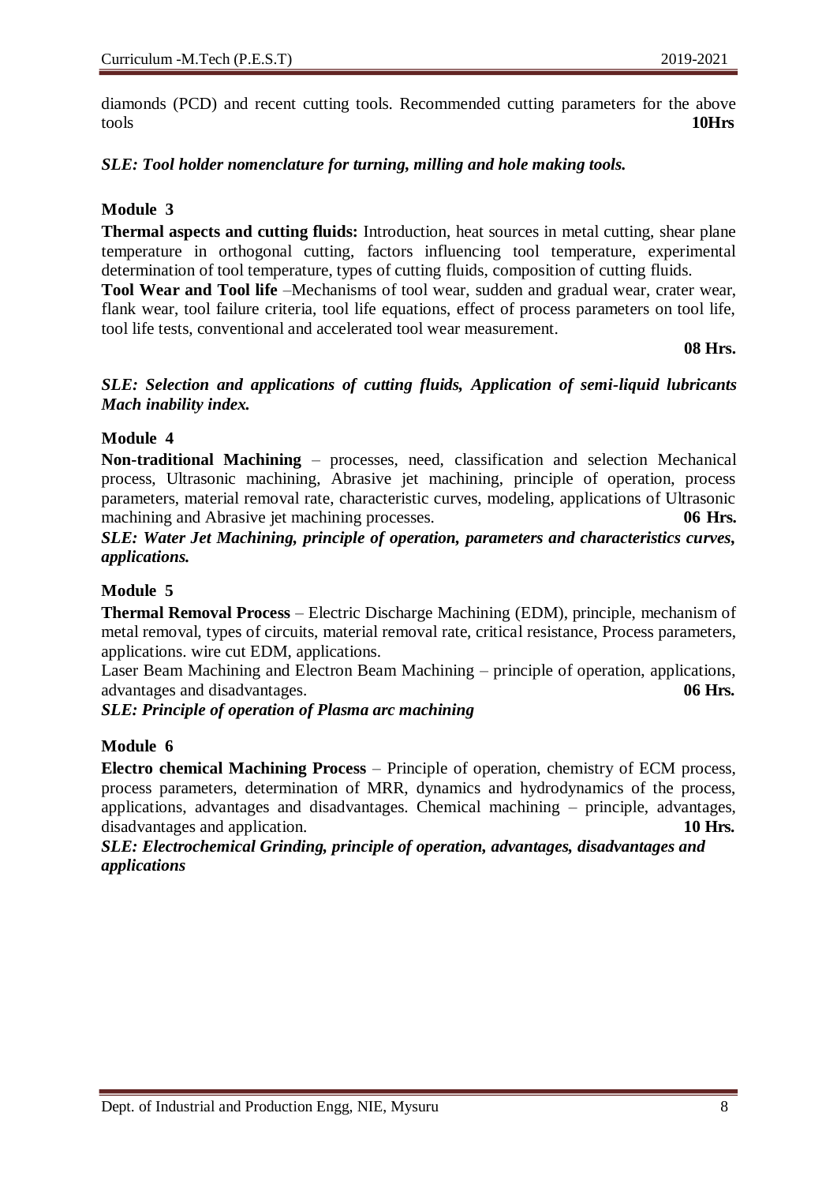diamonds (PCD) and recent cutting tools. Recommended cutting parameters for the above tools **10Hrs**

***SLE: Tool holder nomenclature for turning, milling and hole making tools.***

**Module 3**

**Thermal aspects and cutting fluids:** Introduction, heat sources in metal cutting, shear plane temperature in orthogonal cutting, factors influencing tool temperature, experimental determination of tool temperature, types of cutting fluids, composition of cutting fluids.

**Tool Wear and Tool life** –Mechanisms of tool wear, sudden and gradual wear, crater wear, flank wear, tool failure criteria, tool life equations, effect of process parameters on tool life, tool life tests, conventional and accelerated tool wear measurement.

**08 Hrs.**

***SLE: Selection and applications of cutting fluids, Application of semi-liquid lubricants Mach inability index.***

**Module 4**

**Non-traditional Machining** – processes, need, classification and selection Mechanical process, Ultrasonic machining, Abrasive jet machining, principle of operation, process parameters, material removal rate, characteristic curves, modeling, applications of Ultrasonic machining and Abrasive jet machining processes. **06 Hrs.**

***SLE: Water Jet Machining, principle of operation, parameters and characteristics curves, applications.***

**Module 5**

**Thermal Removal Process** – Electric Discharge Machining (EDM), principle, mechanism of metal removal, types of circuits, material removal rate, critical resistance, Process parameters, applications. wire cut EDM, applications.

Laser Beam Machining and Electron Beam Machining – principle of operation, applications, advantages and disadvantages. **06 Hrs.**

***SLE: Principle of operation of Plasma arc machining***

**Module 6**

**Electro chemical Machining Process** – Principle of operation, chemistry of ECM process, process parameters, determination of MRR, dynamics and hydrodynamics of the process, applications, advantages and disadvantages. Chemical machining – principle, advantages, disadvantages and application. **10 Hrs.**

***SLE: Electrochemical Grinding, principle of operation, advantages, disadvantages and applications***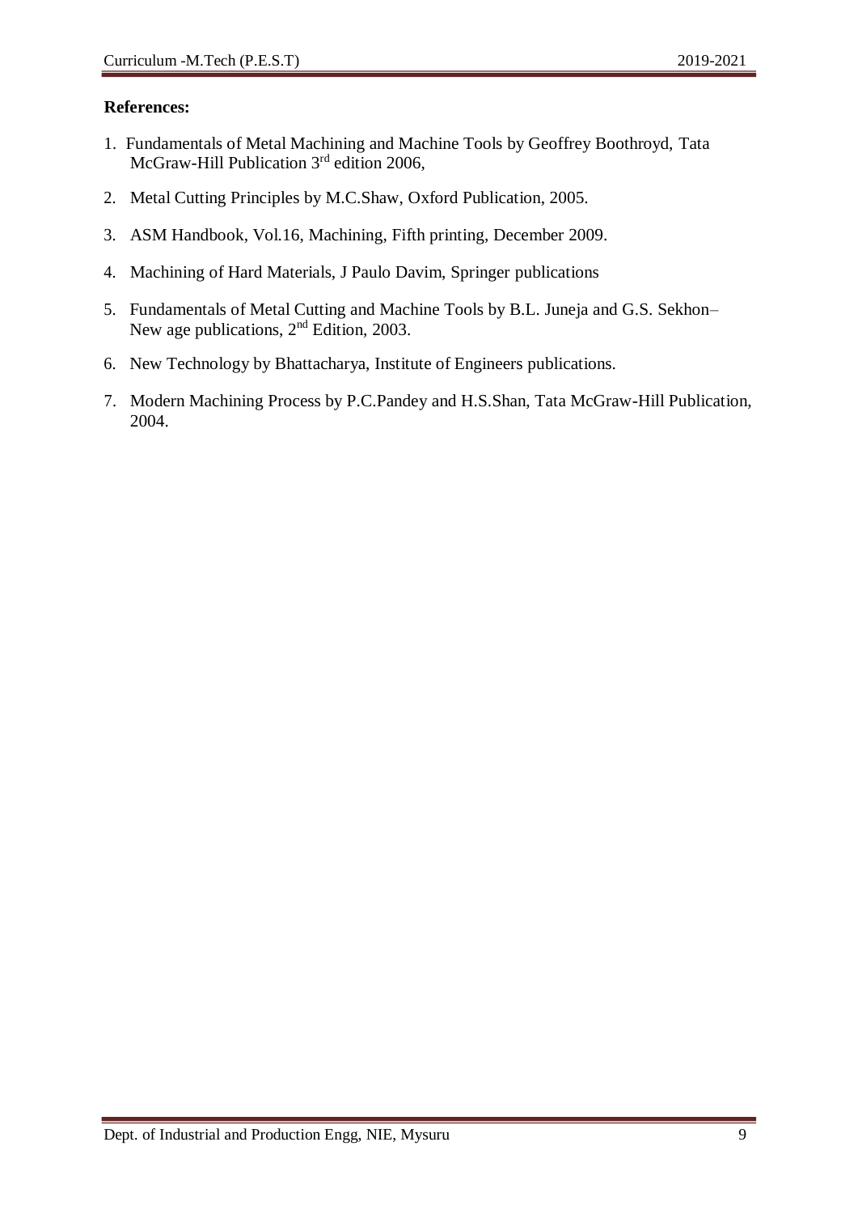**References:**

1. Fundamentals of Metal Machining and Machine Tools by Geoffrey Boothroyd, Tata McGraw-Hill Publication 3rd edition 2006,
2. Metal Cutting Principles by M.C.Shaw, Oxford Publication, 2005.
3. ASM Handbook, Vol.16, Machining, Fifth printing, December 2009.
4. Machining of Hard Materials, J Paulo Davim, Springer publications
5. Fundamentals of Metal Cutting and Machine Tools by B.L. Juneja and G.S. Sekhon– New age publications, 2nd Edition, 2003.
6. New Technology by Bhattacharya, Institute of Engineers publications.
7. Modern Machining Process by P.C.Pandey and H.S.Shan, Tata McGraw-Hill Publication, 2004.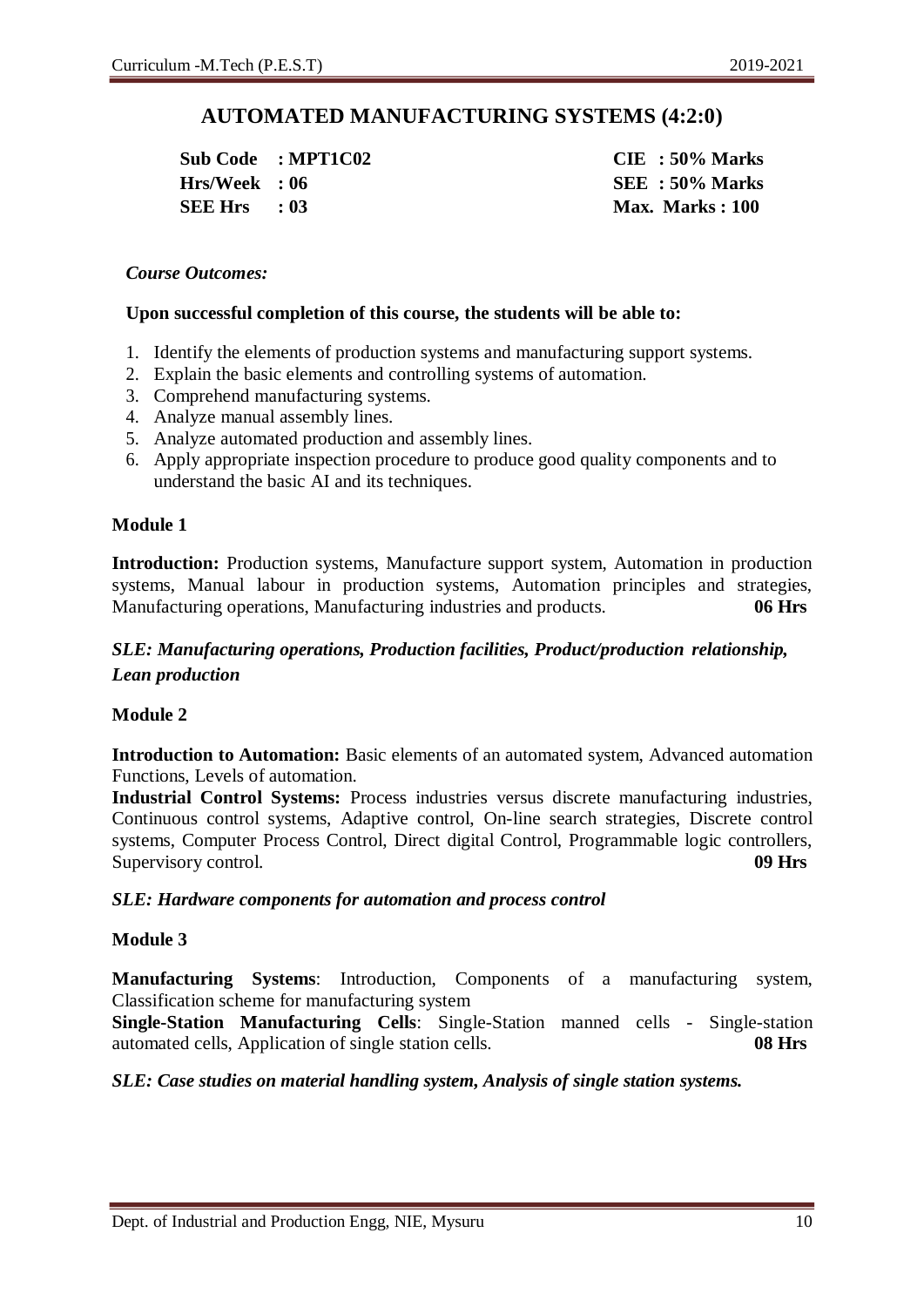## AUTOMATED MANUFACTURING SYSTEMS (4:2:0)

| | | | |
|---|---|---|---|
| **Sub Code** | **: MPT1C02** | **CIE** | **: 50% Marks** |
| **Hrs/Week** | **: 06** | **SEE** | **: 50% Marks** |
| **SEE Hrs** | **: 03** | **Max. Marks** | **: 100** |

*Course Outcomes:*

**Upon successful completion of this course, the students will be able to:**

1. Identify the elements of production systems and manufacturing support systems.
2. Explain the basic elements and controlling systems of automation.
3. Comprehend manufacturing systems.
4. Analyze manual assembly lines.
5. Analyze automated production and assembly lines.
6. Apply appropriate inspection procedure to produce good quality components and to understand the basic AI and its techniques.

### Module 1

**Introduction:** Production systems, Manufacture support system, Automation in production systems, Manual labour in production systems, Automation principles and strategies, Manufacturing operations, Manufacturing industries and products. **06 Hrs**

***SLE: Manufacturing operations, Production facilities, Product/production relationship, Lean production***

### Module 2

**Introduction to Automation:** Basic elements of an automated system, Advanced automation Functions, Levels of automation.

**Industrial Control Systems:** Process industries versus discrete manufacturing industries, Continuous control systems, Adaptive control, On-line search strategies, Discrete control systems, Computer Process Control, Direct digital Control, Programmable logic controllers, Supervisory control. **09 Hrs**

***SLE: Hardware components for automation and process control***

### Module 3

**Manufacturing Systems**: Introduction, Components of a manufacturing system, Classification scheme for manufacturing system

**Single-Station Manufacturing Cells**: Single-Station manned cells - Single-station automated cells, Application of single station cells. **08 Hrs**

***SLE: Case studies on material handling system, Analysis of single station systems.***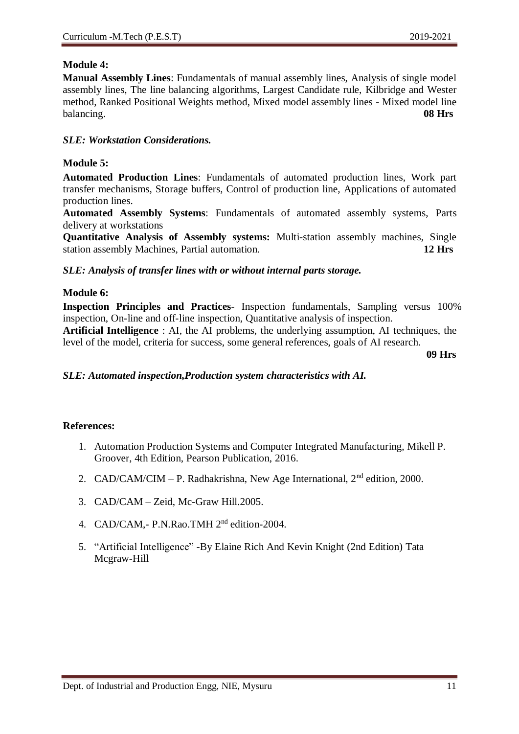**Module 4:**

**Manual Assembly Lines**: Fundamentals of manual assembly lines, Analysis of single model assembly lines, The line balancing algorithms, Largest Candidate rule, Kilbridge and Wester method, Ranked Positional Weights method, Mixed model assembly lines - Mixed model line balancing. **08 Hrs**

***SLE: Workstation Considerations.***

**Module 5:**

**Automated Production Lines**: Fundamentals of automated production lines, Work part transfer mechanisms, Storage buffers, Control of production line, Applications of automated production lines.

**Automated Assembly Systems**: Fundamentals of automated assembly systems, Parts delivery at workstations

**Quantitative Analysis of Assembly systems:** Multi-station assembly machines, Single station assembly Machines, Partial automation. **12 Hrs**

***SLE: Analysis of transfer lines with or without internal parts storage.***

**Module 6:**

**Inspection Principles and Practices**- Inspection fundamentals, Sampling versus 100% inspection, On-line and off-line inspection, Quantitative analysis of inspection.

**Artificial Intelligence** : AI, the AI problems, the underlying assumption, AI techniques, the level of the model, criteria for success, some general references, goals of AI research.

**09 Hrs**

***SLE: Automated inspection,Production system characteristics with AI.***

**References:**

1. Automation Production Systems and Computer Integrated Manufacturing, Mikell P. Groover, 4th Edition, Pearson Publication, 2016.
2. CAD/CAM/CIM – P. Radhakrishna, New Age International, 2nd edition, 2000.
3. CAD/CAM – Zeid, Mc-Graw Hill.2005.
4. CAD/CAM,- P.N.Rao.TMH 2nd edition-2004.
5. "Artificial Intelligence" -By Elaine Rich And Kevin Knight (2nd Edition) Tata Mcgraw-Hill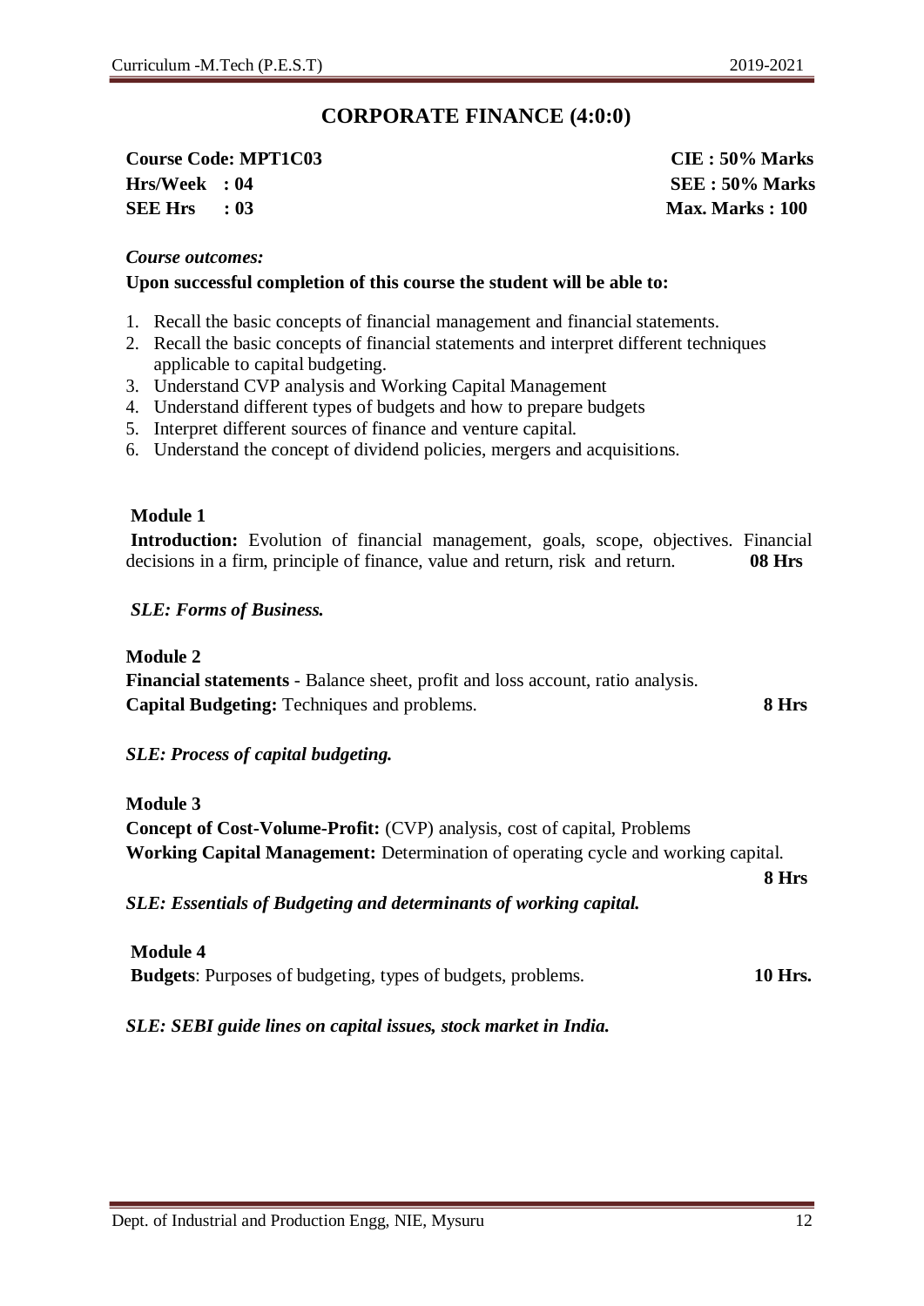# CORPORATE FINANCE (4:0:0)

**Course Code: MPT1C03** **CIE : 50% Marks**
**Hrs/Week : 04** **SEE : 50% Marks**
**SEE Hrs : 03** **Max. Marks : 100**

***Course outcomes:***

**Upon successful completion of this course the student will be able to:**

1. Recall the basic concepts of financial management and financial statements.
2. Recall the basic concepts of financial statements and interpret different techniques applicable to capital budgeting.
3. Understand CVP analysis and Working Capital Management
4. Understand different types of budgets and how to prepare budgets
5. Interpret different sources of finance and venture capital.
6. Understand the concept of dividend policies, mergers and acquisitions.

**Module 1**

**Introduction:** Evolution of financial management, goals, scope, objectives. Financial decisions in a firm, principle of finance, value and return, risk and return. **08 Hrs**

***SLE: Forms of Business.***

**Module 2**

**Financial statements** - Balance sheet, profit and loss account, ratio analysis.
**Capital Budgeting:** Techniques and problems. **8 Hrs**

***SLE: Process of capital budgeting.***

**Module 3**

**Concept of Cost-Volume-Profit:** (CVP) analysis, cost of capital, Problems
**Working Capital Management:** Determination of operating cycle and working capital.
**8 Hrs**

***SLE: Essentials of Budgeting and determinants of working capital.***

**Module 4**

**Budgets**: Purposes of budgeting, types of budgets, problems. **10 Hrs.**

***SLE: SEBI guide lines on capital issues, stock market in India.***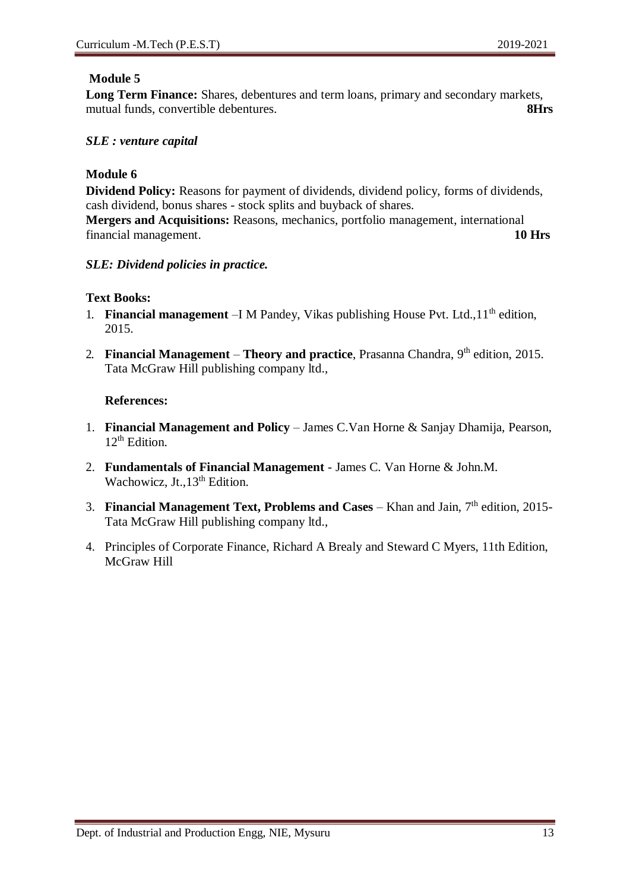**Module 5**

**Long Term Finance:** Shares, debentures and term loans, primary and secondary markets, mutual funds, convertible debentures. **8Hrs**

***SLE : venture capital***

**Module 6**

**Dividend Policy:** Reasons for payment of dividends, dividend policy, forms of dividends, cash dividend, bonus shares - stock splits and buyback of shares.
**Mergers and Acquisitions:** Reasons, mechanics, portfolio management, international financial management. **10 Hrs**

***SLE: Dividend policies in practice.***

**Text Books:**

1. **Financial management** –I M Pandey, Vikas publishing House Pvt. Ltd.,11th edition, 2015.
2. **Financial Management** – **Theory and practice**, Prasanna Chandra, 9th edition, 2015. Tata McGraw Hill publishing company ltd.,

**References:**

1. **Financial Management and Policy** – James C.Van Horne & Sanjay Dhamija, Pearson, 12th Edition.
2. **Fundamentals of Financial Management** - James C. Van Horne & John.M. Wachowicz, Jt.,13th Edition.
3. **Financial Management Text, Problems and Cases** – Khan and Jain, 7th edition, 2015- Tata McGraw Hill publishing company ltd.,
4. Principles of Corporate Finance, Richard A Brealy and Steward C Myers, 11th Edition, McGraw Hill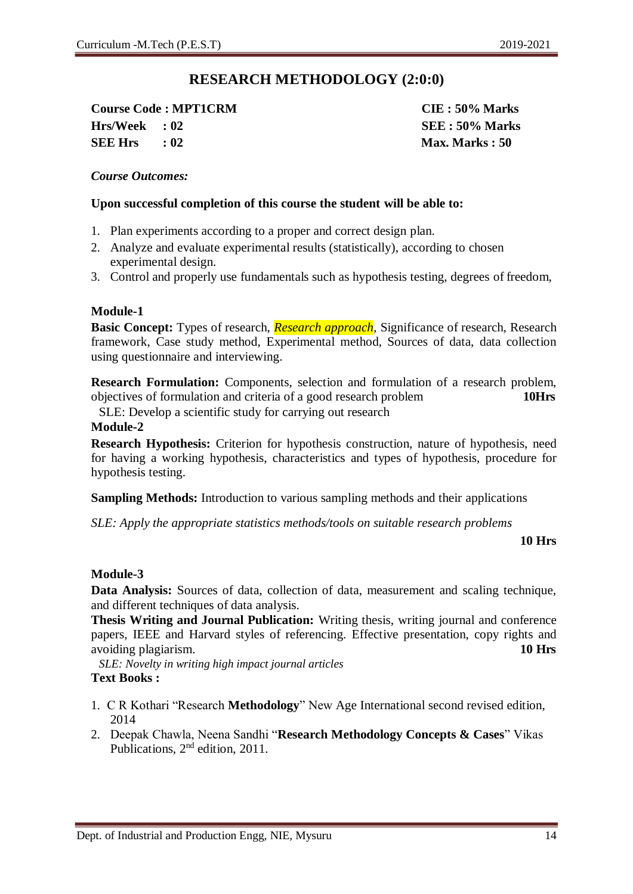# RESEARCH METHODOLOGY (2:0:0)

| | |
|---|---|
| **Course Code : MPT1CRM** | **CIE : 50% Marks** |
| **Hrs/Week : 02** | **SEE : 50% Marks** |
| **SEE Hrs : 02** | **Max. Marks : 50** |

*Course Outcomes:*

**Upon successful completion of this course the student will be able to:**

1. Plan experiments according to a proper and correct design plan.
2. Analyze and evaluate experimental results (statistically), according to chosen experimental design.
3. Control and properly use fundamentals such as hypothesis testing, degrees of freedom,

**Module-1**

**Basic Concept:** Types of research, *Research approach*, Significance of research, Research framework, Case study method, Experimental method, Sources of data, data collection using questionnaire and interviewing.

**Research Formulation:** Components, selection and formulation of a research problem, objectives of formulation and criteria of a good research problem **10Hrs**

SLE: Develop a scientific study for carrying out research

**Module-2**

**Research Hypothesis:** Criterion for hypothesis construction, nature of hypothesis, need for having a working hypothesis, characteristics and types of hypothesis, procedure for hypothesis testing.

**Sampling Methods:** Introduction to various sampling methods and their applications

*SLE: Apply the appropriate statistics methods/tools on suitable research problems*

**10 Hrs**

**Module-3**

**Data Analysis:** Sources of data, collection of data, measurement and scaling technique, and different techniques of data analysis.

**Thesis Writing and Journal Publication:** Writing thesis, writing journal and conference papers, IEEE and Harvard styles of referencing. Effective presentation, copy rights and avoiding plagiarism. **10 Hrs**

*SLE: Novelty in writing high impact journal articles*

**Text Books :**

1. C R Kothari "Research **Methodology**" New Age International second revised edition, 2014
2. Deepak Chawla, Neena Sandhi "**Research Methodology Concepts & Cases**" Vikas Publications, 2nd edition, 2011.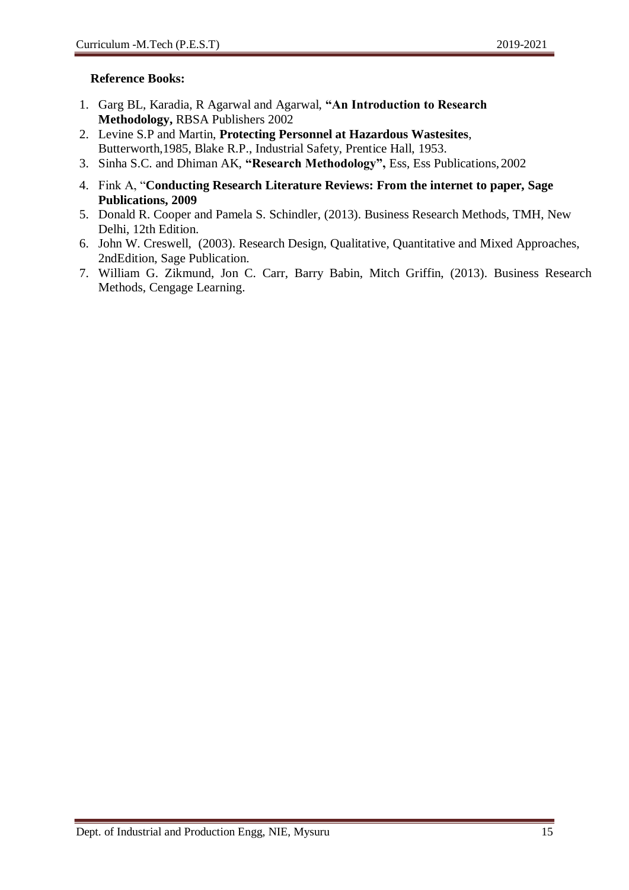**Reference Books:**

1. Garg BL, Karadia, R Agarwal and Agarwal, **"An Introduction to Research Methodology,** RBSA Publishers 2002
2. Levine S.P and Martin, **Protecting Personnel at Hazardous Wastesites**, Butterworth,1985, Blake R.P., Industrial Safety, Prentice Hall, 1953.
3. Sinha S.C. and Dhiman AK, **"Research Methodology",** Ess, Ess Publications, 2002
4. Fink A, "**Conducting Research Literature Reviews: From the internet to paper, Sage Publications, 2009**
5. Donald R. Cooper and Pamela S. Schindler, (2013). Business Research Methods, TMH, New Delhi, 12th Edition.
6. John W. Creswell, (2003). Research Design, Qualitative, Quantitative and Mixed Approaches, 2ndEdition, Sage Publication.
7. William G. Zikmund, Jon C. Carr, Barry Babin, Mitch Griffin, (2013). Business Research Methods, Cengage Learning.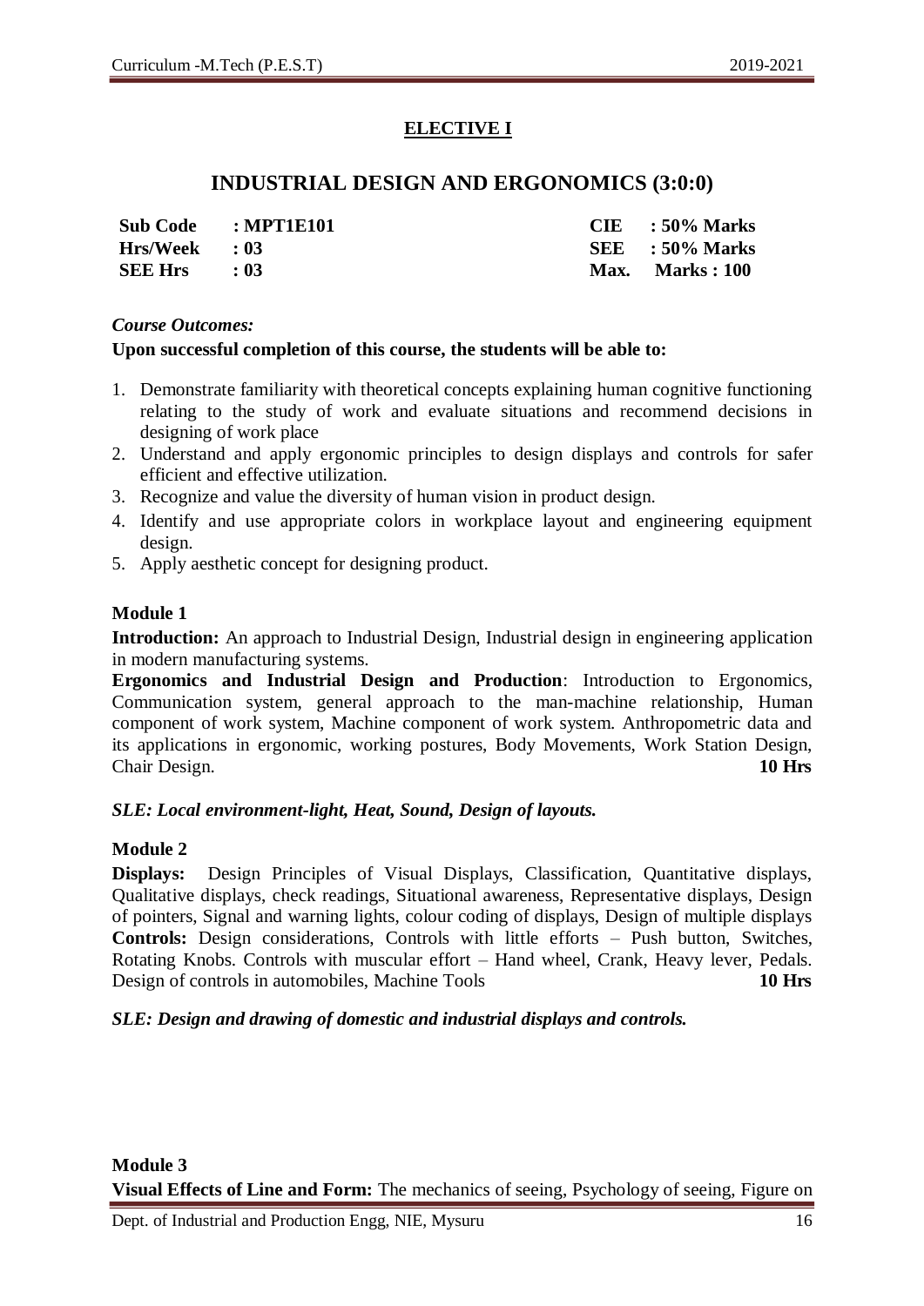## ELECTIVE I

## INDUSTRIAL DESIGN AND ERGONOMICS (3:0:0)

| | | | |
|---|---|---|---|
| **Sub Code** | **: MPT1E101** | **CIE** | **: 50% Marks** |
| **Hrs/Week** | **: 03** | **SEE** | **: 50% Marks** |
| **SEE Hrs** | **: 03** | **Max.** | **Marks : 100** |

*Course Outcomes:*

**Upon successful completion of this course, the students will be able to:**

1. Demonstrate familiarity with theoretical concepts explaining human cognitive functioning relating to the study of work and evaluate situations and recommend decisions in designing of work place
2. Understand and apply ergonomic principles to design displays and controls for safer efficient and effective utilization.
3. Recognize and value the diversity of human vision in product design.
4. Identify and use appropriate colors in workplace layout and engineering equipment design.
5. Apply aesthetic concept for designing product.

**Module 1**

**Introduction:** An approach to Industrial Design, Industrial design in engineering application in modern manufacturing systems.

**Ergonomics and Industrial Design and Production**: Introduction to Ergonomics, Communication system, general approach to the man-machine relationship, Human component of work system, Machine component of work system. Anthropometric data and its applications in ergonomic, working postures, Body Movements, Work Station Design, Chair Design. **10 Hrs**

***SLE: Local environment-light, Heat, Sound, Design of layouts.***

**Module 2**

**Displays:** Design Principles of Visual Displays, Classification, Quantitative displays, Qualitative displays, check readings, Situational awareness, Representative displays, Design of pointers, Signal and warning lights, colour coding of displays, Design of multiple displays

**Controls:** Design considerations, Controls with little efforts – Push button, Switches, Rotating Knobs. Controls with muscular effort – Hand wheel, Crank, Heavy lever, Pedals. Design of controls in automobiles, Machine Tools **10 Hrs**

***SLE: Design and drawing of domestic and industrial displays and controls.***

**Module 3**

**Visual Effects of Line and Form:** The mechanics of seeing, Psychology of seeing, Figure on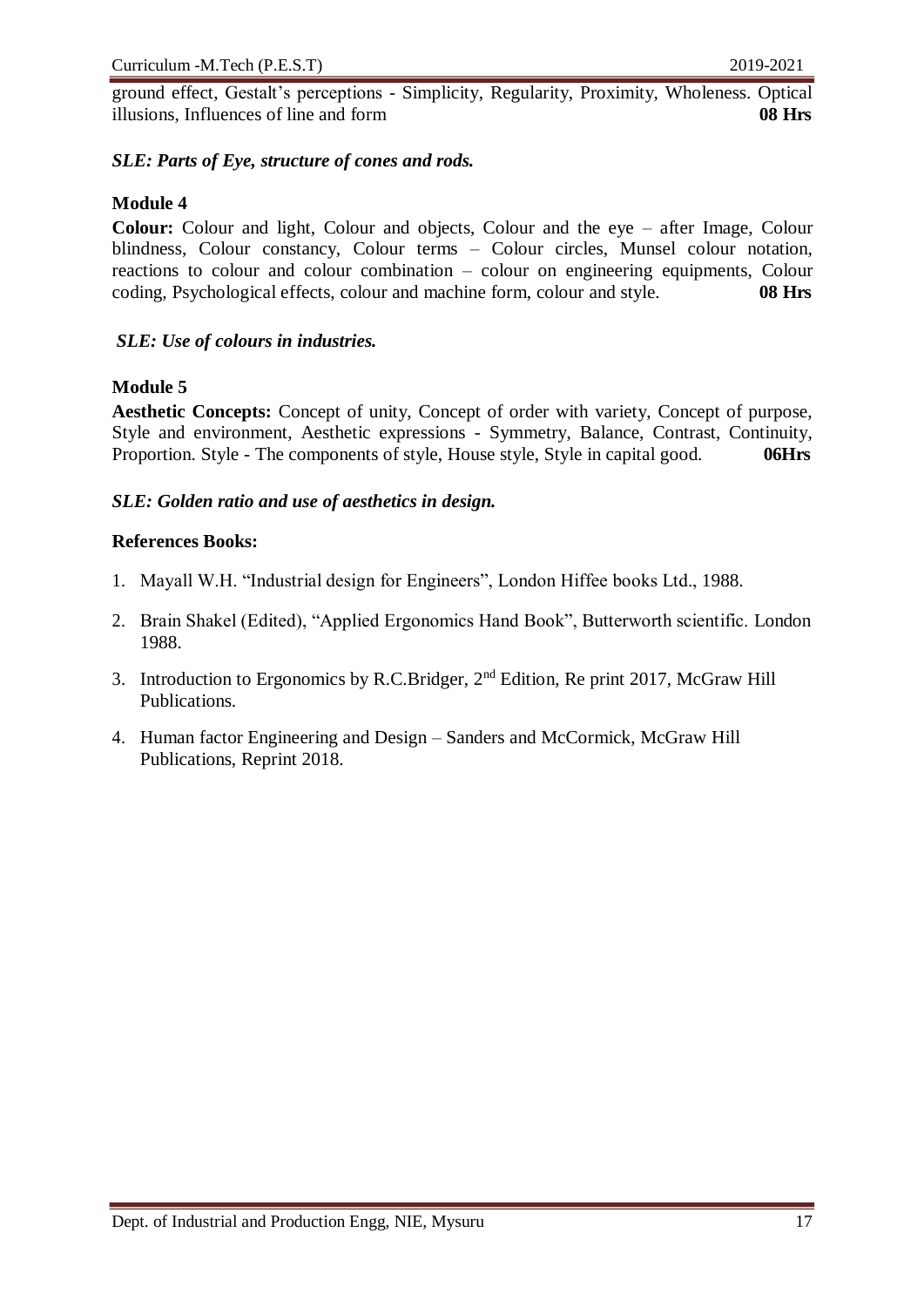ground effect, Gestalt's perceptions - Simplicity, Regularity, Proximity, Wholeness. Optical illusions, Influences of line and form **08 Hrs**

***SLE: Parts of Eye, structure of cones and rods.***

### Module 4

**Colour:** Colour and light, Colour and objects, Colour and the eye – after Image, Colour blindness, Colour constancy, Colour terms – Colour circles, Munsel colour notation, reactions to colour and colour combination – colour on engineering equipments, Colour coding, Psychological effects, colour and machine form, colour and style. **08 Hrs**

***SLE: Use of colours in industries.***

### Module 5

**Aesthetic Concepts:** Concept of unity, Concept of order with variety, Concept of purpose, Style and environment, Aesthetic expressions - Symmetry, Balance, Contrast, Continuity, Proportion. Style - The components of style, House style, Style in capital good. **06Hrs**

***SLE: Golden ratio and use of aesthetics in design.***

**References Books:**

1. Mayall W.H. "Industrial design for Engineers", London Hiffee books Ltd., 1988.
2. Brain Shakel (Edited), "Applied Ergonomics Hand Book", Butterworth scientific. London 1988.
3. Introduction to Ergonomics by R.C.Bridger, 2nd Edition, Re print 2017, McGraw Hill Publications.
4. Human factor Engineering and Design – Sanders and McCormick, McGraw Hill Publications, Reprint 2018.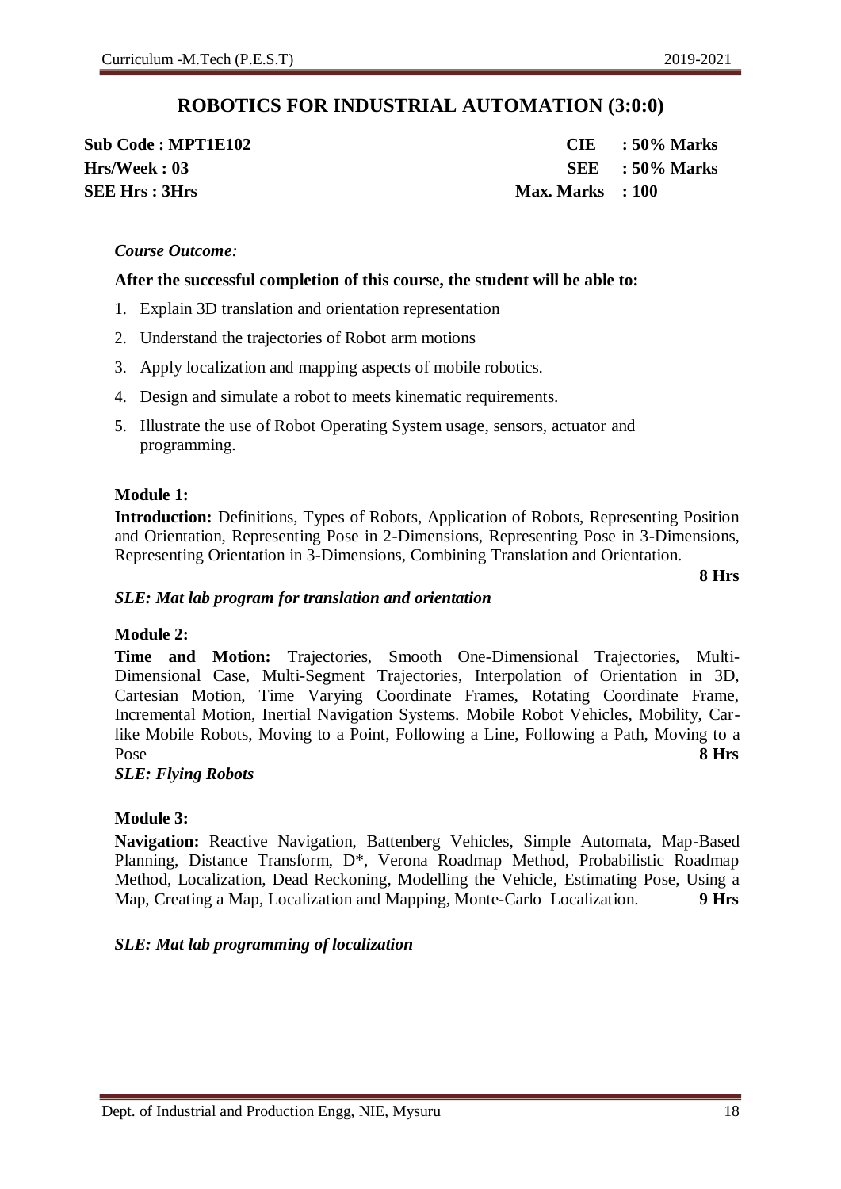# ROBOTICS FOR INDUSTRIAL AUTOMATION (3:0:0)

| | |
|---|---|
| **Sub Code : MPT1E102** | **CIE : 50% Marks** |
| **Hrs/Week : 03** | **SEE : 50% Marks** |
| **SEE Hrs : 3Hrs** | **Max. Marks : 100** |

***Course Outcome:***

**After the successful completion of this course, the student will be able to:**

1. Explain 3D translation and orientation representation
2. Understand the trajectories of Robot arm motions
3. Apply localization and mapping aspects of mobile robotics.
4. Design and simulate a robot to meets kinematic requirements.
5. Illustrate the use of Robot Operating System usage, sensors, actuator and programming.

**Module 1:**

**Introduction:** Definitions, Types of Robots, Application of Robots, Representing Position and Orientation, Representing Pose in 2-Dimensions, Representing Pose in 3-Dimensions, Representing Orientation in 3-Dimensions, Combining Translation and Orientation.

**8 Hrs**

***SLE: Mat lab program for translation and orientation***

**Module 2:**

**Time and Motion:** Trajectories, Smooth One-Dimensional Trajectories, Multi-Dimensional Case, Multi-Segment Trajectories, Interpolation of Orientation in 3D, Cartesian Motion, Time Varying Coordinate Frames, Rotating Coordinate Frame, Incremental Motion, Inertial Navigation Systems. Mobile Robot Vehicles, Mobility, Car-like Mobile Robots, Moving to a Point, Following a Line, Following a Path, Moving to a Pose **8 Hrs**

***SLE: Flying Robots***

**Module 3:**

**Navigation:** Reactive Navigation, Battenberg Vehicles, Simple Automata, Map-Based Planning, Distance Transform, D*, Verona Roadmap Method, Probabilistic Roadmap Method, Localization, Dead Reckoning, Modelling the Vehicle, Estimating Pose, Using a Map, Creating a Map, Localization and Mapping, Monte-Carlo Localization. **9 Hrs**

***SLE: Mat lab programming of localization***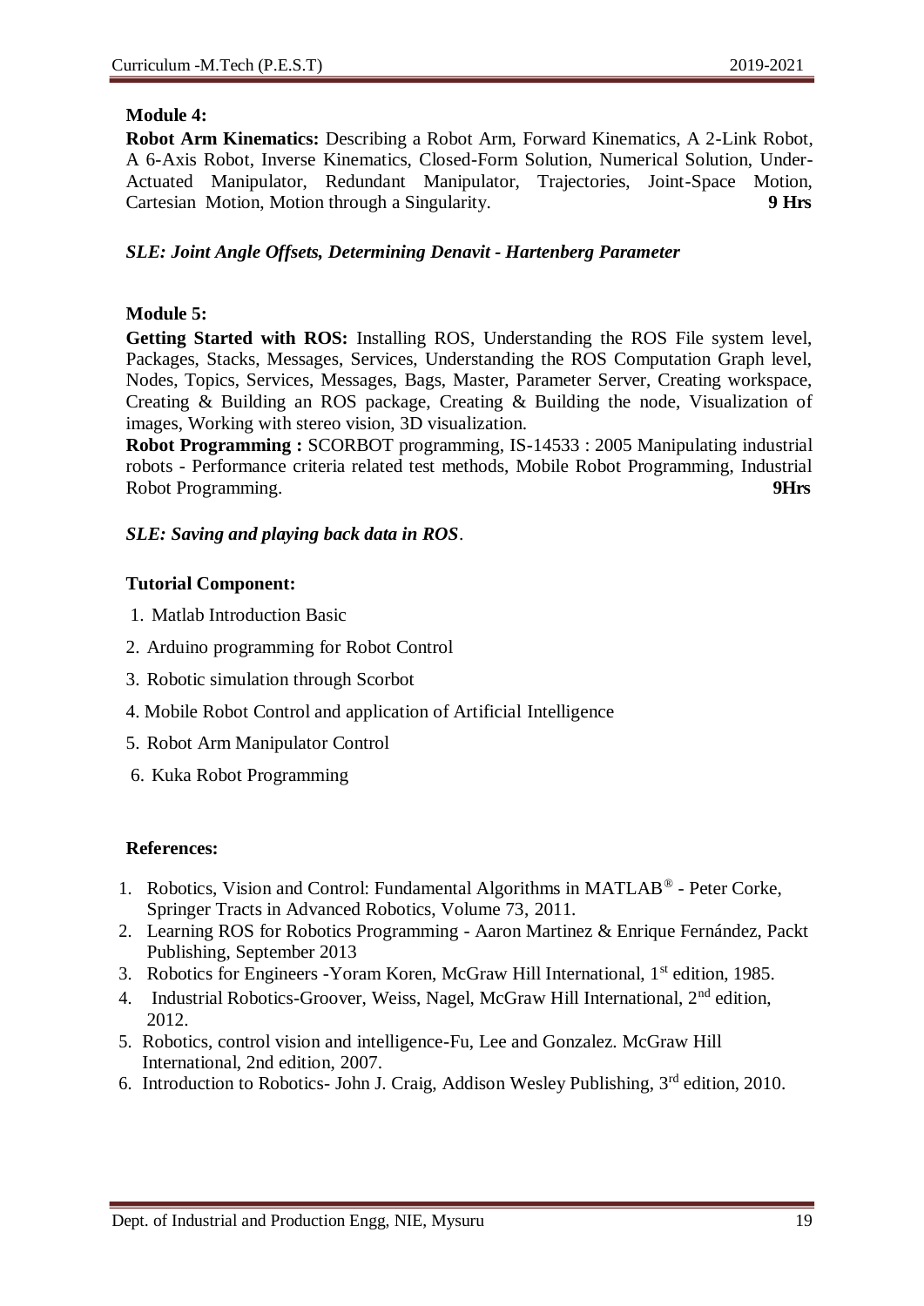**Module 4:**

**Robot Arm Kinematics:** Describing a Robot Arm, Forward Kinematics, A 2-Link Robot, A 6-Axis Robot, Inverse Kinematics, Closed-Form Solution, Numerical Solution, Under-Actuated Manipulator, Redundant Manipulator, Trajectories, Joint-Space Motion, Cartesian Motion, Motion through a Singularity. **9 Hrs**

***SLE: Joint Angle Offsets, Determining Denavit - Hartenberg Parameter***

**Module 5:**

**Getting Started with ROS:** Installing ROS, Understanding the ROS File system level, Packages, Stacks, Messages, Services, Understanding the ROS Computation Graph level, Nodes, Topics, Services, Messages, Bags, Master, Parameter Server, Creating workspace, Creating & Building an ROS package, Creating & Building the node, Visualization of images, Working with stereo vision, 3D visualization.

**Robot Programming :** SCORBOT programming, IS-14533 : 2005 Manipulating industrial robots - Performance criteria related test methods, Mobile Robot Programming, Industrial Robot Programming. **9Hrs**

***SLE: Saving and playing back data in ROS***.

**Tutorial Component:**

1. Matlab Introduction Basic
2. Arduino programming for Robot Control
3. Robotic simulation through Scorbot
4. Mobile Robot Control and application of Artificial Intelligence
5. Robot Arm Manipulator Control
6. Kuka Robot Programming

**References:**

1. Robotics, Vision and Control: Fundamental Algorithms in MATLAB® - Peter Corke, Springer Tracts in Advanced Robotics, Volume 73, 2011.
2. Learning ROS for Robotics Programming - Aaron Martinez & Enrique Fernández, Packt Publishing, September 2013
3. Robotics for Engineers -Yoram Koren, McGraw Hill International, 1st edition, 1985.
4. Industrial Robotics-Groover, Weiss, Nagel, McGraw Hill International, 2nd edition, 2012.
5. Robotics, control vision and intelligence-Fu, Lee and Gonzalez. McGraw Hill International, 2nd edition, 2007.
6. Introduction to Robotics- John J. Craig, Addison Wesley Publishing, 3rd edition, 2010.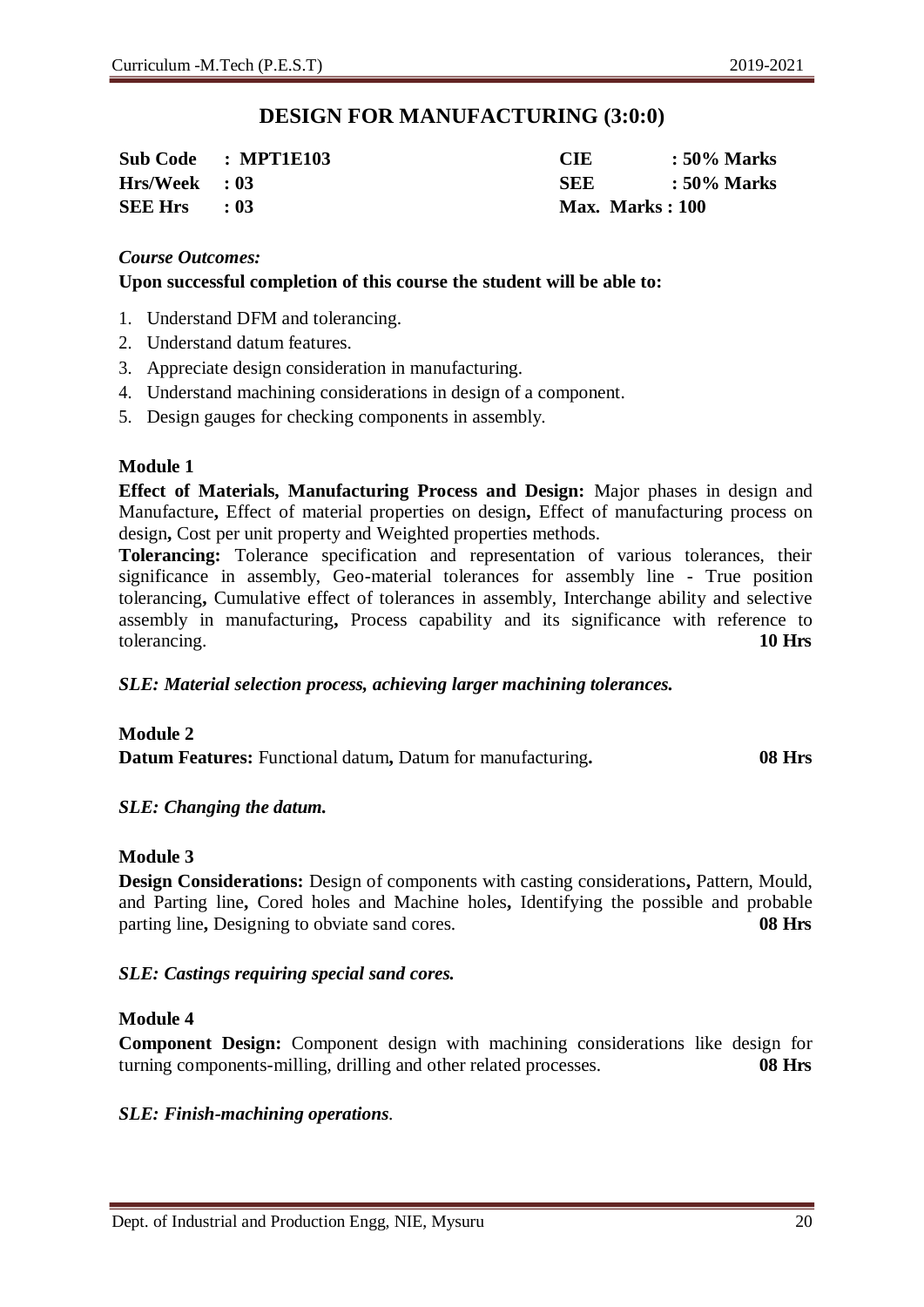# DESIGN FOR MANUFACTURING (3:0:0)

| | | | |
|---|---|---|---|
| **Sub Code** | **: MPT1E103** | **CIE** | **: 50% Marks** |
| **Hrs/Week** | **: 03** | **SEE** | **: 50% Marks** |
| **SEE Hrs** | **: 03** | **Max. Marks : 100** | |

***Course Outcomes:***

**Upon successful completion of this course the student will be able to:**

1. Understand DFM and tolerancing.
2. Understand datum features.
3. Appreciate design consideration in manufacturing.
4. Understand machining considerations in design of a component.
5. Design gauges for checking components in assembly.

### Module 1

**Effect of Materials, Manufacturing Process and Design:** Major phases in design and Manufacture**,** Effect of material properties on design**,** Effect of manufacturing process on design**,** Cost per unit property and Weighted properties methods.

**Tolerancing:** Tolerance specification and representation of various tolerances, their significance in assembly, Geo-material tolerances for assembly line - True position tolerancing**,** Cumulative effect of tolerances in assembly, Interchange ability and selective assembly in manufacturing**,** Process capability and its significance with reference to tolerancing. **10 Hrs**

***SLE: Material selection process, achieving larger machining tolerances.***

### Module 2

**Datum Features:** Functional datum**,** Datum for manufacturing**.** **08 Hrs**

***SLE: Changing the datum.***

### Module 3

**Design Considerations:** Design of components with casting considerations**,** Pattern, Mould, and Parting line**,** Cored holes and Machine holes**,** Identifying the possible and probable parting line**,** Designing to obviate sand cores. **08 Hrs**

***SLE: Castings requiring special sand cores.***

### Module 4

**Component Design:** Component design with machining considerations like design for turning components-milling, drilling and other related processes. **08 Hrs**

***SLE: Finish-machining operations.***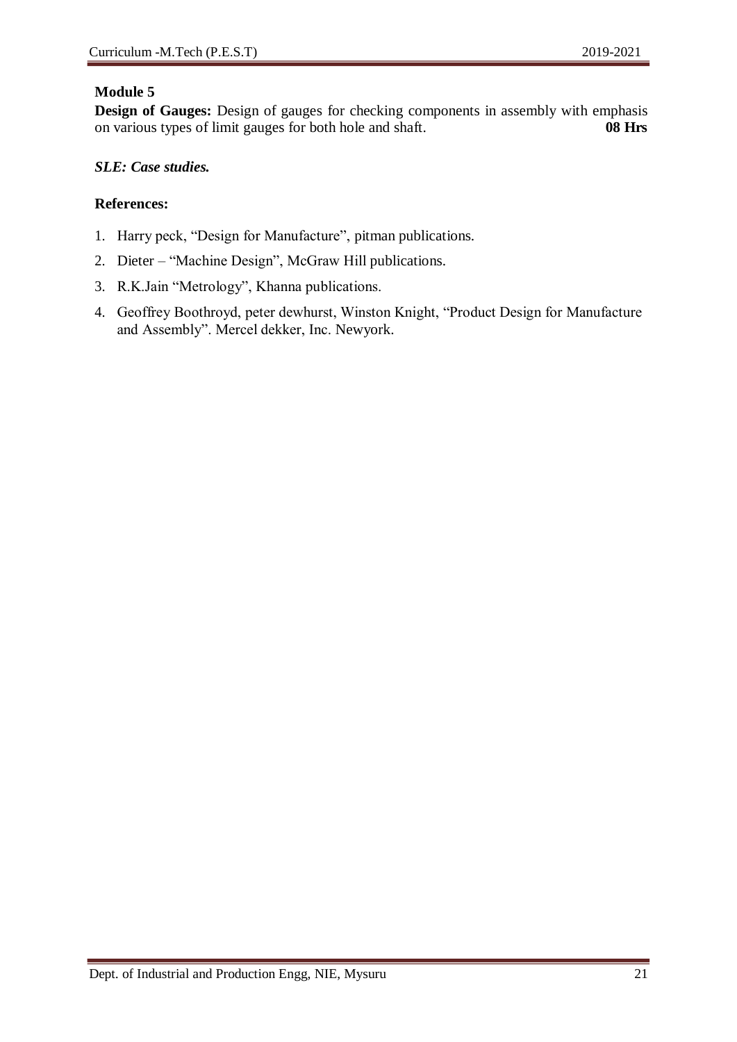**Module 5**

**Design of Gauges:** Design of gauges for checking components in assembly with emphasis on various types of limit gauges for both hole and shaft. **08 Hrs**

***SLE: Case studies.***

**References:**

1. Harry peck, “Design for Manufacture”, pitman publications.
2. Dieter – “Machine Design”, McGraw Hill publications.
3. R.K.Jain “Metrology”, Khanna publications.
4. Geoffrey Boothroyd, peter dewhurst, Winston Knight, “Product Design for Manufacture and Assembly”. Mercel dekker, Inc. Newyork.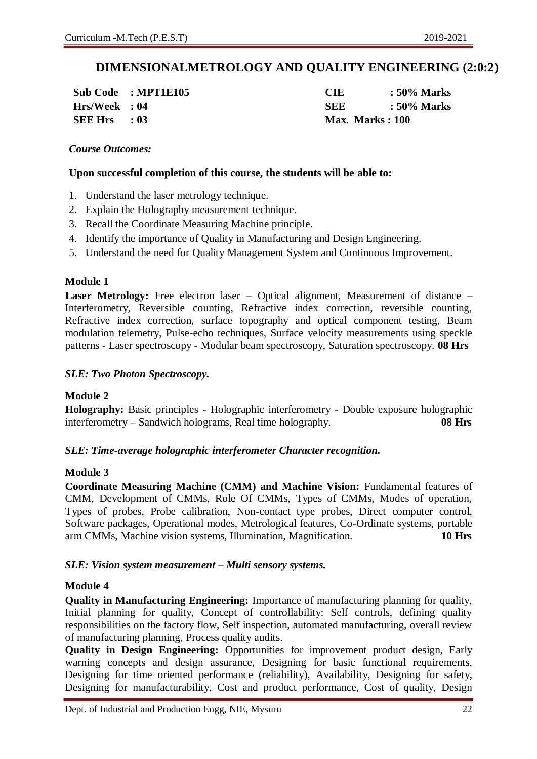## DIMENSIONALMETROLOGY AND QUALITY ENGINEERING (2:0:2)

| | | | |
|---|---|---|---|
| **Sub Code** | **: MPT1E105** | **CIE** | **: 50% Marks** |
| **Hrs/Week** | **: 04** | **SEE** | **: 50% Marks** |
| **SEE Hrs** | **: 03** | **Max. Marks : 100** | |

*Course Outcomes:*

**Upon successful completion of this course, the students will be able to:**

1. Understand the laser metrology technique.
2. Explain the Holography measurement technique.
3. Recall the Coordinate Measuring Machine principle.
4. Identify the importance of Quality in Manufacturing and Design Engineering.
5. Understand the need for Quality Management System and Continuous Improvement.

### Module 1

**Laser Metrology:** Free electron laser – Optical alignment, Measurement of distance – Interferometry, Reversible counting, Refractive index correction, reversible counting, Refractive index correction, surface topography and optical component testing, Beam modulation telemetry, Pulse-echo techniques, Surface velocity measurements using speckle patterns - Laser spectroscopy - Modular beam spectroscopy, Saturation spectroscopy. **08 Hrs**

***SLE: Two Photon Spectroscopy.***

### Module 2

**Holography:** Basic principles - Holographic interferometry - Double exposure holographic interferometry – Sandwich holograms, Real time holography. **08 Hrs**

***SLE: Time-average holographic interferometer Character recognition.***

### Module 3

**Coordinate Measuring Machine (CMM) and Machine Vision:** Fundamental features of CMM, Development of CMMs, Role Of CMMs, Types of CMMs, Modes of operation, Types of probes, Probe calibration, Non-contact type probes, Direct computer control, Software packages, Operational modes, Metrological features, Co-Ordinate systems, portable arm CMMs, Machine vision systems, Illumination, Magnification. **10 Hrs**

***SLE: Vision system measurement – Multi sensory systems.***

### Module 4

**Quality in Manufacturing Engineering:** Importance of manufacturing planning for quality, Initial planning for quality, Concept of controllability: Self controls, defining quality responsibilities on the factory flow, Self inspection, automated manufacturing, overall review of manufacturing planning, Process quality audits.

**Quality in Design Engineering:** Opportunities for improvement product design, Early warning concepts and design assurance, Designing for basic functional requirements, Designing for time oriented performance (reliability), Availability, Designing for safety, Designing for manufacturability, Cost and product performance, Cost of quality, Design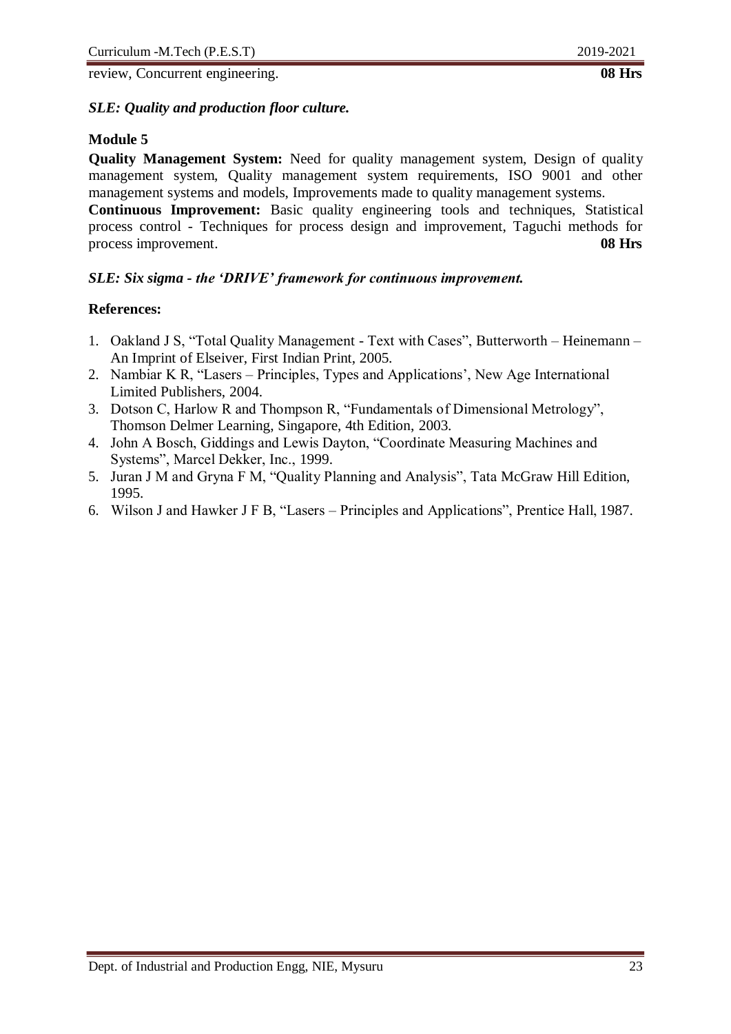review, Concurrent engineering. **08 Hrs**

***SLE: Quality and production floor culture.***

**Module 5**

**Quality Management System:** Need for quality management system, Design of quality management system, Quality management system requirements, ISO 9001 and other management systems and models, Improvements made to quality management systems.

**Continuous Improvement:** Basic quality engineering tools and techniques, Statistical process control - Techniques for process design and improvement, Taguchi methods for process improvement. **08 Hrs**

***SLE: Six sigma - the 'DRIVE' framework for continuous improvement.***

**References:**

1. Oakland J S, "Total Quality Management - Text with Cases", Butterworth – Heinemann – An Imprint of Elseiver, First Indian Print, 2005.
2. Nambiar K R, "Lasers – Principles, Types and Applications', New Age International Limited Publishers, 2004.
3. Dotson C, Harlow R and Thompson R, "Fundamentals of Dimensional Metrology", Thomson Delmer Learning, Singapore, 4th Edition, 2003.
4. John A Bosch, Giddings and Lewis Dayton, "Coordinate Measuring Machines and Systems", Marcel Dekker, Inc., 1999.
5. Juran J M and Gryna F M, "Quality Planning and Analysis", Tata McGraw Hill Edition, 1995.
6. Wilson J and Hawker J F B, "Lasers – Principles and Applications", Prentice Hall, 1987.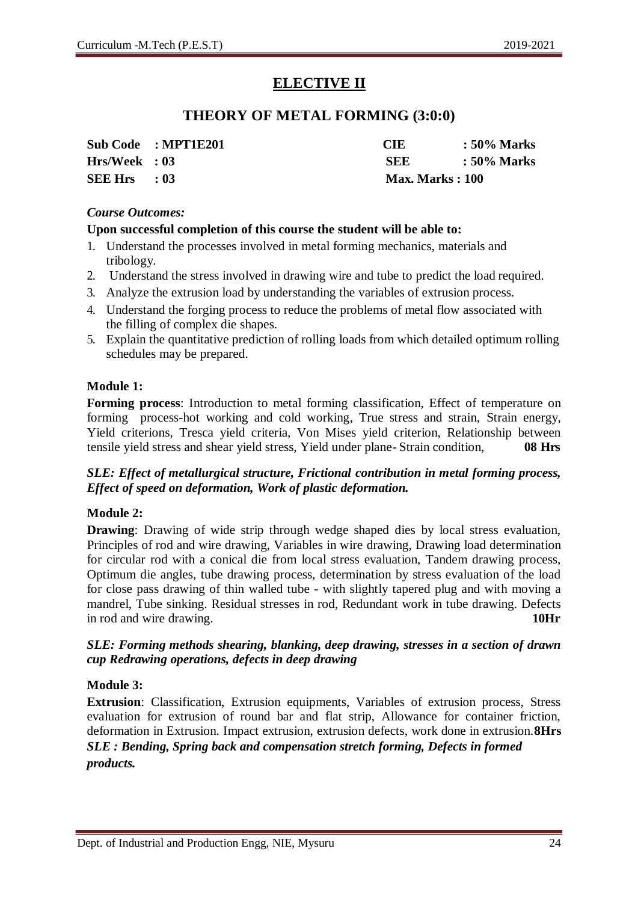# ELECTIVE II

## THEORY OF METAL FORMING (3:0:0)

| | | | |
|---|---|---|---|
| **Sub Code** | **: MPT1E201** | **CIE** | **: 50% Marks** |
| **Hrs/Week** | **: 03** | **SEE** | **: 50% Marks** |
| **SEE Hrs** | **: 03** | **Max. Marks : 100** | |

*Course Outcomes:*

**Upon successful completion of this course the student will be able to:**

1. Understand the processes involved in metal forming mechanics, materials and tribology.
2. Understand the stress involved in drawing wire and tube to predict the load required.
3. Analyze the extrusion load by understanding the variables of extrusion process.
4. Understand the forging process to reduce the problems of metal flow associated with the filling of complex die shapes.
5. Explain the quantitative prediction of rolling loads from which detailed optimum rolling schedules may be prepared.

### Module 1:

**Forming process**: Introduction to metal forming classification, Effect of temperature on forming process-hot working and cold working, True stress and strain, Strain energy, Yield criterions, Tresca yield criteria, Von Mises yield criterion, Relationship between tensile yield stress and shear yield stress, Yield under plane- Strain condition, **08 Hrs**

***SLE: Effect of metallurgical structure, Frictional contribution in metal forming process, Effect of speed on deformation, Work of plastic deformation.***

### Module 2:

**Drawing**: Drawing of wide strip through wedge shaped dies by local stress evaluation, Principles of rod and wire drawing, Variables in wire drawing, Drawing load determination for circular rod with a conical die from local stress evaluation, Tandem drawing process, Optimum die angles, tube drawing process, determination by stress evaluation of the load for close pass drawing of thin walled tube - with slightly tapered plug and with moving a mandrel, Tube sinking. Residual stresses in rod, Redundant work in tube drawing. Defects in rod and wire drawing. **10Hr**

***SLE: Forming methods shearing, blanking, deep drawing, stresses in a section of drawn cup Redrawing operations, defects in deep drawing***

### Module 3:

**Extrusion**: Classification, Extrusion equipments, Variables of extrusion process, Stress evaluation for extrusion of round bar and flat strip, Allowance for container friction, deformation in Extrusion. Impact extrusion, extrusion defects, work done in extrusion.**8Hrs**

***SLE : Bending, Spring back and compensation stretch forming, Defects in formed products.***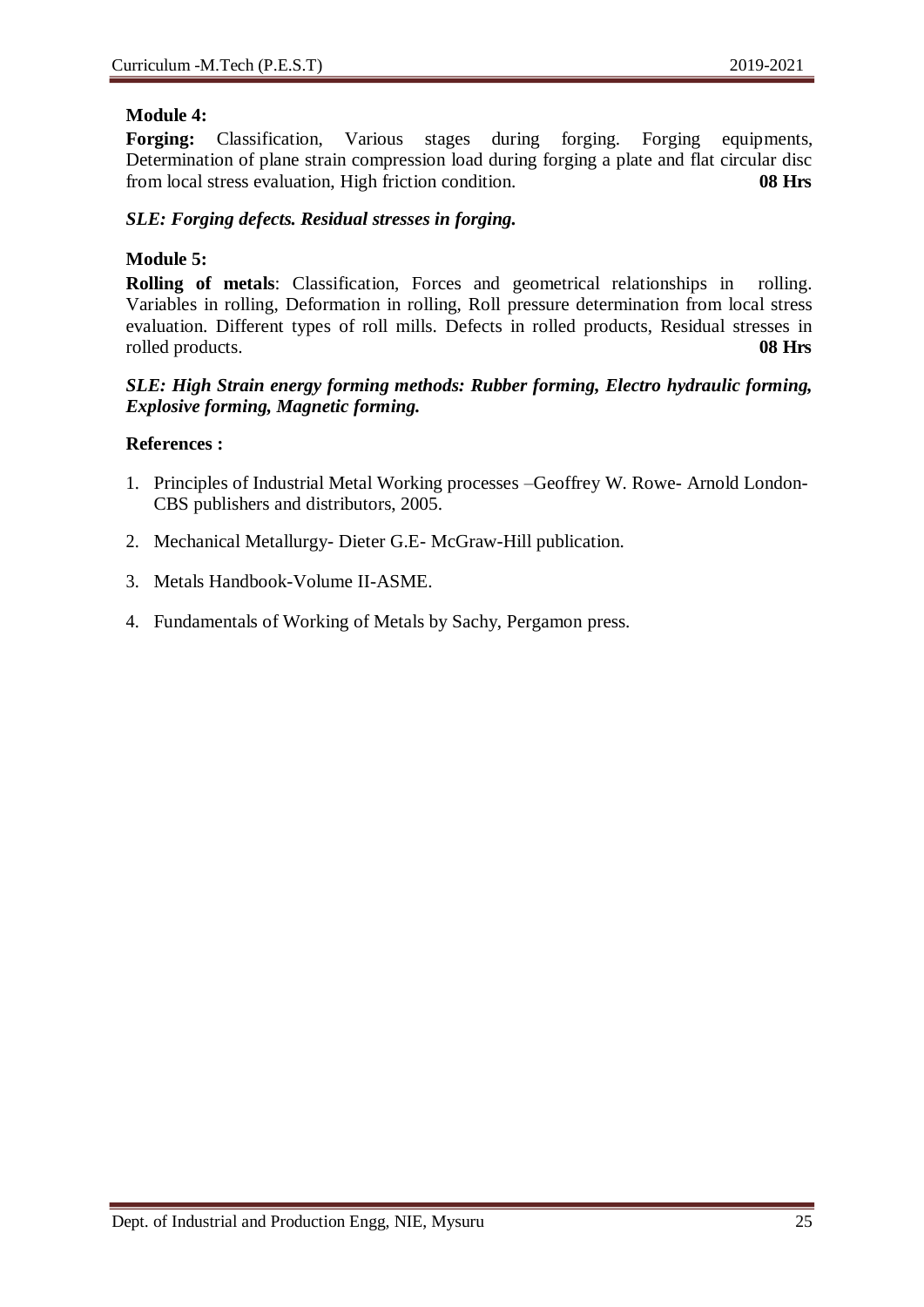**Module 4:**

**Forging:** Classification, Various stages during forging. Forging equipments, Determination of plane strain compression load during forging a plate and flat circular disc from local stress evaluation, High friction condition. **08 Hrs**

***SLE: Forging defects. Residual stresses in forging.***

**Module 5:**

**Rolling of metals**: Classification, Forces and geometrical relationships in rolling. Variables in rolling, Deformation in rolling, Roll pressure determination from local stress evaluation. Different types of roll mills. Defects in rolled products, Residual stresses in rolled products. **08 Hrs**

***SLE: High Strain energy forming methods: Rubber forming, Electro hydraulic forming, Explosive forming, Magnetic forming.***

**References :**

1. Principles of Industrial Metal Working processes –Geoffrey W. Rowe- Arnold London- CBS publishers and distributors, 2005.
2. Mechanical Metallurgy- Dieter G.E- McGraw-Hill publication.
3. Metals Handbook-Volume II-ASME.
4. Fundamentals of Working of Metals by Sachy, Pergamon press.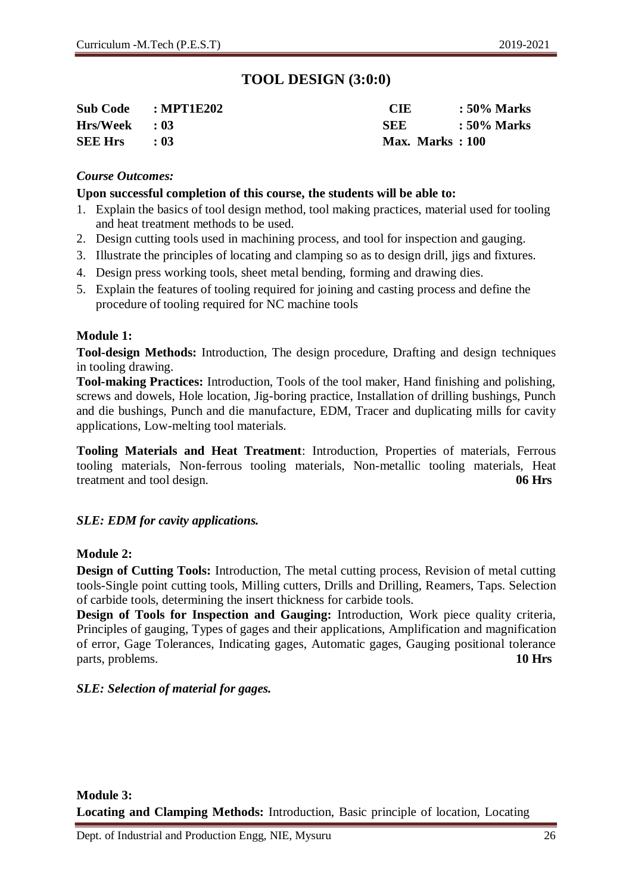# TOOL DESIGN (3:0:0)

| | | | |
|---|---|---|---|
| **Sub Code** | **: MPT1E202** | **CIE** | **: 50% Marks** |
| **Hrs/Week** | **: 03** | **SEE** | **: 50% Marks** |
| **SEE Hrs** | **: 03** | **Max. Marks** | **: 100** |

*Course Outcomes:*

**Upon successful completion of this course, the students will be able to:**

1. Explain the basics of tool design method, tool making practices, material used for tooling and heat treatment methods to be used.
2. Design cutting tools used in machining process, and tool for inspection and gauging.
3. Illustrate the principles of locating and clamping so as to design drill, jigs and fixtures.
4. Design press working tools, sheet metal bending, forming and drawing dies.
5. Explain the features of tooling required for joining and casting process and define the procedure of tooling required for NC machine tools

**Module 1:**

**Tool-design Methods:** Introduction, The design procedure, Drafting and design techniques in tooling drawing.

**Tool-making Practices:** Introduction, Tools of the tool maker, Hand finishing and polishing, screws and dowels, Hole location, Jig-boring practice, Installation of drilling bushings, Punch and die bushings, Punch and die manufacture, EDM, Tracer and duplicating mills for cavity applications, Low-melting tool materials.

**Tooling Materials and Heat Treatment**: Introduction, Properties of materials, Ferrous tooling materials, Non-ferrous tooling materials, Non-metallic tooling materials, Heat treatment and tool design. **06 Hrs**

***SLE: EDM for cavity applications.***

**Module 2:**

**Design of Cutting Tools:** Introduction, The metal cutting process, Revision of metal cutting tools-Single point cutting tools, Milling cutters, Drills and Drilling, Reamers, Taps. Selection of carbide tools, determining the insert thickness for carbide tools.

**Design of Tools for Inspection and Gauging:** Introduction, Work piece quality criteria, Principles of gauging, Types of gages and their applications, Amplification and magnification of error, Gage Tolerances, Indicating gages, Automatic gages, Gauging positional tolerance parts, problems. **10 Hrs**

***SLE: Selection of material for gages.***

**Module 3:**

**Locating and Clamping Methods:** Introduction, Basic principle of location, Locating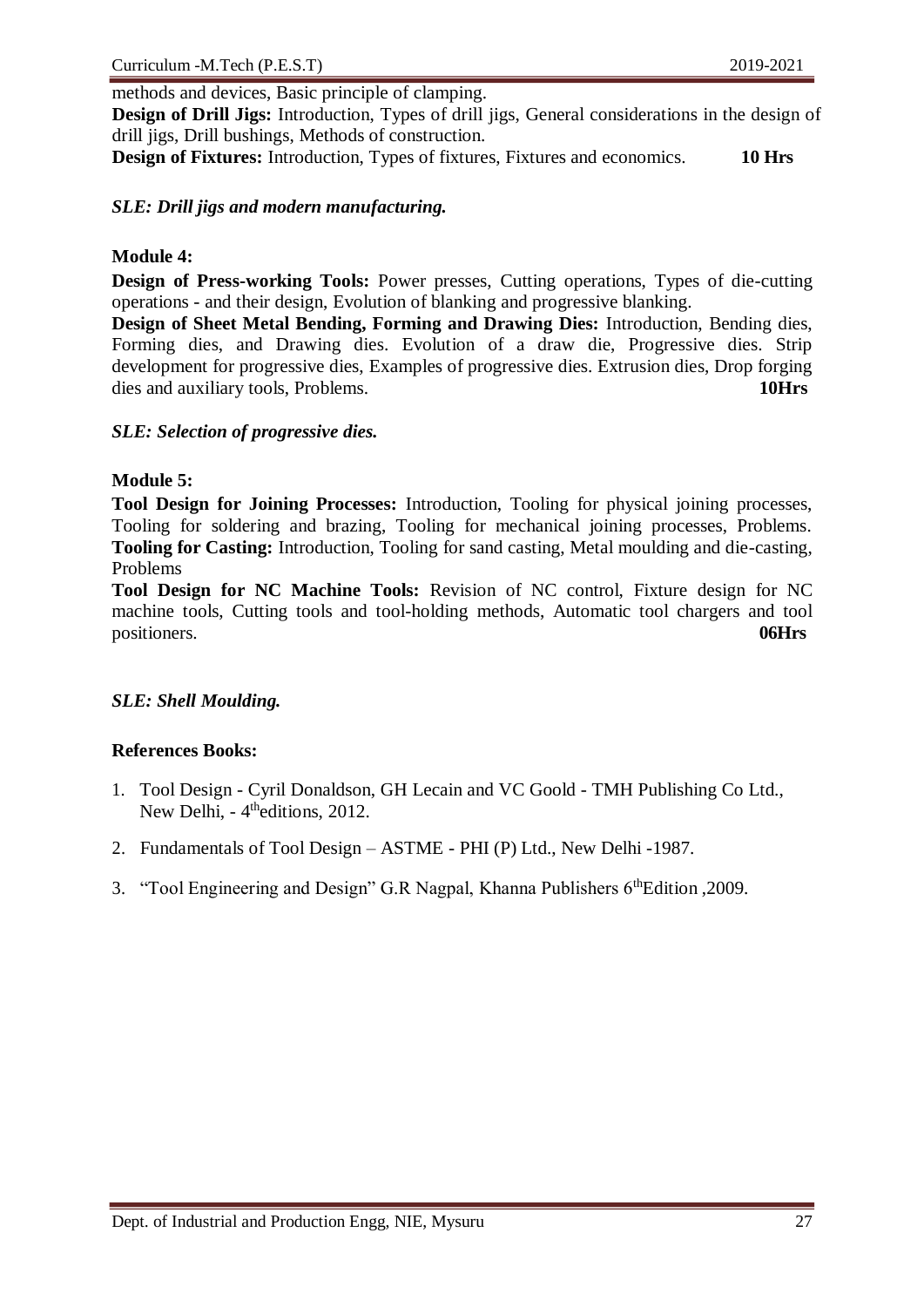methods and devices, Basic principle of clamping.

**Design of Drill Jigs:** Introduction, Types of drill jigs, General considerations in the design of drill jigs, Drill bushings, Methods of construction.

**Design of Fixtures:** Introduction, Types of fixtures, Fixtures and economics. **10 Hrs**

***SLE: Drill jigs and modern manufacturing.***

**Module 4:**

**Design of Press-working Tools:** Power presses, Cutting operations, Types of die-cutting operations - and their design, Evolution of blanking and progressive blanking.

**Design of Sheet Metal Bending, Forming and Drawing Dies:** Introduction, Bending dies, Forming dies, and Drawing dies. Evolution of a draw die, Progressive dies. Strip development for progressive dies, Examples of progressive dies. Extrusion dies, Drop forging dies and auxiliary tools, Problems. **10Hrs**

***SLE: Selection of progressive dies.***

**Module 5:**

**Tool Design for Joining Processes:** Introduction, Tooling for physical joining processes, Tooling for soldering and brazing, Tooling for mechanical joining processes, Problems. **Tooling for Casting:** Introduction, Tooling for sand casting, Metal moulding and die-casting, Problems

**Tool Design for NC Machine Tools:** Revision of NC control, Fixture design for NC machine tools, Cutting tools and tool-holding methods, Automatic tool chargers and tool positioners. **06Hrs**

***SLE: Shell Moulding.***

**References Books:**

1. Tool Design - Cyril Donaldson, GH Lecain and VC Goold - TMH Publishing Co Ltd., New Delhi, - 4th editions, 2012.
2. Fundamentals of Tool Design – ASTME - PHI (P) Ltd., New Delhi -1987.
3. "Tool Engineering and Design" G.R Nagpal, Khanna Publishers 6th Edition ,2009.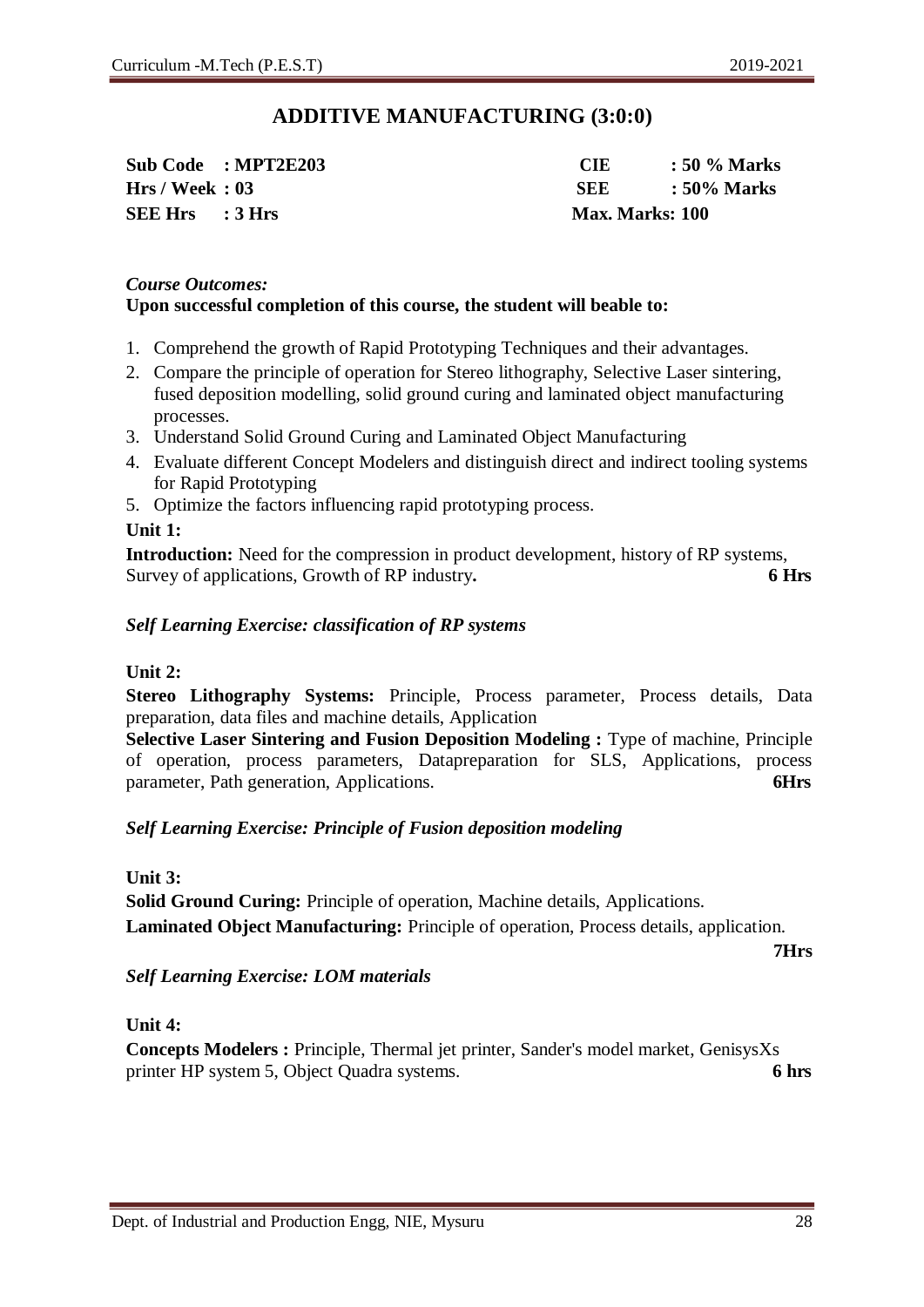# ADDITIVE MANUFACTURING (3:0:0)

| | | | |
|---|---|---|---|
| **Sub Code** | **: MPT2E203** | **CIE** | **: 50 % Marks** |
| **Hrs / Week** | **: 03** | **SEE** | **: 50% Marks** |
| **SEE Hrs** | **: 3 Hrs** | **Max. Marks: 100** | |

***Course Outcomes:***

**Upon successful completion of this course, the student will beable to:**

1. Comprehend the growth of Rapid Prototyping Techniques and their advantages.
2. Compare the principle of operation for Stereo lithography, Selective Laser sintering, fused deposition modelling, solid ground curing and laminated object manufacturing processes.
3. Understand Solid Ground Curing and Laminated Object Manufacturing
4. Evaluate different Concept Modelers and distinguish direct and indirect tooling systems for Rapid Prototyping
5. Optimize the factors influencing rapid prototyping process.

**Unit 1:**

**Introduction:** Need for the compression in product development, history of RP systems, Survey of applications, Growth of RP industry**.** **6 Hrs**

***Self Learning Exercise: classification of RP systems***

**Unit 2:**

**Stereo Lithography Systems:** Principle, Process parameter, Process details, Data preparation, data files and machine details, Application

**Selective Laser Sintering and Fusion Deposition Modeling :** Type of machine, Principle of operation, process parameters, Datapreparation for SLS, Applications, process parameter, Path generation, Applications. **6Hrs**

***Self Learning Exercise: Principle of Fusion deposition modeling***

**Unit 3:**

**Solid Ground Curing:** Principle of operation, Machine details, Applications.

**Laminated Object Manufacturing:** Principle of operation, Process details, application. **7Hrs**

***Self Learning Exercise: LOM materials***

**Unit 4:**

**Concepts Modelers :** Principle, Thermal jet printer, Sander's model market, GenisysXs printer HP system 5, Object Quadra systems. **6 hrs**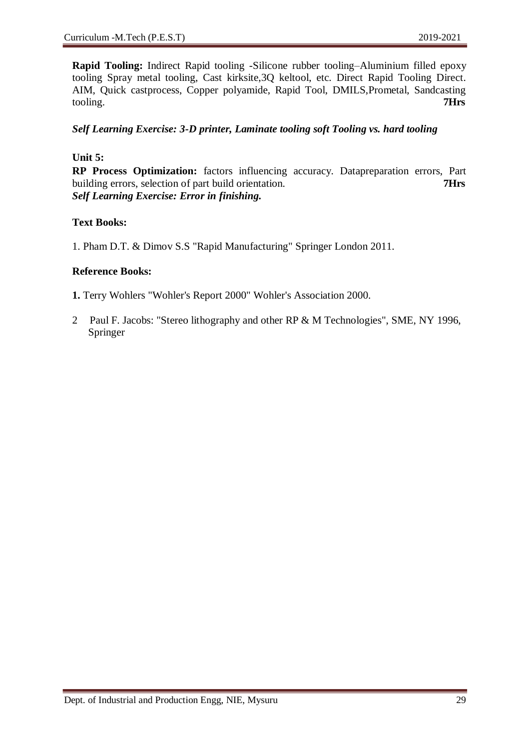**Rapid Tooling:** Indirect Rapid tooling -Silicone rubber tooling–Aluminium filled epoxy tooling Spray metal tooling, Cast kirksite,3Q keltool, etc. Direct Rapid Tooling Direct. AIM, Quick castprocess, Copper polyamide, Rapid Tool, DMILS,Prometal, Sandcasting tooling. **7Hrs**

***Self Learning Exercise: 3-D printer, Laminate tooling soft Tooling vs. hard tooling***

**Unit 5:**

**RP Process Optimization:** factors influencing accuracy. Datapreparation errors, Part building errors, selection of part build orientation. **7Hrs**

***Self Learning Exercise: Error in finishing.***

**Text Books:**

1. Pham D.T. & Dimov S.S "Rapid Manufacturing" Springer London 2011.

**Reference Books:**

**1.** Terry Wohlers "Wohler's Report 2000" Wohler's Association 2000.

2 Paul F. Jacobs: "Stereo lithography and other RP & M Technologies", SME, NY 1996, Springer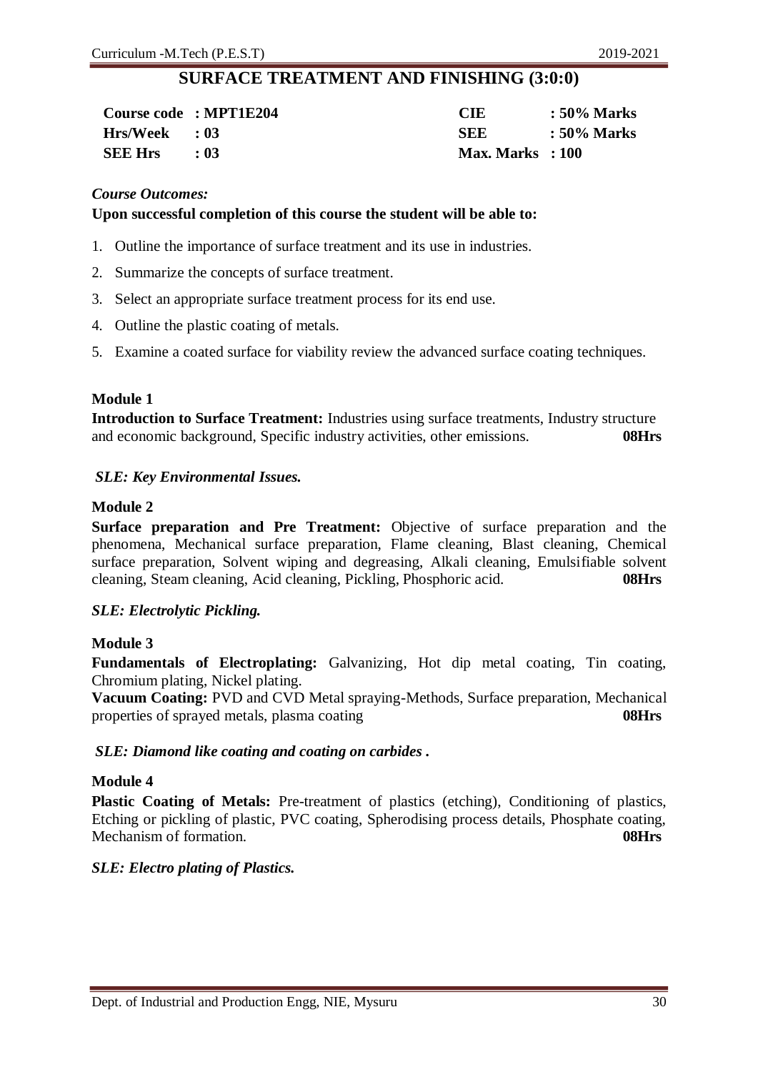## SURFACE TREATMENT AND FINISHING (3:0:0)

| | | | |
|---|---|---|---|
| **Course code** | **: MPT1E204** | **CIE** | **: 50% Marks** |
| **Hrs/Week** | **: 03** | **SEE** | **: 50% Marks** |
| **SEE Hrs** | **: 03** | **Max. Marks** | **: 100** |

*Course Outcomes:*

**Upon successful completion of this course the student will be able to:**

1. Outline the importance of surface treatment and its use in industries.
2. Summarize the concepts of surface treatment.
3. Select an appropriate surface treatment process for its end use.
4. Outline the plastic coating of metals.
5. Examine a coated surface for viability review the advanced surface coating techniques.

**Module 1**

**Introduction to Surface Treatment:** Industries using surface treatments, Industry structure and economic background, Specific industry activities, other emissions. **08Hrs**

***SLE: Key Environmental Issues.***

**Module 2**

**Surface preparation and Pre Treatment:** Objective of surface preparation and the phenomena, Mechanical surface preparation, Flame cleaning, Blast cleaning, Chemical surface preparation, Solvent wiping and degreasing, Alkali cleaning, Emulsifiable solvent cleaning, Steam cleaning, Acid cleaning, Pickling, Phosphoric acid. **08Hrs**

***SLE: Electrolytic Pickling.***

**Module 3**

**Fundamentals of Electroplating:** Galvanizing, Hot dip metal coating, Tin coating, Chromium plating, Nickel plating.

**Vacuum Coating:** PVD and CVD Metal spraying-Methods, Surface preparation, Mechanical properties of sprayed metals, plasma coating **08Hrs**

***SLE: Diamond like coating and coating on carbides .***

**Module 4**

**Plastic Coating of Metals:** Pre-treatment of plastics (etching), Conditioning of plastics, Etching or pickling of plastic, PVC coating, Spherodising process details, Phosphate coating, Mechanism of formation. **08Hrs**

***SLE: Electro plating of Plastics.***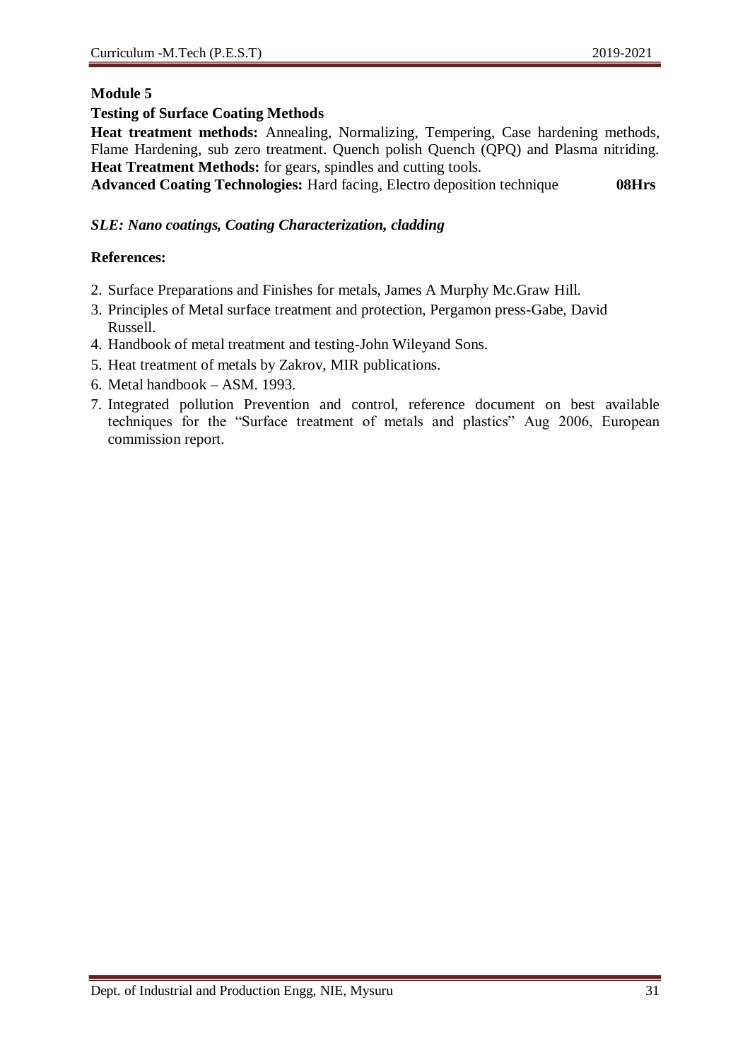**Module 5**

**Testing of Surface Coating Methods**

**Heat treatment methods:** Annealing, Normalizing, Tempering, Case hardening methods, Flame Hardening, sub zero treatment. Quench polish Quench (QPQ) and Plasma nitriding.
**Heat Treatment Methods:** for gears, spindles and cutting tools.
**Advanced Coating Technologies:** Hard facing, Electro deposition technique **08Hrs**

***SLE: Nano coatings, Coating Characterization, cladding***

**References:**

2. Surface Preparations and Finishes for metals, James A Murphy Mc.Graw Hill.
3. Principles of Metal surface treatment and protection, Pergamon press-Gabe, David Russell.
4. Handbook of metal treatment and testing-John Wileyand Sons.
5. Heat treatment of metals by Zakrov, MIR publications.
6. Metal handbook – ASM. 1993.
7. Integrated pollution Prevention and control, reference document on best available techniques for the "Surface treatment of metals and plastics" Aug 2006, European commission report.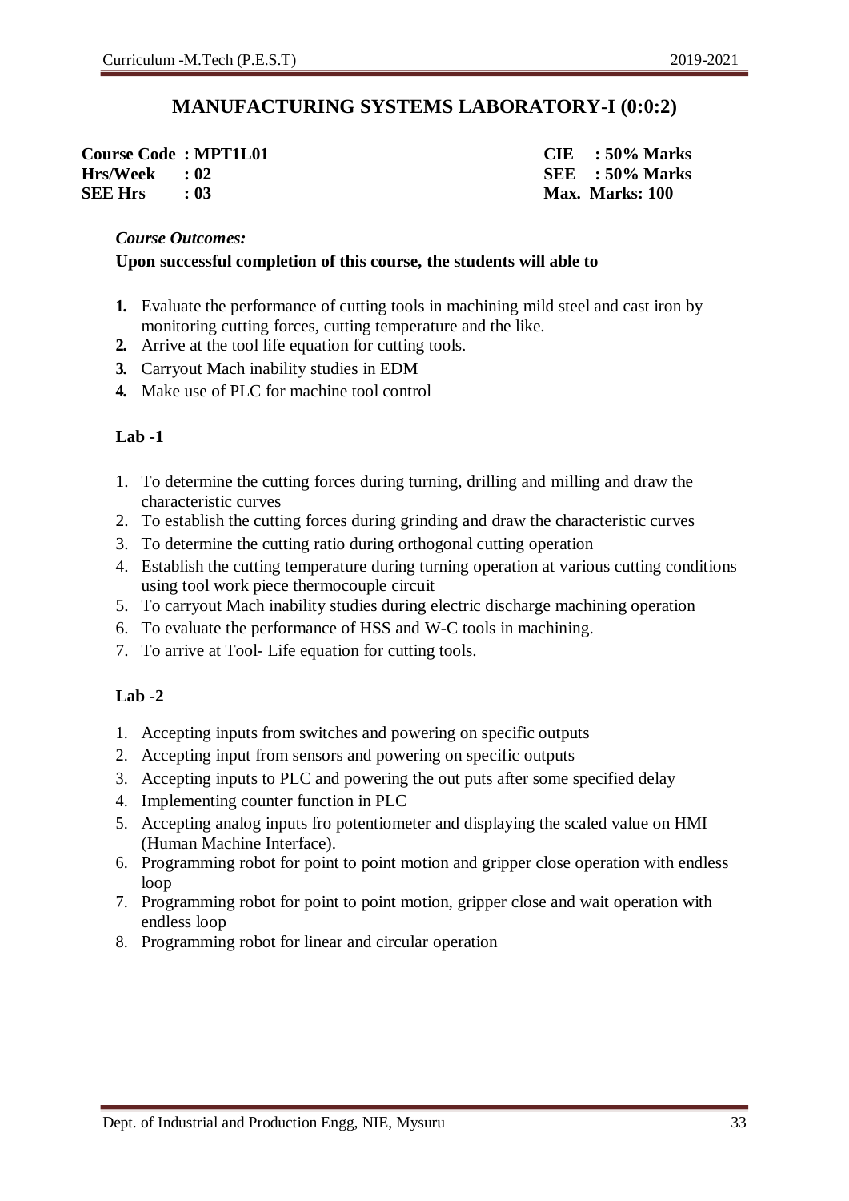# MANUFACTURING SYSTEMS LABORATORY-I (0:0:2)

| | | |
|---|---|---|
| **Course Code : MPT1L01** | | **CIE : 50% Marks** |
| **Hrs/Week : 02** | | **SEE : 50% Marks** |
| **SEE Hrs : 03** | | **Max. Marks: 100** |

*Course Outcomes:*

**Upon successful completion of this course, the students will able to**

1. Evaluate the performance of cutting tools in machining mild steel and cast iron by monitoring cutting forces, cutting temperature and the like.
2. Arrive at the tool life equation for cutting tools.
3. Carryout Mach inability studies in EDM
4. Make use of PLC for machine tool control

**Lab -1**

1. To determine the cutting forces during turning, drilling and milling and draw the characteristic curves
2. To establish the cutting forces during grinding and draw the characteristic curves
3. To determine the cutting ratio during orthogonal cutting operation
4. Establish the cutting temperature during turning operation at various cutting conditions using tool work piece thermocouple circuit
5. To carryout Mach inability studies during electric discharge machining operation
6. To evaluate the performance of HSS and W-C tools in machining.
7. To arrive at Tool- Life equation for cutting tools.

**Lab -2**

1. Accepting inputs from switches and powering on specific outputs
2. Accepting input from sensors and powering on specific outputs
3. Accepting inputs to PLC and powering the out puts after some specified delay
4. Implementing counter function in PLC
5. Accepting analog inputs fro potentiometer and displaying the scaled value on HMI (Human Machine Interface).
6. Programming robot for point to point motion and gripper close operation with endless loop
7. Programming robot for point to point motion, gripper close and wait operation with endless loop
8. Programming robot for linear and circular operation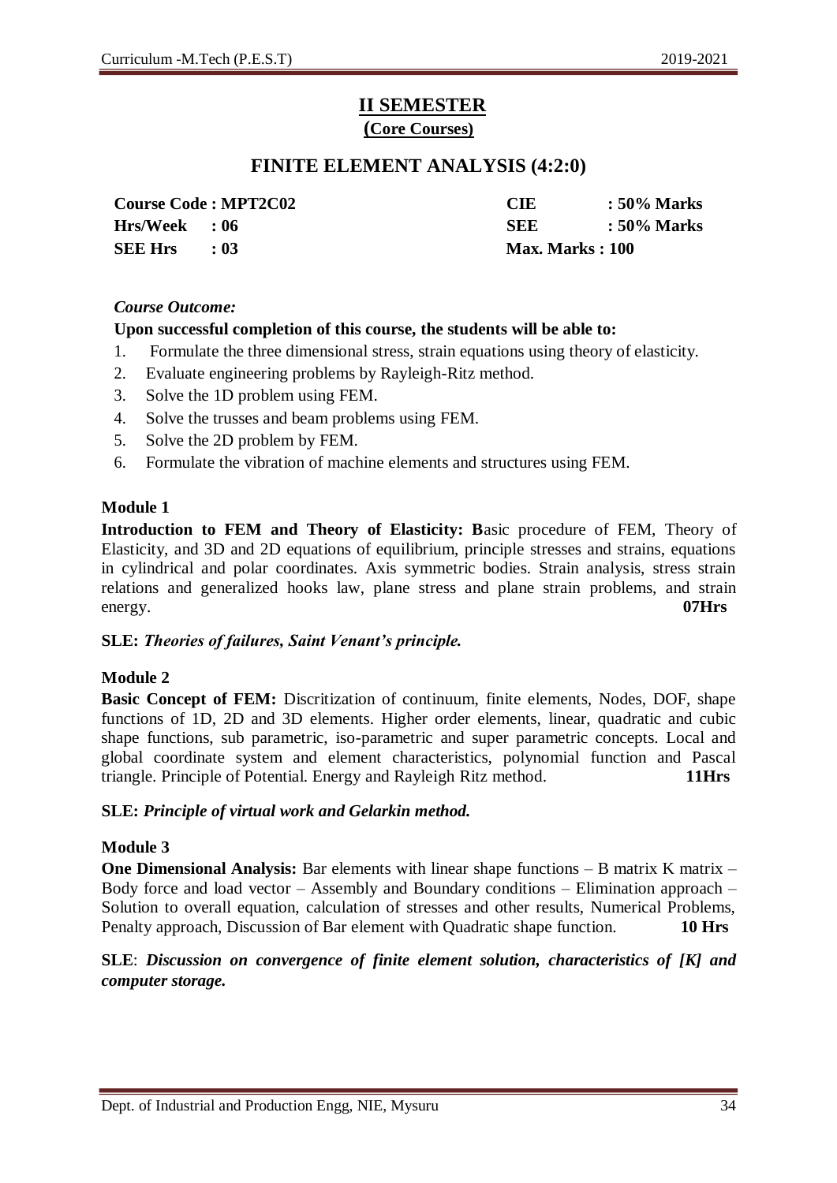# II SEMESTER

## (Core Courses)

## FINITE ELEMENT ANALYSIS (4:2:0)

| | | | |
|---|---|---|---|
| **Course Code : MPT2C02** | | **CIE** | **: 50% Marks** |
| **Hrs/Week** | **: 06** | **SEE** | **: 50% Marks** |
| **SEE Hrs** | **: 03** | **Max. Marks : 100** | |

***Course Outcome:***

**Upon successful completion of this course, the students will be able to:**

1. Formulate the three dimensional stress, strain equations using theory of elasticity.
2. Evaluate engineering problems by Rayleigh-Ritz method.
3. Solve the 1D problem using FEM.
4. Solve the trusses and beam problems using FEM.
5. Solve the 2D problem by FEM.
6. Formulate the vibration of machine elements and structures using FEM.

**Module 1**

**Introduction to FEM and Theory of Elasticity: B**asic procedure of FEM, Theory of Elasticity, and 3D and 2D equations of equilibrium, principle stresses and strains, equations in cylindrical and polar coordinates. Axis symmetric bodies. Strain analysis, stress strain relations and generalized hooks law, plane stress and plane strain problems, and strain energy. **07Hrs**

**SLE:** ***Theories of failures, Saint Venant's principle.***

**Module 2**

**Basic Concept of FEM:** Discritization of continuum, finite elements, Nodes, DOF, shape functions of 1D, 2D and 3D elements. Higher order elements, linear, quadratic and cubic shape functions, sub parametric, iso-parametric and super parametric concepts. Local and global coordinate system and element characteristics, polynomial function and Pascal triangle. Principle of Potential. Energy and Rayleigh Ritz method. **11Hrs**

**SLE:** ***Principle of virtual work and Gelarkin method.***

**Module 3**

**One Dimensional Analysis:** Bar elements with linear shape functions – B matrix K matrix – Body force and load vector – Assembly and Boundary conditions – Elimination approach – Solution to overall equation, calculation of stresses and other results, Numerical Problems, Penalty approach, Discussion of Bar element with Quadratic shape function. **10 Hrs**

**SLE**: ***Discussion on convergence of finite element solution, characteristics of [K] and computer storage.***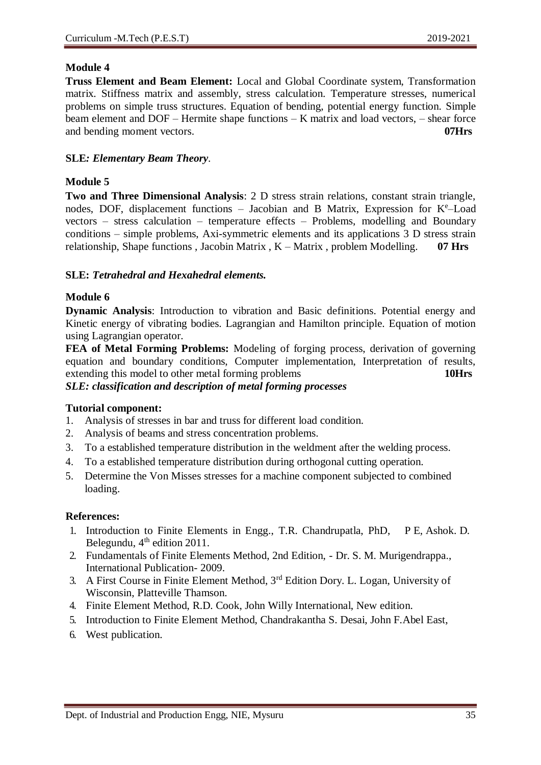**Module 4**

**Truss Element and Beam Element:** Local and Global Coordinate system, Transformation matrix. Stiffness matrix and assembly, stress calculation. Temperature stresses, numerical problems on simple truss structures. Equation of bending, potential energy function. Simple beam element and DOF – Hermite shape functions – K matrix and load vectors, – shear force and bending moment vectors. **07Hrs**

**SLE***: Elementary Beam Theory*.

**Module 5**

**Two and Three Dimensional Analysis**: 2 D stress strain relations, constant strain triangle, nodes, DOF, displacement functions – Jacobian and B Matrix, Expression for $K^e$–Load vectors – stress calculation – temperature effects – Problems, modelling and Boundary conditions – simple problems, Axi-symmetric elements and its applications 3 D stress strain relationship, Shape functions , Jacobin Matrix , K – Matrix , problem Modelling. **07 Hrs**

**SLE:** ***Tetrahedral and Hexahedral elements.***

**Module 6**

**Dynamic Analysis**: Introduction to vibration and Basic definitions. Potential energy and Kinetic energy of vibrating bodies. Lagrangian and Hamilton principle. Equation of motion using Lagrangian operator.

**FEA of Metal Forming Problems:** Modeling of forging process, derivation of governing equation and boundary conditions, Computer implementation, Interpretation of results, extending this model to other metal forming problems **10Hrs**

***SLE: classification and description of metal forming processes***

**Tutorial component:**

1. Analysis of stresses in bar and truss for different load condition.
2. Analysis of beams and stress concentration problems.
3. To a established temperature distribution in the weldment after the welding process.
4. To a established temperature distribution during orthogonal cutting operation.
5. Determine the Von Misses stresses for a machine component subjected to combined loading.

**References:**

1. Introduction to Finite Elements in Engg., T.R. Chandrupatla, PhD, P E, Ashok. D. Belegundu, 4th edition 2011.
2. Fundamentals of Finite Elements Method, 2nd Edition, - Dr. S. M. Murigendrappa., International Publication- 2009.
3. A First Course in Finite Element Method, 3rd Edition Dory. L. Logan, University of Wisconsin, Platteville Thamson.
4. Finite Element Method, R.D. Cook, John Willy International, New edition.
5. Introduction to Finite Element Method, Chandrakantha S. Desai, John F.Abel East,
6. West publication.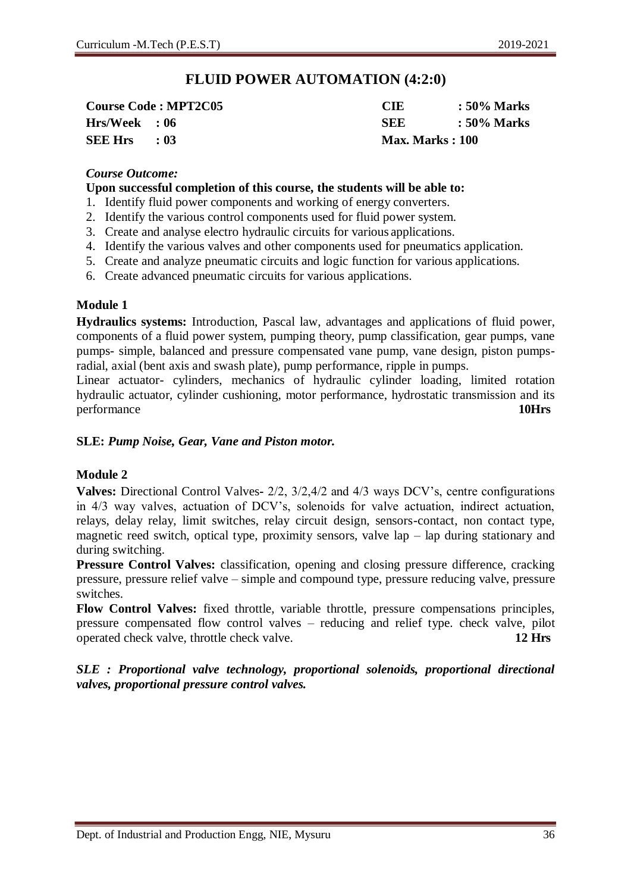# FLUID POWER AUTOMATION (4:2:0)

| | |
|---|---|
| **Course Code : MPT2C05** | **CIE : 50% Marks** |
| **Hrs/Week : 06** | **SEE : 50% Marks** |
| **SEE Hrs : 03** | **Max. Marks : 100** |

***Course Outcome:***

**Upon successful completion of this course, the students will be able to:**

1. Identify fluid power components and working of energy converters.
2. Identify the various control components used for fluid power system.
3. Create and analyse electro hydraulic circuits for various applications.
4. Identify the various valves and other components used for pneumatics application.
5. Create and analyze pneumatic circuits and logic function for various applications.
6. Create advanced pneumatic circuits for various applications.

## Module 1

**Hydraulics systems:** Introduction, Pascal law, advantages and applications of fluid power, components of a fluid power system, pumping theory, pump classification, gear pumps, vane pumps- simple, balanced and pressure compensated vane pump, vane design, piston pumps-radial, axial (bent axis and swash plate), pump performance, ripple in pumps.

Linear actuator- cylinders, mechanics of hydraulic cylinder loading, limited rotation hydraulic actuator, cylinder cushioning, motor performance, hydrostatic transmission and its performance **10Hrs**

**SLE:** ***Pump Noise, Gear, Vane and Piston motor.***

## Module 2

**Valves:** Directional Control Valves- 2/2, 3/2,4/2 and 4/3 ways DCV's, centre configurations in 4/3 way valves, actuation of DCV's, solenoids for valve actuation, indirect actuation, relays, delay relay, limit switches, relay circuit design, sensors-contact, non contact type, magnetic reed switch, optical type, proximity sensors, valve lap – lap during stationary and during switching.

**Pressure Control Valves:** classification, opening and closing pressure difference, cracking pressure, pressure relief valve – simple and compound type, pressure reducing valve, pressure switches.

**Flow Control Valves:** fixed throttle, variable throttle, pressure compensations principles, pressure compensated flow control valves – reducing and relief type. check valve, pilot operated check valve, throttle check valve. **12 Hrs**

***SLE : Proportional valve technology, proportional solenoids, proportional directional valves, proportional pressure control valves.***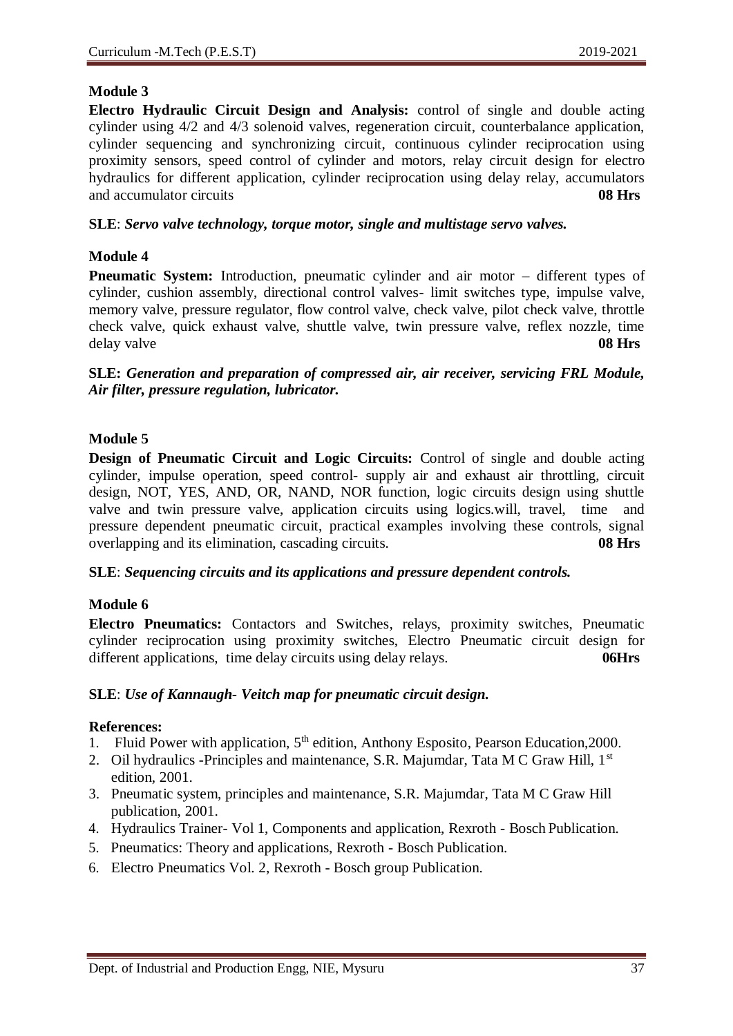### Module 3

**Electro Hydraulic Circuit Design and Analysis:** control of single and double acting cylinder using 4/2 and 4/3 solenoid valves, regeneration circuit, counterbalance application, cylinder sequencing and synchronizing circuit, continuous cylinder reciprocation using proximity sensors, speed control of cylinder and motors, relay circuit design for electro hydraulics for different application, cylinder reciprocation using delay relay, accumulators and accumulator circuits **08 Hrs**

**SLE**: ***Servo valve technology, torque motor, single and multistage servo valves.***

### Module 4

**Pneumatic System:** Introduction, pneumatic cylinder and air motor – different types of cylinder, cushion assembly, directional control valves- limit switches type, impulse valve, memory valve, pressure regulator, flow control valve, check valve, pilot check valve, throttle check valve, quick exhaust valve, shuttle valve, twin pressure valve, reflex nozzle, time delay valve **08 Hrs**

**SLE:** ***Generation and preparation of compressed air, air receiver, servicing FRL Module, Air filter, pressure regulation, lubricator.***

### Module 5

**Design of Pneumatic Circuit and Logic Circuits:** Control of single and double acting cylinder, impulse operation, speed control- supply air and exhaust air throttling, circuit design, NOT, YES, AND, OR, NAND, NOR function, logic circuits design using shuttle valve and twin pressure valve, application circuits using logics.will, travel, time and pressure dependent pneumatic circuit, practical examples involving these controls, signal overlapping and its elimination, cascading circuits. **08 Hrs**

**SLE**: ***Sequencing circuits and its applications and pressure dependent controls.***

### Module 6

**Electro Pneumatics:** Contactors and Switches, relays, proximity switches, Pneumatic cylinder reciprocation using proximity switches, Electro Pneumatic circuit design for different applications, time delay circuits using delay relays. **06Hrs**

**SLE**: ***Use of Kannaugh- Veitch map for pneumatic circuit design.***

**References:**

1. Fluid Power with application, 5th edition, Anthony Esposito, Pearson Education,2000.
2. Oil hydraulics -Principles and maintenance, S.R. Majumdar, Tata M C Graw Hill, 1st edition, 2001.
3. Pneumatic system, principles and maintenance, S.R. Majumdar, Tata M C Graw Hill publication, 2001.
4. Hydraulics Trainer- Vol 1, Components and application, Rexroth - Bosch Publication.
5. Pneumatics: Theory and applications, Rexroth - Bosch Publication.
6. Electro Pneumatics Vol. 2, Rexroth - Bosch group Publication.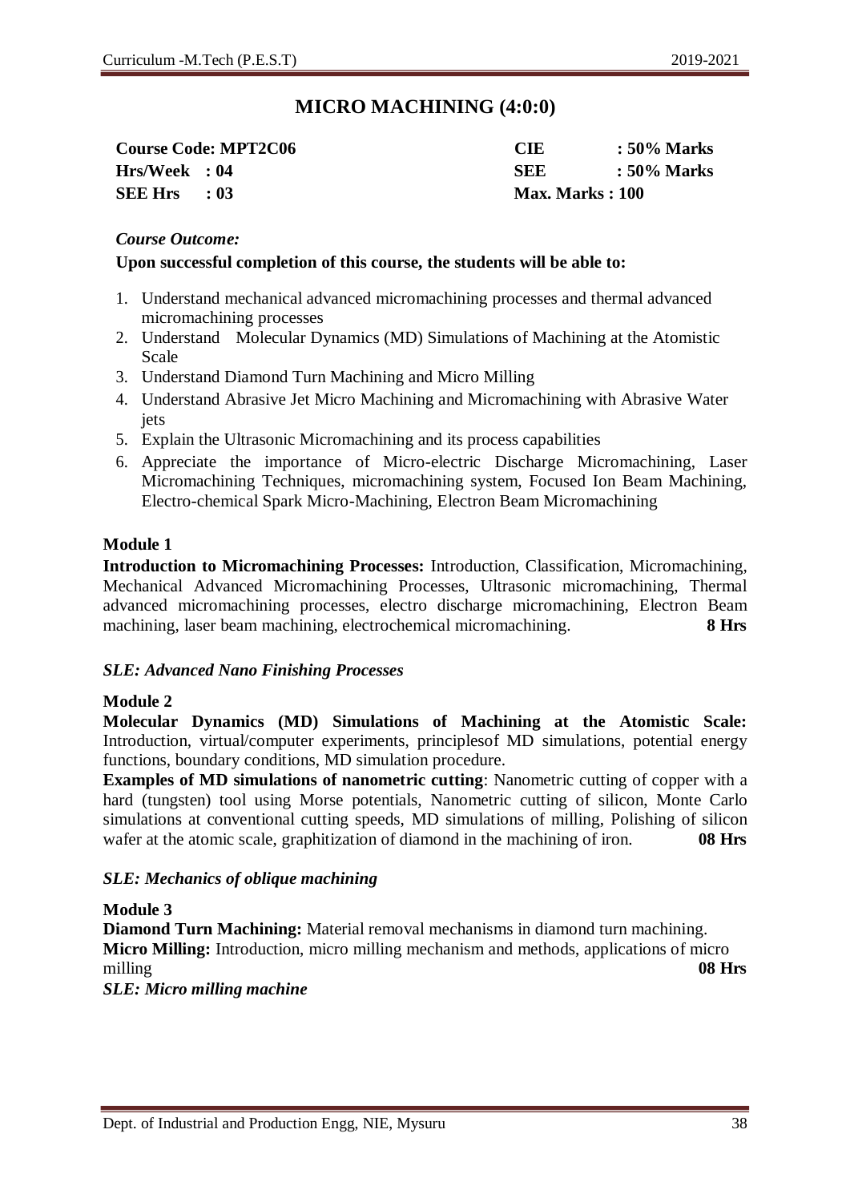## MICRO MACHINING (4:0:0)

| | |
|---|---|
| **Course Code: MPT2C06** | **CIE : 50% Marks** |
| **Hrs/Week : 04** | **SEE : 50% Marks** |
| **SEE Hrs : 03** | **Max. Marks : 100** |

***Course Outcome:***

**Upon successful completion of this course, the students will be able to:**

1. Understand mechanical advanced micromachining processes and thermal advanced micromachining processes
2. Understand Molecular Dynamics (MD) Simulations of Machining at the Atomistic Scale
3. Understand Diamond Turn Machining and Micro Milling
4. Understand Abrasive Jet Micro Machining and Micromachining with Abrasive Water jets
5. Explain the Ultrasonic Micromachining and its process capabilities
6. Appreciate the importance of Micro-electric Discharge Micromachining, Laser Micromachining Techniques, micromachining system, Focused Ion Beam Machining, Electro-chemical Spark Micro-Machining, Electron Beam Micromachining

**Module 1**

**Introduction to Micromachining Processes:** Introduction, Classification, Micromachining, Mechanical Advanced Micromachining Processes, Ultrasonic micromachining, Thermal advanced micromachining processes, electro discharge micromachining, Electron Beam machining, laser beam machining, electrochemical micromachining. **8 Hrs**

***SLE: Advanced Nano Finishing Processes***

**Module 2**

**Molecular Dynamics (MD) Simulations of Machining at the Atomistic Scale:** Introduction, virtual/computer experiments, principlesof MD simulations, potential energy functions, boundary conditions, MD simulation procedure.

**Examples of MD simulations of nanometric cutting**: Nanometric cutting of copper with a hard (tungsten) tool using Morse potentials, Nanometric cutting of silicon, Monte Carlo simulations at conventional cutting speeds, MD simulations of milling, Polishing of silicon wafer at the atomic scale, graphitization of diamond in the machining of iron. **08 Hrs**

***SLE: Mechanics of oblique machining***

**Module 3**

**Diamond Turn Machining:** Material removal mechanisms in diamond turn machining.

**Micro Milling:** Introduction, micro milling mechanism and methods, applications of micro milling **08 Hrs**

***SLE: Micro milling machine***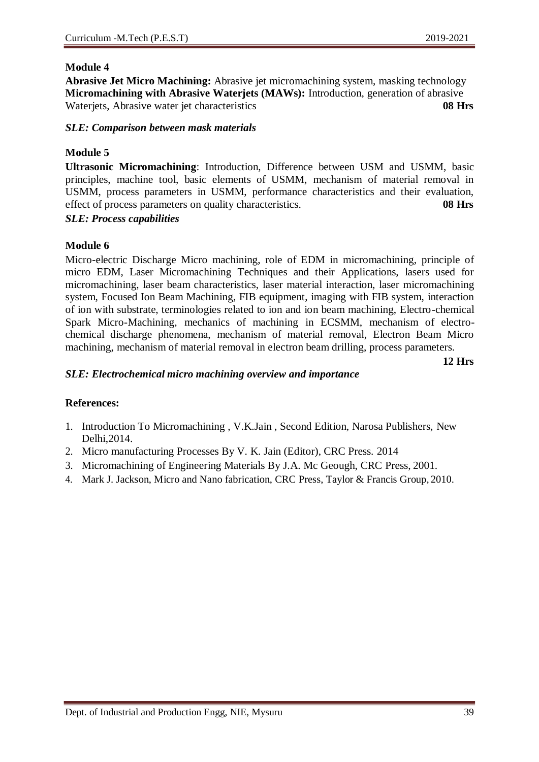**Module 4**

**Abrasive Jet Micro Machining:** Abrasive jet micromachining system, masking technology
**Micromachining with Abrasive Waterjets (MAWs):** Introduction, generation of abrasive Waterjets, Abrasive water jet characteristics **08 Hrs**

***SLE: Comparison between mask materials***

**Module 5**

**Ultrasonic Micromachining**: Introduction, Difference between USM and USMM, basic principles, machine tool, basic elements of USMM, mechanism of material removal in USMM, process parameters in USMM, performance characteristics and their evaluation, effect of process parameters on quality characteristics. **08 Hrs**

***SLE: Process capabilities***

**Module 6**

Micro-electric Discharge Micro machining, role of EDM in micromachining, principle of micro EDM, Laser Micromachining Techniques and their Applications, lasers used for micromachining, laser beam characteristics, laser material interaction, laser micromachining system, Focused Ion Beam Machining, FIB equipment, imaging with FIB system, interaction of ion with substrate, terminologies related to ion and ion beam machining, Electro-chemical Spark Micro-Machining, mechanics of machining in ECSMM, mechanism of electro-chemical discharge phenomena, mechanism of material removal, Electron Beam Micro machining, mechanism of material removal in electron beam drilling, process parameters.

**12 Hrs**

***SLE: Electrochemical micro machining overview and importance***

**References:**

1. Introduction To Micromachining , V.K.Jain , Second Edition, Narosa Publishers, New Delhi,2014.
2. Micro manufacturing Processes By V. K. Jain (Editor), CRC Press. 2014
3. Micromachining of Engineering Materials By J.A. Mc Geough, CRC Press, 2001.
4. Mark J. Jackson, Micro and Nano fabrication, CRC Press, Taylor & Francis Group, 2010.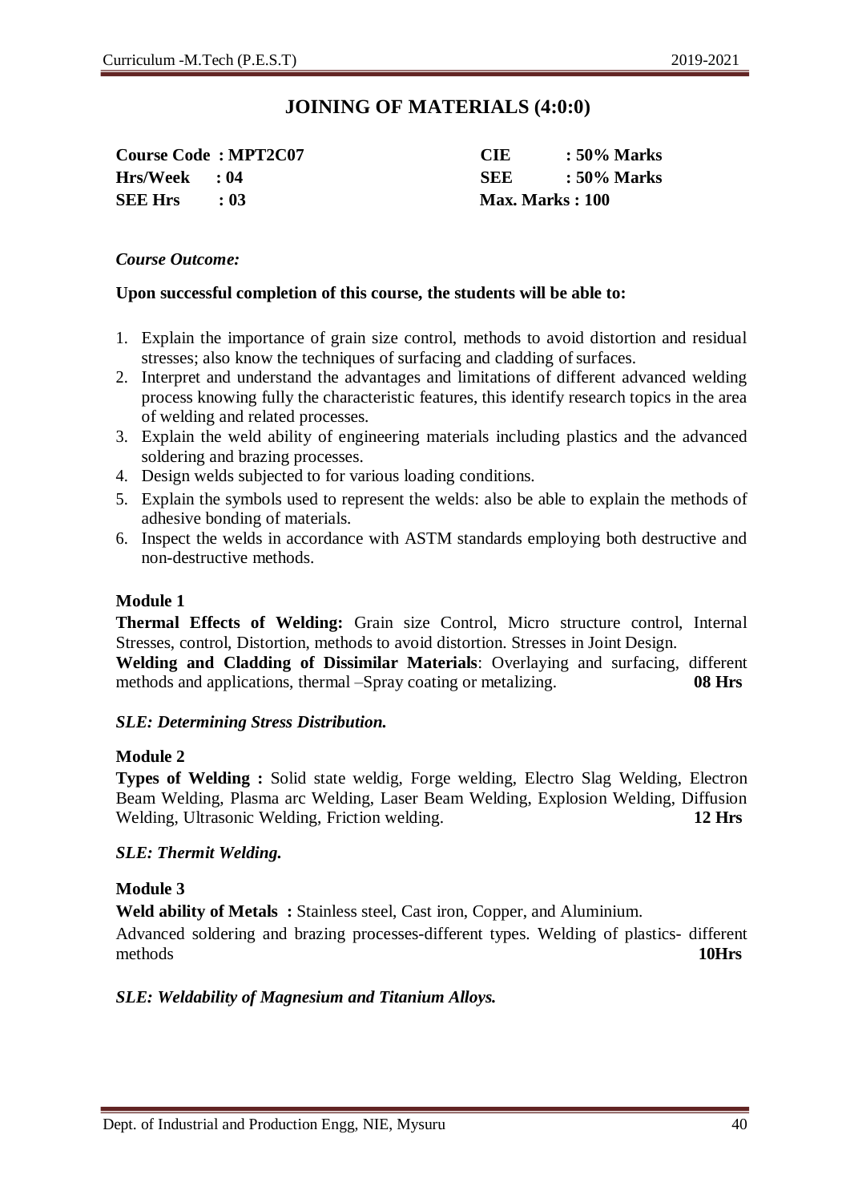# JOINING OF MATERIALS (4:0:0)

| | |
|---|---|
| **Course Code : MPT2C07** | **CIE : 50% Marks** |
| **Hrs/Week : 04** | **SEE : 50% Marks** |
| **SEE Hrs : 03** | **Max. Marks : 100** |

***Course Outcome:***

**Upon successful completion of this course, the students will be able to:**

1. Explain the importance of grain size control, methods to avoid distortion and residual stresses; also know the techniques of surfacing and cladding of surfaces.
2. Interpret and understand the advantages and limitations of different advanced welding process knowing fully the characteristic features, this identify research topics in the area of welding and related processes.
3. Explain the weld ability of engineering materials including plastics and the advanced soldering and brazing processes.
4. Design welds subjected to for various loading conditions.
5. Explain the symbols used to represent the welds: also be able to explain the methods of adhesive bonding of materials.
6. Inspect the welds in accordance with ASTM standards employing both destructive and non-destructive methods.

**Module 1**

**Thermal Effects of Welding:** Grain size Control, Micro structure control, Internal Stresses, control, Distortion, methods to avoid distortion. Stresses in Joint Design.

**Welding and Cladding of Dissimilar Materials**: Overlaying and surfacing, different methods and applications, thermal –Spray coating or metalizing. **08 Hrs**

***SLE: Determining Stress Distribution.***

**Module 2**

**Types of Welding :** Solid state weldig, Forge welding, Electro Slag Welding, Electron Beam Welding, Plasma arc Welding, Laser Beam Welding, Explosion Welding, Diffusion Welding, Ultrasonic Welding, Friction welding. **12 Hrs**

***SLE: Thermit Welding.***

**Module 3**

**Weld ability of Metals :** Stainless steel, Cast iron, Copper, and Aluminium.

Advanced soldering and brazing processes-different types. Welding of plastics- different methods **10Hrs**

***SLE: Weldability of Magnesium and Titanium Alloys.***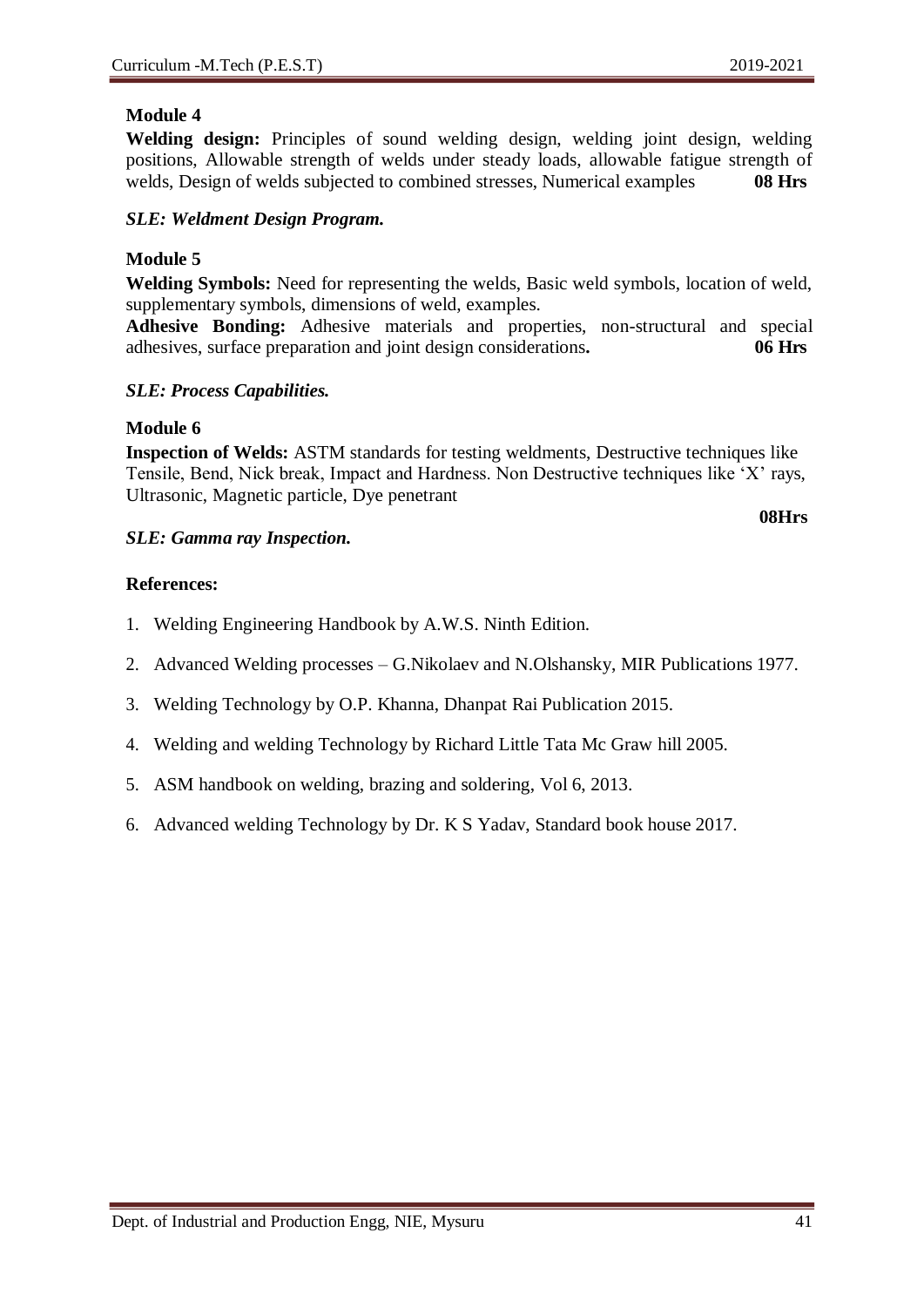**Module 4**

**Welding design:** Principles of sound welding design, welding joint design, welding positions, Allowable strength of welds under steady loads, allowable fatigue strength of welds, Design of welds subjected to combined stresses, Numerical examples **08 Hrs**

***SLE: Weldment Design Program.***

**Module 5**

**Welding Symbols:** Need for representing the welds, Basic weld symbols, location of weld, supplementary symbols, dimensions of weld, examples.

**Adhesive Bonding:** Adhesive materials and properties, non-structural and special adhesives, surface preparation and joint design considerations**.** **06 Hrs**

***SLE: Process Capabilities.***

**Module 6**

**Inspection of Welds:** ASTM standards for testing weldments, Destructive techniques like Tensile, Bend, Nick break, Impact and Hardness. Non Destructive techniques like 'X' rays, Ultrasonic, Magnetic particle, Dye penetrant

**08Hrs**

***SLE: Gamma ray Inspection.***

**References:**

1. Welding Engineering Handbook by A.W.S. Ninth Edition.
2. Advanced Welding processes – G.Nikolaev and N.Olshansky, MIR Publications 1977.
3. Welding Technology by O.P. Khanna, Dhanpat Rai Publication 2015.
4. Welding and welding Technology by Richard Little Tata Mc Graw hill 2005.
5. ASM handbook on welding, brazing and soldering, Vol 6, 2013.
6. Advanced welding Technology by Dr. K S Yadav, Standard book house 2017.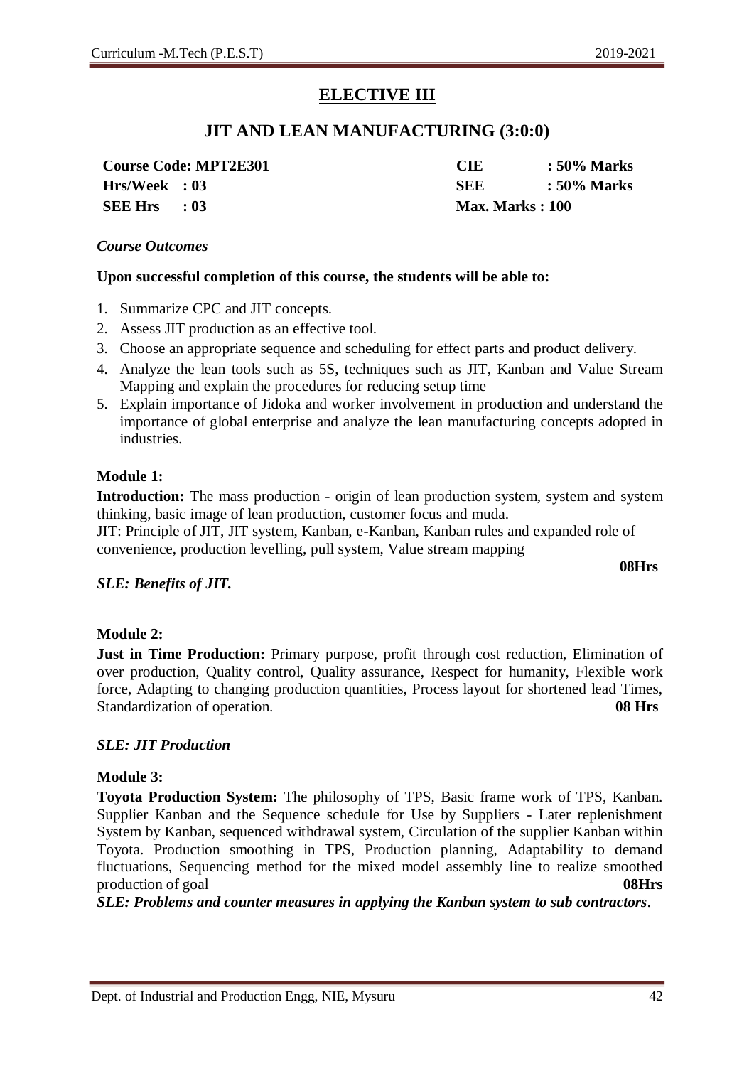# ELECTIVE III

## JIT AND LEAN MANUFACTURING (3:0:0)

| | | | |
|---|---|---|---|
| **Course Code: MPT2E301** | | **CIE** | **: 50% Marks** |
| **Hrs/Week : 03** | | **SEE** | **: 50% Marks** |
| **SEE Hrs : 03** | | **Max. Marks : 100** | |

***Course Outcomes***

**Upon successful completion of this course, the students will be able to:**

1. Summarize CPC and JIT concepts.
2. Assess JIT production as an effective tool.
3. Choose an appropriate sequence and scheduling for effect parts and product delivery.
4. Analyze the lean tools such as 5S, techniques such as JIT, Kanban and Value Stream Mapping and explain the procedures for reducing setup time
5. Explain importance of Jidoka and worker involvement in production and understand the importance of global enterprise and analyze the lean manufacturing concepts adopted in industries.

**Module 1:**

**Introduction:** The mass production - origin of lean production system, system and system thinking, basic image of lean production, customer focus and muda.
JIT: Principle of JIT, JIT system, Kanban, e-Kanban, Kanban rules and expanded role of convenience, production levelling, pull system, Value stream mapping

**08Hrs**

***SLE: Benefits of JIT.***

**Module 2:**

**Just in Time Production:** Primary purpose, profit through cost reduction, Elimination of over production, Quality control, Quality assurance, Respect for humanity, Flexible work force, Adapting to changing production quantities, Process layout for shortened lead Times, Standardization of operation. **08 Hrs**

***SLE: JIT Production***

**Module 3:**

**Toyota Production System:** The philosophy of TPS, Basic frame work of TPS, Kanban. Supplier Kanban and the Sequence schedule for Use by Suppliers - Later replenishment System by Kanban, sequenced withdrawal system, Circulation of the supplier Kanban within Toyota. Production smoothing in TPS, Production planning, Adaptability to demand fluctuations, Sequencing method for the mixed model assembly line to realize smoothed production of goal **08Hrs**

***SLE: Problems and counter measures in applying the Kanban system to sub contractors*.**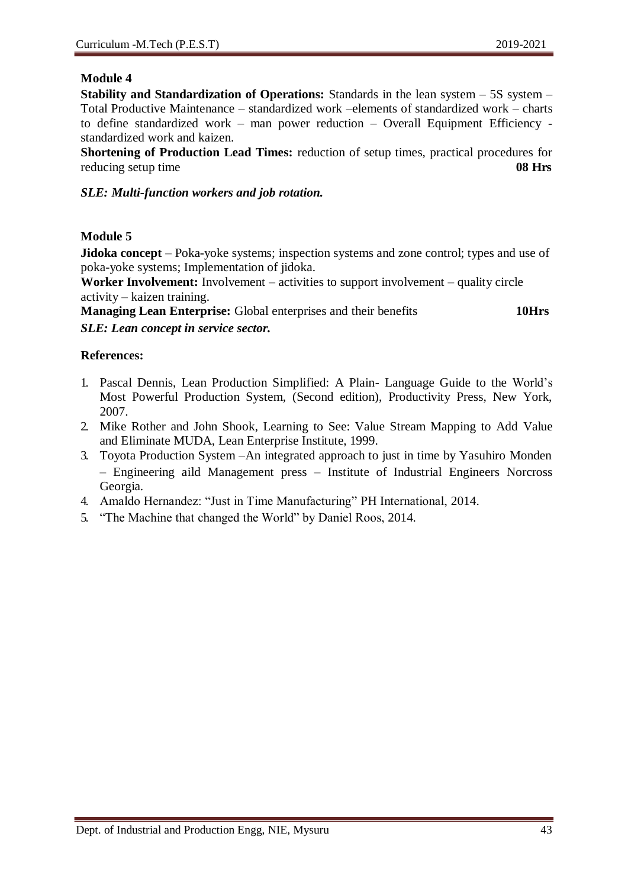**Module 4**

**Stability and Standardization of Operations:** Standards in the lean system – 5S system – Total Productive Maintenance – standardized work –elements of standardized work – charts to define standardized work – man power reduction – Overall Equipment Efficiency - standardized work and kaizen.

**Shortening of Production Lead Times:** reduction of setup times, practical procedures for reducing setup time **08 Hrs**

***SLE: Multi-function workers and job rotation.***

**Module 5**

**Jidoka concept** – Poka-yoke systems; inspection systems and zone control; types and use of poka-yoke systems; Implementation of jidoka.

**Worker Involvement:** Involvement – activities to support involvement – quality circle activity – kaizen training.

**Managing Lean Enterprise:** Global enterprises and their benefits **10Hrs**

***SLE: Lean concept in service sector.***

**References:**

1. Pascal Dennis, Lean Production Simplified: A Plain- Language Guide to the World's Most Powerful Production System, (Second edition), Productivity Press, New York, 2007.
2. Mike Rother and John Shook, Learning to See: Value Stream Mapping to Add Value and Eliminate MUDA, Lean Enterprise Institute, 1999.
3. Toyota Production System –An integrated approach to just in time by Yasuhiro Monden – Engineering aild Management press – Institute of Industrial Engineers Norcross Georgia.
4. Amaldo Hernandez: "Just in Time Manufacturing" PH International, 2014.
5. "The Machine that changed the World" by Daniel Roos, 2014.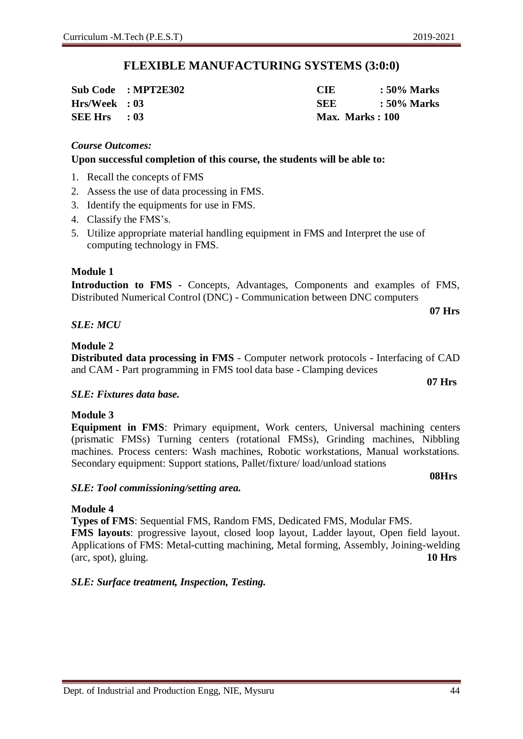# FLEXIBLE MANUFACTURING SYSTEMS (3:0:0)

| | | | |
|---|---|---|---|
| **Sub Code** | **: MPT2E302** | **CIE** | **: 50% Marks** |
| **Hrs/Week** | **: 03** | **SEE** | **: 50% Marks** |
| **SEE Hrs** | **: 03** | **Max. Marks** | **: 100** |

***Course Outcomes:***

**Upon successful completion of this course, the students will be able to:**

1. Recall the concepts of FMS
2. Assess the use of data processing in FMS.
3. Identify the equipments for use in FMS.
4. Classify the FMS's.
5. Utilize appropriate material handling equipment in FMS and Interpret the use of computing technology in FMS.

**Module 1**

**Introduction to FMS** - Concepts, Advantages, Components and examples of FMS, Distributed Numerical Control (DNC) - Communication between DNC computers

**07 Hrs**

*SLE: MCU*

**Module 2**

**Distributed data processing in FMS** - Computer network protocols - Interfacing of CAD and CAM - Part programming in FMS tool data base - Clamping devices

**07 Hrs**

***SLE: Fixtures data base.***

**Module 3**

**Equipment in FMS**: Primary equipment, Work centers, Universal machining centers (prismatic FMSs) Turning centers (rotational FMSs), Grinding machines, Nibbling machines. Process centers: Wash machines, Robotic workstations, Manual workstations. Secondary equipment: Support stations, Pallet/fixture/ load/unload stations

**08Hrs**

***SLE: Tool commissioning/setting area.***

**Module 4**

**Types of FMS**: Sequential FMS, Random FMS, Dedicated FMS, Modular FMS.

**FMS layouts**: progressive layout, closed loop layout, Ladder layout, Open field layout. Applications of FMS: Metal-cutting machining, Metal forming, Assembly, Joining-welding (arc, spot), gluing. **10 Hrs**

***SLE: Surface treatment, Inspection, Testing.***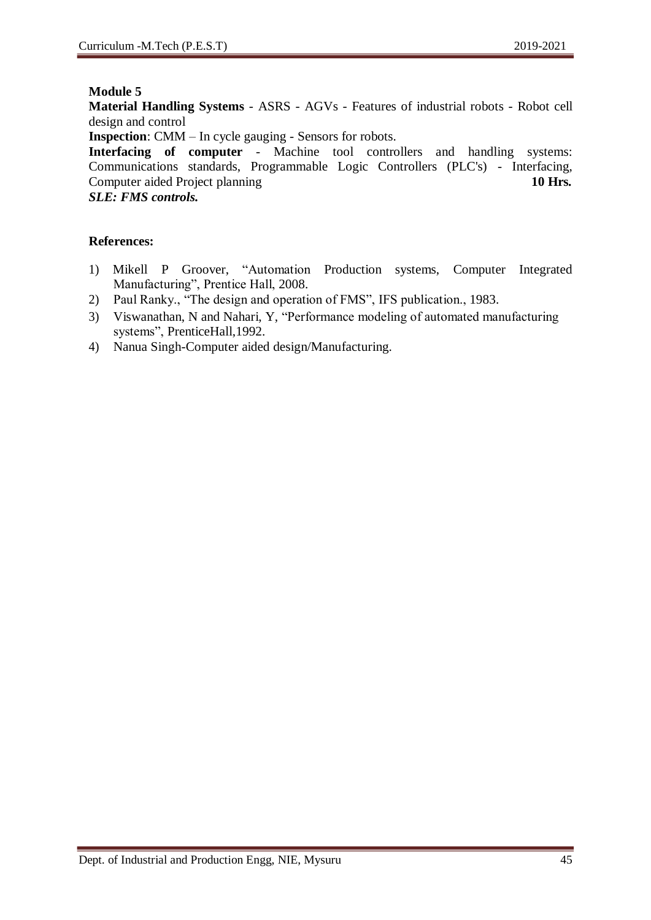**Module 5**

**Material Handling Systems** - ASRS - AGVs - Features of industrial robots - Robot cell design and control

**Inspection**: CMM – In cycle gauging - Sensors for robots.

**Interfacing of computer** - Machine tool controllers and handling systems: Communications standards, Programmable Logic Controllers (PLC's) - Interfacing, Computer aided Project planning **10 Hrs.**

***SLE: FMS controls.***

**References:**

1) Mikell P Groover, "Automation Production systems, Computer Integrated Manufacturing", Prentice Hall, 2008.
2) Paul Ranky., "The design and operation of FMS", IFS publication., 1983.
3) Viswanathan, N and Nahari, Y, "Performance modeling of automated manufacturing systems", PrenticeHall,1992.
4) Nanua Singh-Computer aided design/Manufacturing.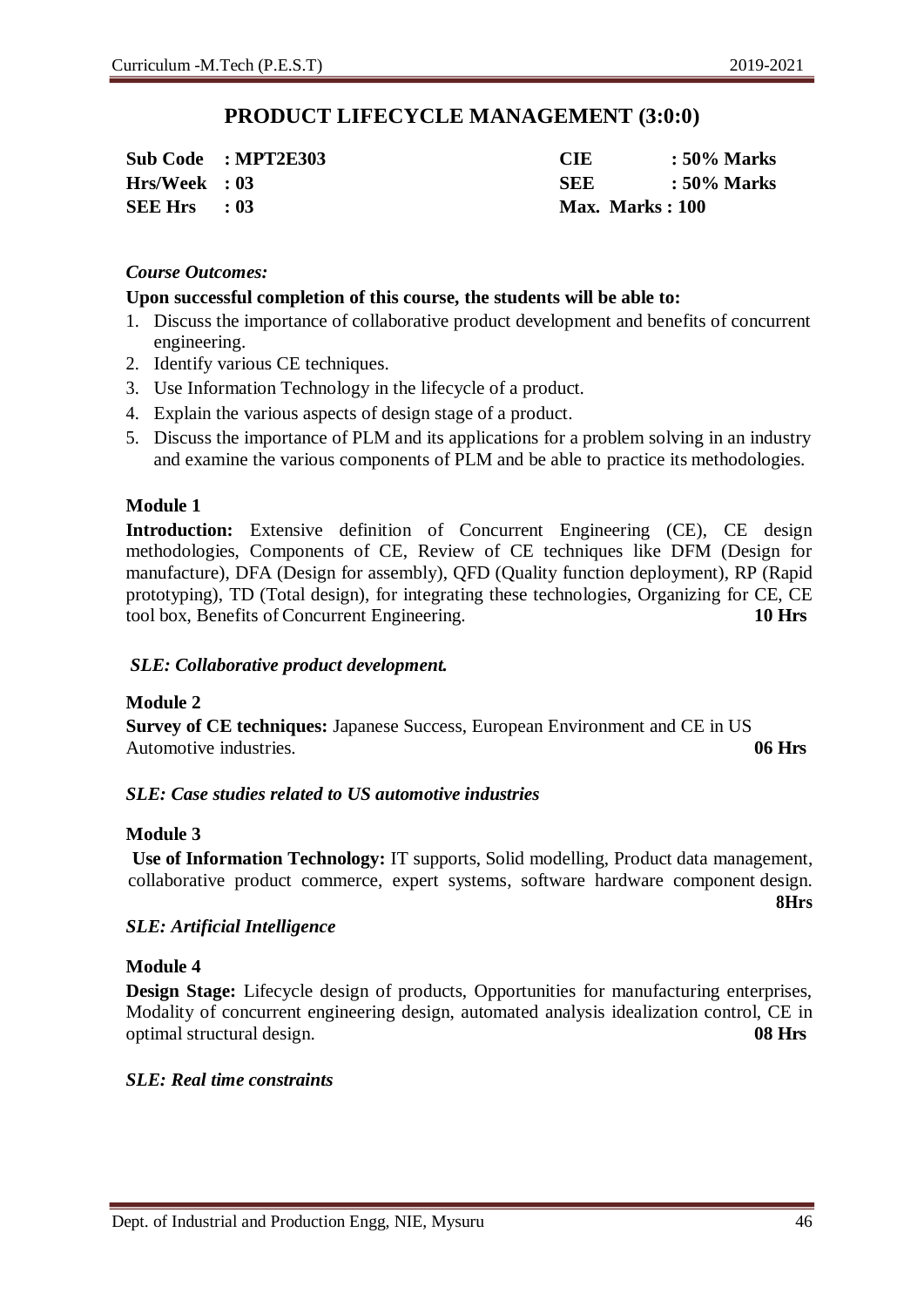# PRODUCT LIFECYCLE MANAGEMENT (3:0:0)

| | | | |
|---|---|---|---|
| **Sub Code** | **: MPT2E303** | **CIE** | **: 50% Marks** |
| **Hrs/Week** | **: 03** | **SEE** | **: 50% Marks** |
| **SEE Hrs** | **: 03** | **Max. Marks : 100** | |

***Course Outcomes:***

**Upon successful completion of this course, the students will be able to:**

1. Discuss the importance of collaborative product development and benefits of concurrent engineering.
2. Identify various CE techniques.
3. Use Information Technology in the lifecycle of a product.
4. Explain the various aspects of design stage of a product.
5. Discuss the importance of PLM and its applications for a problem solving in an industry and examine the various components of PLM and be able to practice its methodologies.

**Module 1**

**Introduction:** Extensive definition of Concurrent Engineering (CE), CE design methodologies, Components of CE, Review of CE techniques like DFM (Design for manufacture), DFA (Design for assembly), QFD (Quality function deployment), RP (Rapid prototyping), TD (Total design), for integrating these technologies, Organizing for CE, CE tool box, Benefits of Concurrent Engineering. **10 Hrs**

***SLE: Collaborative product development.***

**Module 2**

**Survey of CE techniques:** Japanese Success, European Environment and CE in US Automotive industries. **06 Hrs**

***SLE: Case studies related to US automotive industries***

**Module 3**

**Use of Information Technology:** IT supports, Solid modelling, Product data management, collaborative product commerce, expert systems, software hardware component design. **8Hrs**

***SLE: Artificial Intelligence***

**Module 4**

**Design Stage:** Lifecycle design of products, Opportunities for manufacturing enterprises, Modality of concurrent engineering design, automated analysis idealization control, CE in optimal structural design. **08 Hrs**

***SLE: Real time constraints***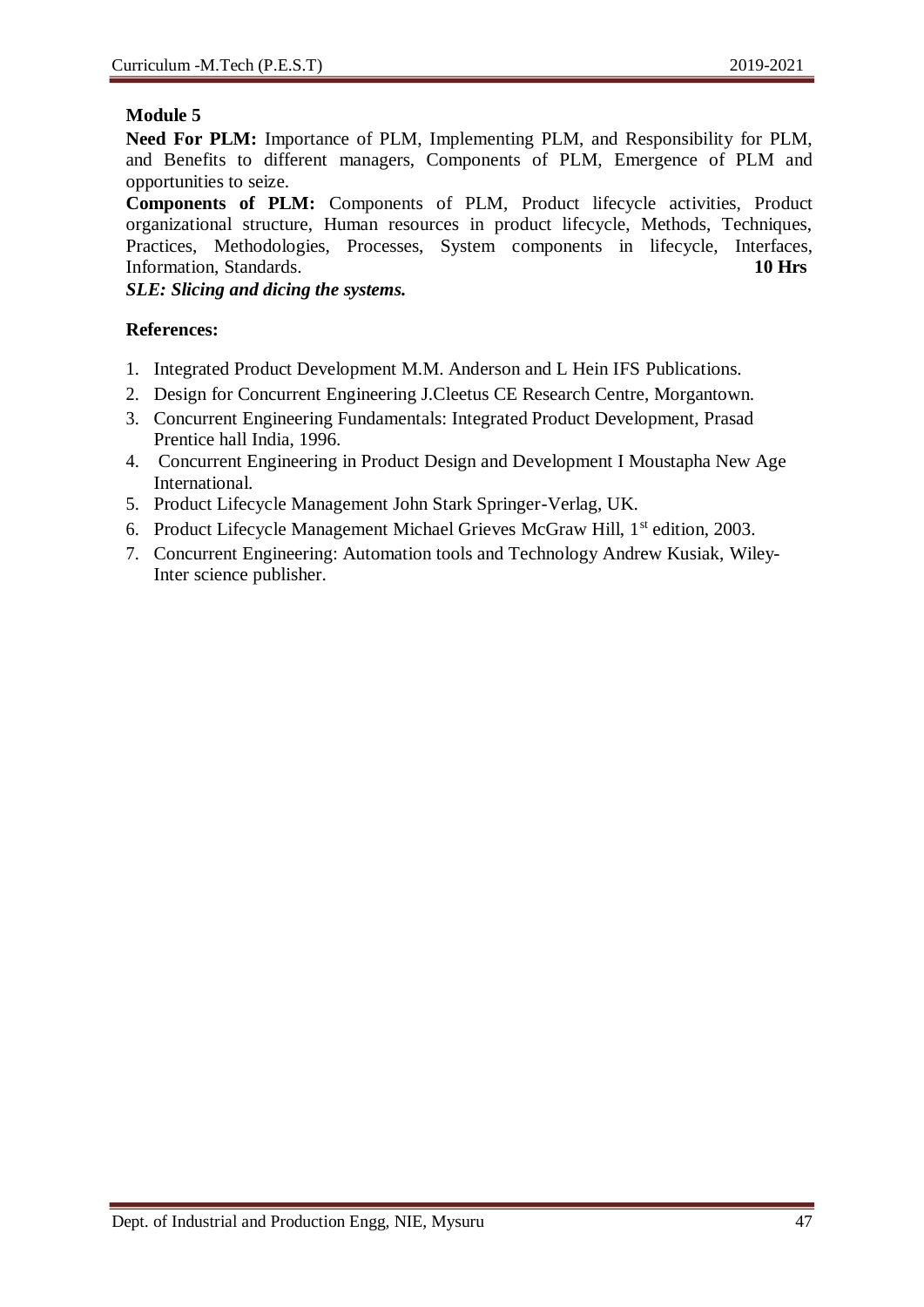**Module 5**

**Need For PLM:** Importance of PLM, Implementing PLM, and Responsibility for PLM, and Benefits to different managers, Components of PLM, Emergence of PLM and opportunities to seize.

**Components of PLM:** Components of PLM, Product lifecycle activities, Product organizational structure, Human resources in product lifecycle, Methods, Techniques, Practices, Methodologies, Processes, System components in lifecycle, Interfaces, Information, Standards. **10 Hrs**

***SLE: Slicing and dicing the systems.***

**References:**

1. Integrated Product Development M.M. Anderson and L Hein IFS Publications.
2. Design for Concurrent Engineering J.Cleetus CE Research Centre, Morgantown.
3. Concurrent Engineering Fundamentals: Integrated Product Development, Prasad Prentice hall India, 1996.
4. Concurrent Engineering in Product Design and Development I Moustapha New Age International.
5. Product Lifecycle Management John Stark Springer-Verlag, UK.
6. Product Lifecycle Management Michael Grieves McGraw Hill, 1st edition, 2003.
7. Concurrent Engineering: Automation tools and Technology Andrew Kusiak, Wiley-Inter science publisher.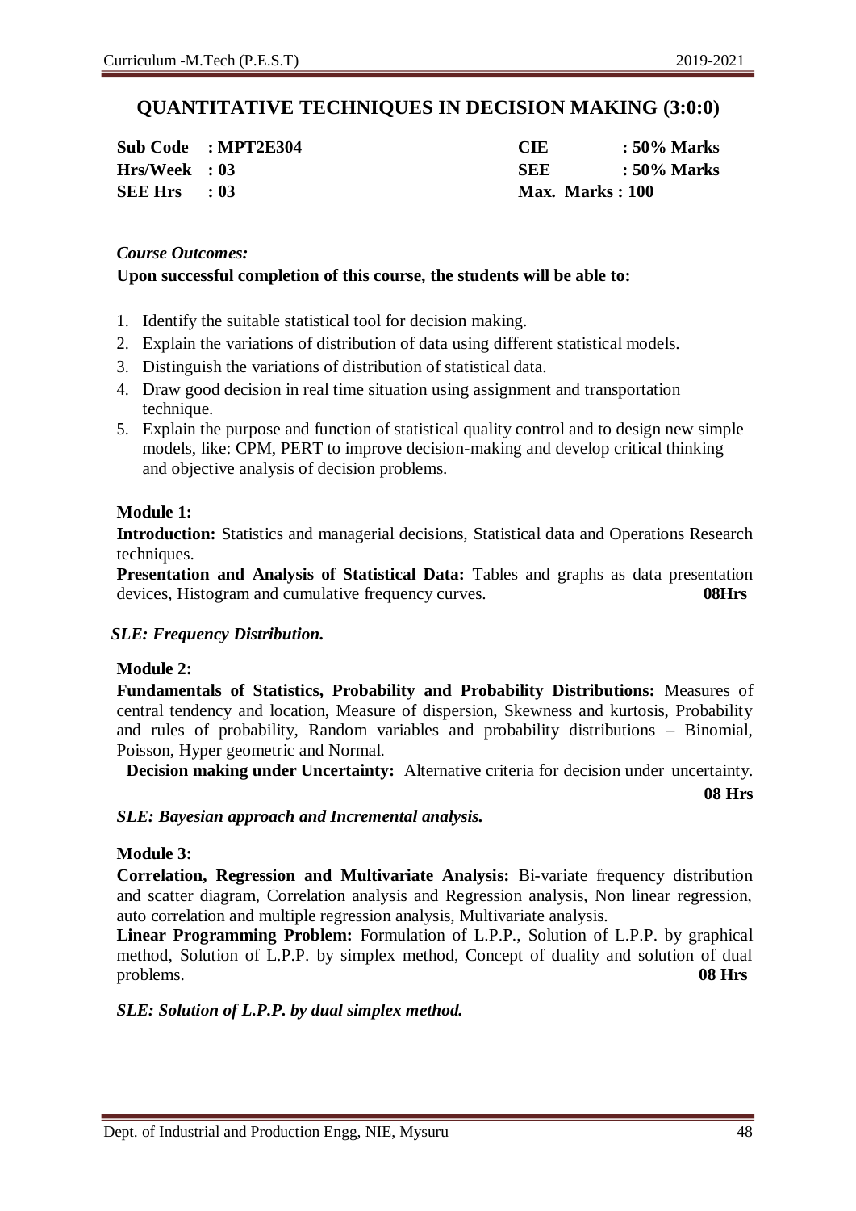## QUANTITATIVE TECHNIQUES IN DECISION MAKING (3:0:0)

| | | | |
|---|---|---|---|
| **Sub Code** | **: MPT2E304** | **CIE** | **: 50% Marks** |
| **Hrs/Week** | **: 03** | **SEE** | **: 50% Marks** |
| **SEE Hrs** | **: 03** | **Max. Marks : 100** | |

*Course Outcomes:*

**Upon successful completion of this course, the students will be able to:**

1. Identify the suitable statistical tool for decision making.
2. Explain the variations of distribution of data using different statistical models.
3. Distinguish the variations of distribution of statistical data.
4. Draw good decision in real time situation using assignment and transportation technique.
5. Explain the purpose and function of statistical quality control and to design new simple models, like: CPM, PERT to improve decision-making and develop critical thinking and objective analysis of decision problems.

**Module 1:**

**Introduction:** Statistics and managerial decisions, Statistical data and Operations Research techniques.

**Presentation and Analysis of Statistical Data:** Tables and graphs as data presentation devices, Histogram and cumulative frequency curves. **08Hrs**

***SLE: Frequency Distribution.***

**Module 2:**

**Fundamentals of Statistics, Probability and Probability Distributions:** Measures of central tendency and location, Measure of dispersion, Skewness and kurtosis, Probability and rules of probability, Random variables and probability distributions – Binomial, Poisson, Hyper geometric and Normal.

**Decision making under Uncertainty:** Alternative criteria for decision under uncertainty. **08 Hrs**

***SLE: Bayesian approach and Incremental analysis.***

**Module 3:**

**Correlation, Regression and Multivariate Analysis:** Bi-variate frequency distribution and scatter diagram, Correlation analysis and Regression analysis, Non linear regression, auto correlation and multiple regression analysis, Multivariate analysis.

**Linear Programming Problem:** Formulation of L.P.P., Solution of L.P.P. by graphical method, Solution of L.P.P. by simplex method, Concept of duality and solution of dual problems. **08 Hrs**

***SLE: Solution of L.P.P. by dual simplex method.***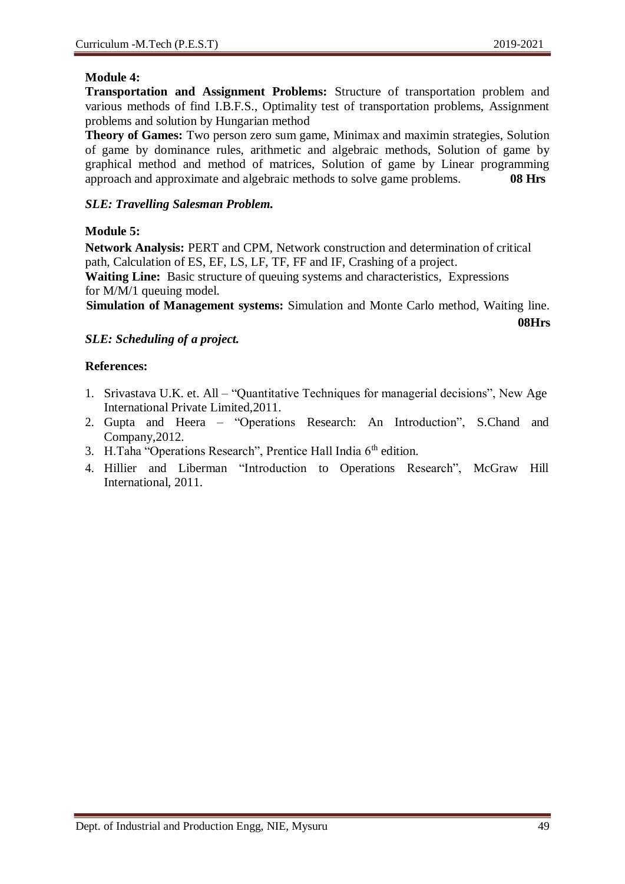**Module 4:**

**Transportation and Assignment Problems:** Structure of transportation problem and various methods of find I.B.F.S., Optimality test of transportation problems, Assignment problems and solution by Hungarian method

**Theory of Games:** Two person zero sum game, Minimax and maximin strategies, Solution of game by dominance rules, arithmetic and algebraic methods, Solution of game by graphical method and method of matrices, Solution of game by Linear programming approach and approximate and algebraic methods to solve game problems. **08 Hrs**

***SLE: Travelling Salesman Problem.***

**Module 5:**

**Network Analysis:** PERT and CPM, Network construction and determination of critical path, Calculation of ES, EF, LS, LF, TF, FF and IF, Crashing of a project.

**Waiting Line:** Basic structure of queuing systems and characteristics, Expressions for M/M/1 queuing model.

**Simulation of Management systems:** Simulation and Monte Carlo method, Waiting line.

**08Hrs**

***SLE: Scheduling of a project.***

**References:**

1. Srivastava U.K. et. All – "Quantitative Techniques for managerial decisions", New Age International Private Limited,2011.
2. Gupta and Heera – "Operations Research: An Introduction", S.Chand and Company,2012.
3. H.Taha "Operations Research", Prentice Hall India 6th edition.
4. Hillier and Liberman "Introduction to Operations Research", McGraw Hill International, 2011.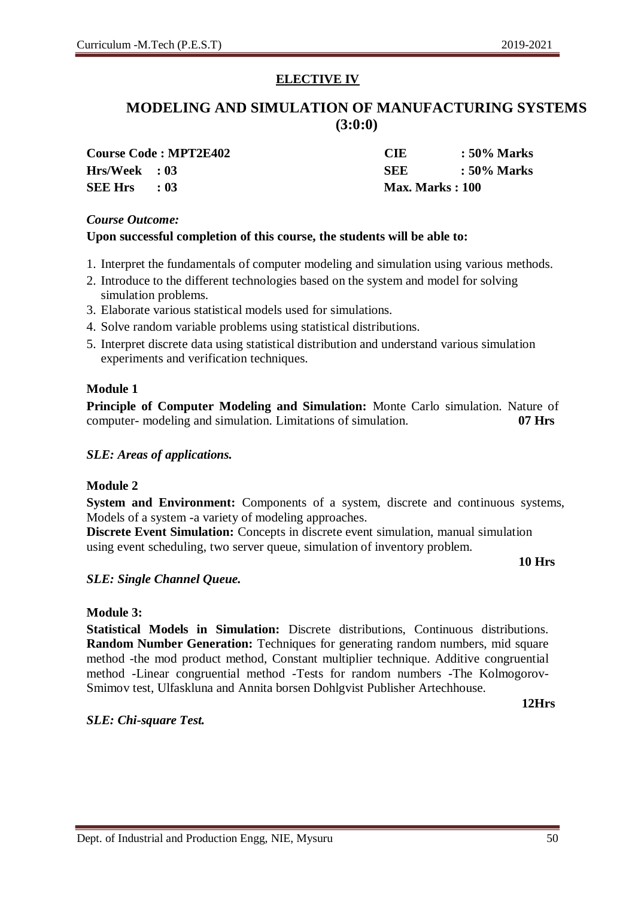**ELECTIVE IV**

## MODELING AND SIMULATION OF MANUFACTURING SYSTEMS (3:0:0)

| | |
|---|---|
| **Course Code : MPT2E402** | **CIE : 50% Marks** |
| **Hrs/Week : 03** | **SEE : 50% Marks** |
| **SEE Hrs : 03** | **Max. Marks : 100** |

*Course Outcome:*

**Upon successful completion of this course, the students will be able to:**

1. Interpret the fundamentals of computer modeling and simulation using various methods.
2. Introduce to the different technologies based on the system and model for solving simulation problems.
3. Elaborate various statistical models used for simulations.
4. Solve random variable problems using statistical distributions.
5. Interpret discrete data using statistical distribution and understand various simulation experiments and verification techniques.

**Module 1**

**Principle of Computer Modeling and Simulation:** Monte Carlo simulation. Nature of computer- modeling and simulation. Limitations of simulation. **07 Hrs**

***SLE: Areas of applications.***

**Module 2**

**System and Environment:** Components of a system, discrete and continuous systems, Models of a system -a variety of modeling approaches.

**Discrete Event Simulation:** Concepts in discrete event simulation, manual simulation using event scheduling, two server queue, simulation of inventory problem.

**10 Hrs**

***SLE: Single Channel Queue.***

**Module 3:**

**Statistical Models in Simulation:** Discrete distributions, Continuous distributions. **Random Number Generation:** Techniques for generating random numbers, mid square method -the mod product method, Constant multiplier technique. Additive congruential method -Linear congruential method -Tests for random numbers -The Kolmogorov-Smimov test, Ulfaskluna and Annita borsen Dohlgvist Publisher Artechhouse.

**12Hrs**

***SLE: Chi-square Test.***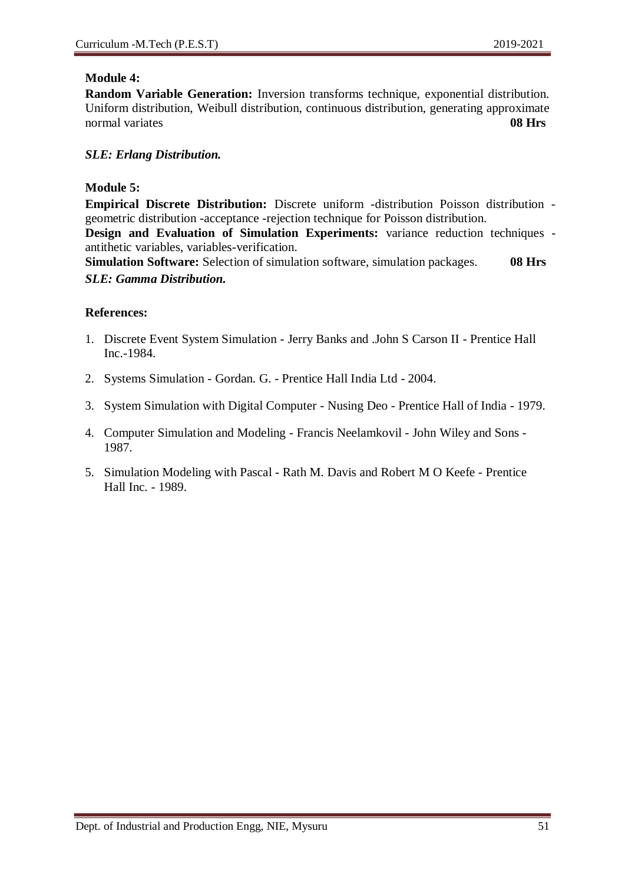**Module 4:**

**Random Variable Generation:** Inversion transforms technique, exponential distribution. Uniform distribution, Weibull distribution, continuous distribution, generating approximate normal variates **08 Hrs**

***SLE: Erlang Distribution.***

**Module 5:**

**Empirical Discrete Distribution:** Discrete uniform -distribution Poisson distribution - geometric distribution -acceptance -rejection technique for Poisson distribution.

**Design and Evaluation of Simulation Experiments:** variance reduction techniques - antithetic variables, variables-verification.

**Simulation Software:** Selection of simulation software, simulation packages. **08 Hrs**

***SLE: Gamma Distribution.***

**References:**

1. Discrete Event System Simulation - Jerry Banks and .John S Carson II - Prentice Hall Inc.-1984.
2. Systems Simulation - Gordan. G. - Prentice Hall India Ltd - 2004.
3. System Simulation with Digital Computer - Nusing Deo - Prentice Hall of India - 1979.
4. Computer Simulation and Modeling - Francis Neelamkovil - John Wiley and Sons - 1987.
5. Simulation Modeling with Pascal - Rath M. Davis and Robert M O Keefe - Prentice Hall Inc. - 1989.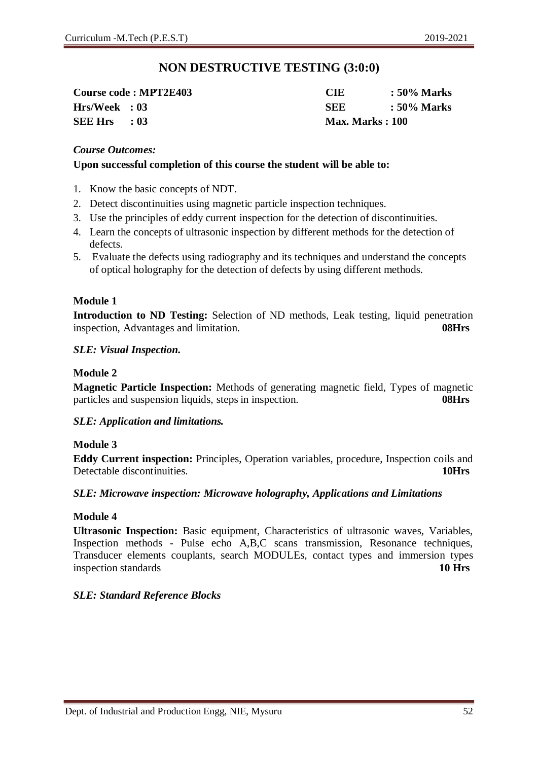# NON DESTRUCTIVE TESTING (3:0:0)

| | |
|---|---|
| **Course code : MPT2E403** | **CIE : 50% Marks** |
| **Hrs/Week : 03** | **SEE : 50% Marks** |
| **SEE Hrs : 03** | **Max. Marks : 100** |

*Course Outcomes:*

**Upon successful completion of this course the student will be able to:**

1. Know the basic concepts of NDT.
2. Detect discontinuities using magnetic particle inspection techniques.
3. Use the principles of eddy current inspection for the detection of discontinuities.
4. Learn the concepts of ultrasonic inspection by different methods for the detection of defects.
5. Evaluate the defects using radiography and its techniques and understand the concepts of optical holography for the detection of defects by using different methods.

**Module 1**

**Introduction to ND Testing:** Selection of ND methods, Leak testing, liquid penetration inspection, Advantages and limitation. **08Hrs**

***SLE: Visual Inspection.***

**Module 2**

**Magnetic Particle Inspection:** Methods of generating magnetic field, Types of magnetic particles and suspension liquids, steps in inspection. **08Hrs**

***SLE: Application and limitations.***

**Module 3**

**Eddy Current inspection:** Principles, Operation variables, procedure, Inspection coils and Detectable discontinuities. **10Hrs**

***SLE: Microwave inspection: Microwave holography, Applications and Limitations***

**Module 4**

**Ultrasonic Inspection:** Basic equipment, Characteristics of ultrasonic waves, Variables, Inspection methods - Pulse echo A,B,C scans transmission, Resonance techniques, Transducer elements couplants, search MODULEs, contact types and immersion types inspection standards **10 Hrs**

***SLE: Standard Reference Blocks***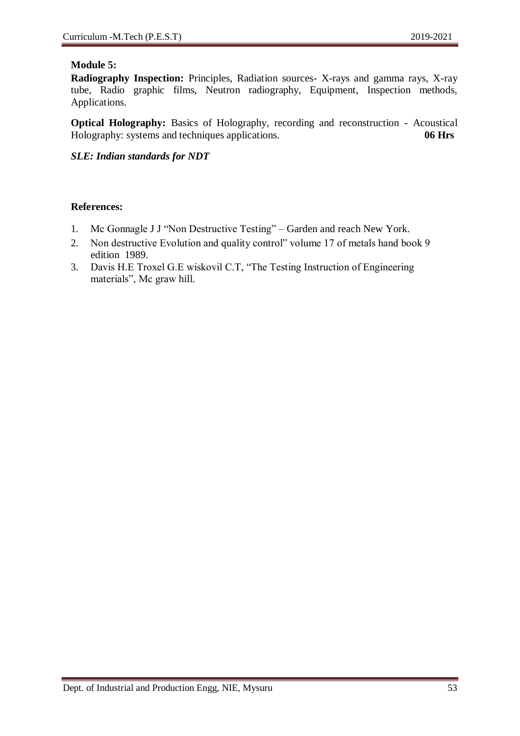**Module 5:**

**Radiography Inspection:** Principles, Radiation sources- X-rays and gamma rays, X-ray tube, Radio graphic films, Neutron radiography, Equipment, Inspection methods, Applications.

**Optical Holography:** Basics of Holography, recording and reconstruction - Acoustical Holography: systems and techniques applications. **06 Hrs**

***SLE: Indian standards for NDT***

**References:**

1. Mc Gonnagle J J "Non Destructive Testing" – Garden and reach New York.
2. Non destructive Evolution and quality control" volume 17 of metals hand book 9 edition 1989.
3. Davis H.E Troxel G.E wiskovil C.T, "The Testing Instruction of Engineering materials", Mc graw hill.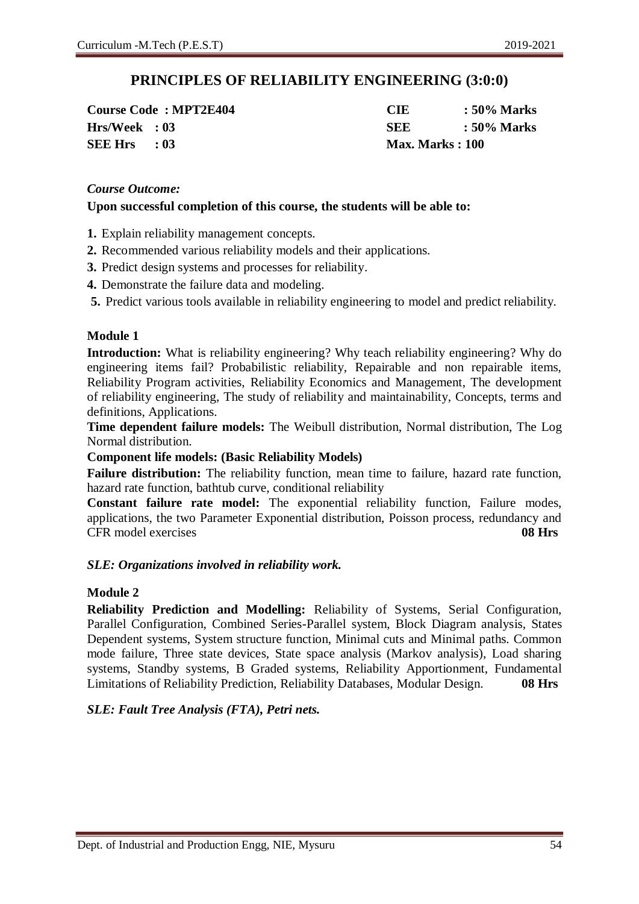# PRINCIPLES OF RELIABILITY ENGINEERING (3:0:0)

| | | | |
|---|---|---|---|
| **Course Code** | **: MPT2E404** | **CIE** | **: 50% Marks** |
| **Hrs/Week** | **: 03** | **SEE** | **: 50% Marks** |
| **SEE Hrs** | **: 03** | **Max. Marks : 100** | |

*Course Outcome:*

**Upon successful completion of this course, the students will be able to:**

1. Explain reliability management concepts.
2. Recommended various reliability models and their applications.
3. Predict design systems and processes for reliability.
4. Demonstrate the failure data and modeling.
5. Predict various tools available in reliability engineering to model and predict reliability.

### Module 1

**Introduction:** What is reliability engineering? Why teach reliability engineering? Why do engineering items fail? Probabilistic reliability, Repairable and non repairable items, Reliability Program activities, Reliability Economics and Management, The development of reliability engineering, The study of reliability and maintainability, Concepts, terms and definitions, Applications.

**Time dependent failure models:** The Weibull distribution, Normal distribution, The Log Normal distribution.

**Component life models: (Basic Reliability Models)**

**Failure distribution:** The reliability function, mean time to failure, hazard rate function, hazard rate function, bathtub curve, conditional reliability

**Constant failure rate model:** The exponential reliability function, Failure modes, applications, the two Parameter Exponential distribution, Poisson process, redundancy and CFR model exercises **08 Hrs**

***SLE: Organizations involved in reliability work.***

### Module 2

**Reliability Prediction and Modelling:** Reliability of Systems, Serial Configuration, Parallel Configuration, Combined Series-Parallel system, Block Diagram analysis, States Dependent systems, System structure function, Minimal cuts and Minimal paths. Common mode failure, Three state devices, State space analysis (Markov analysis), Load sharing systems, Standby systems, B Graded systems, Reliability Apportionment, Fundamental Limitations of Reliability Prediction, Reliability Databases, Modular Design. **08 Hrs**

***SLE: Fault Tree Analysis (FTA), Petri nets.***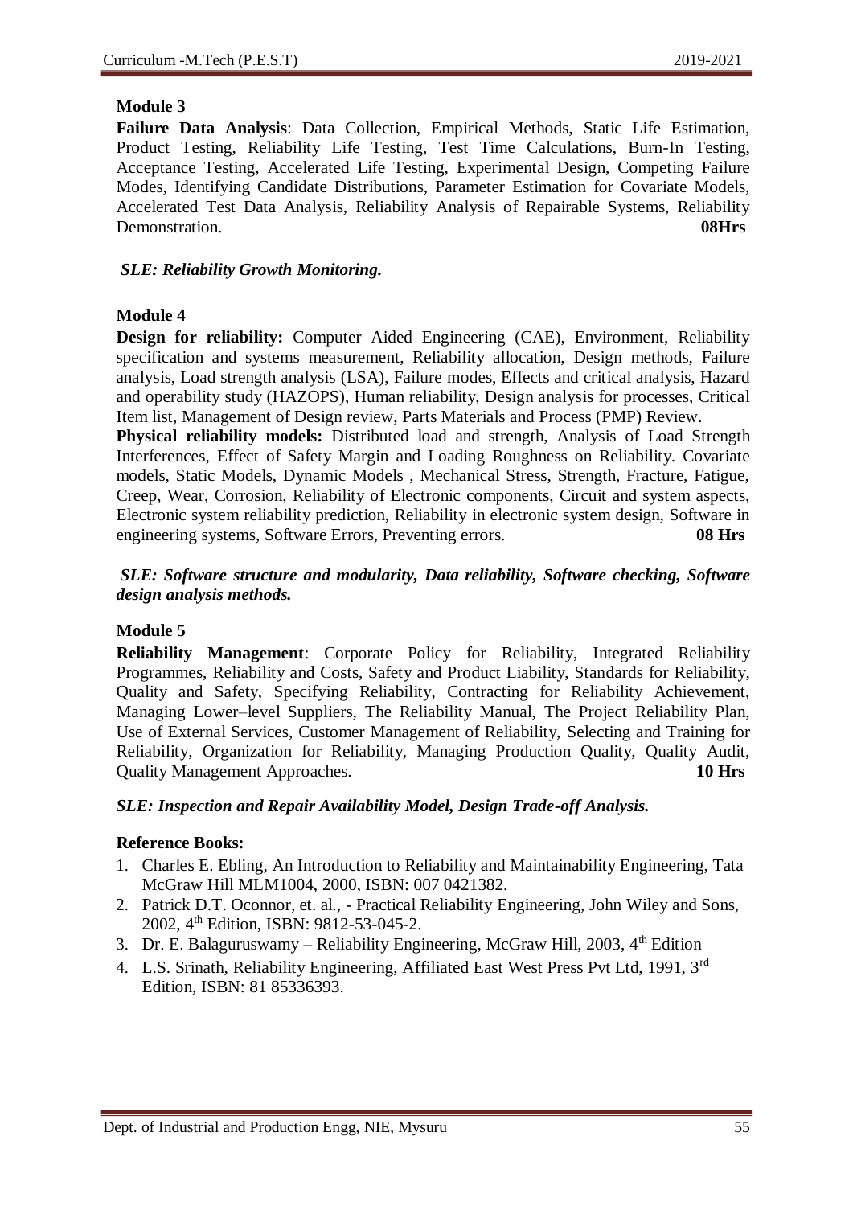## Module 3

**Failure Data Analysis**: Data Collection, Empirical Methods, Static Life Estimation, Product Testing, Reliability Life Testing, Test Time Calculations, Burn-In Testing, Acceptance Testing, Accelerated Life Testing, Experimental Design, Competing Failure Modes, Identifying Candidate Distributions, Parameter Estimation for Covariate Models, Accelerated Test Data Analysis, Reliability Analysis of Repairable Systems, Reliability Demonstration. **08Hrs**

***SLE: Reliability Growth Monitoring.***

## Module 4

**Design for reliability:** Computer Aided Engineering (CAE), Environment, Reliability specification and systems measurement, Reliability allocation, Design methods, Failure analysis, Load strength analysis (LSA), Failure modes, Effects and critical analysis, Hazard and operability study (HAZOPS), Human reliability, Design analysis for processes, Critical Item list, Management of Design review, Parts Materials and Process (PMP) Review.

**Physical reliability models:** Distributed load and strength, Analysis of Load Strength Interferences, Effect of Safety Margin and Loading Roughness on Reliability. Covariate models, Static Models, Dynamic Models , Mechanical Stress, Strength, Fracture, Fatigue, Creep, Wear, Corrosion, Reliability of Electronic components, Circuit and system aspects, Electronic system reliability prediction, Reliability in electronic system design, Software in engineering systems, Software Errors, Preventing errors. **08 Hrs**

***SLE: Software structure and modularity, Data reliability, Software checking, Software design analysis methods.***

## Module 5

**Reliability Management**: Corporate Policy for Reliability, Integrated Reliability Programmes, Reliability and Costs, Safety and Product Liability, Standards for Reliability, Quality and Safety, Specifying Reliability, Contracting for Reliability Achievement, Managing Lower–level Suppliers, The Reliability Manual, The Project Reliability Plan, Use of External Services, Customer Management of Reliability, Selecting and Training for Reliability, Organization for Reliability, Managing Production Quality, Quality Audit, Quality Management Approaches. **10 Hrs**

***SLE: Inspection and Repair Availability Model, Design Trade-off Analysis.***

### Reference Books:

1. Charles E. Ebling, An Introduction to Reliability and Maintainability Engineering, Tata McGraw Hill MLM1004, 2000, ISBN: 007 0421382.
2. Patrick D.T. Oconnor, et. al., - Practical Reliability Engineering, John Wiley and Sons, 2002, 4th Edition, ISBN: 9812-53-045-2.
3. Dr. E. Balaguruswamy – Reliability Engineering, McGraw Hill, 2003, 4th Edition
4. L.S. Srinath, Reliability Engineering, Affiliated East West Press Pvt Ltd, 1991, 3rd Edition, ISBN: 81 85336393.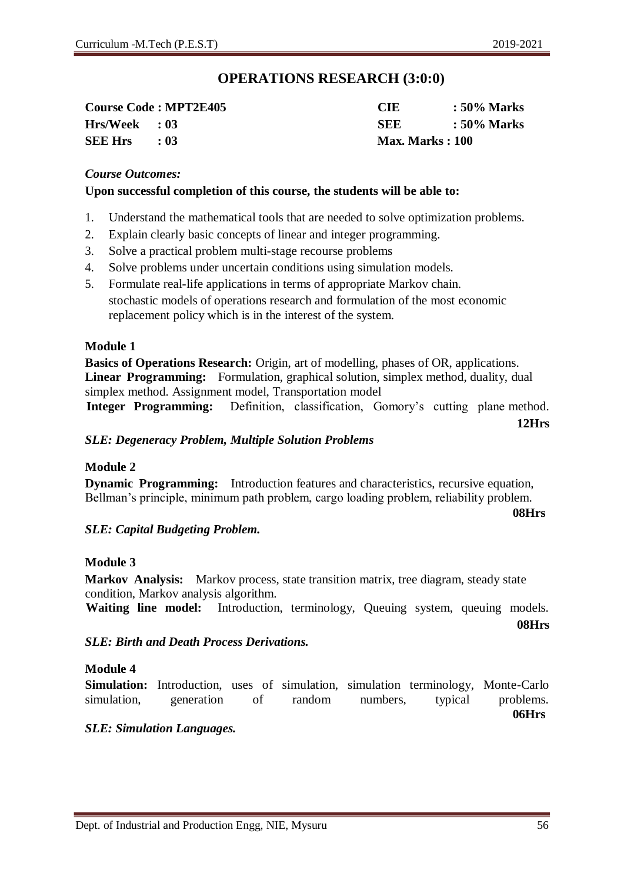# OPERATIONS RESEARCH (3:0:0)

| | | | |
|---|---|---|---|
| **Course Code : MPT2E405** | | **CIE** | **: 50% Marks** |
| **Hrs/Week** | **: 03** | **SEE** | **: 50% Marks** |
| **SEE Hrs** | **: 03** | **Max. Marks : 100** | |

*Course Outcomes:*

**Upon successful completion of this course, the students will be able to:**

1. Understand the mathematical tools that are needed to solve optimization problems.
2. Explain clearly basic concepts of linear and integer programming.
3. Solve a practical problem multi-stage recourse problems
4. Solve problems under uncertain conditions using simulation models.
5. Formulate real-life applications in terms of appropriate Markov chain.
   stochastic models of operations research and formulation of the most economic replacement policy which is in the interest of the system.

**Module 1**

**Basics of Operations Research:** Origin, art of modelling, phases of OR, applications.
**Linear Programming:** Formulation, graphical solution, simplex method, duality, dual simplex method. Assignment model, Transportation model
**Integer Programming:** Definition, classification, Gomory's cutting plane method.
**12Hrs**

*SLE: Degeneracy Problem, Multiple Solution Problems*

**Module 2**

**Dynamic Programming:** Introduction features and characteristics, recursive equation, Bellman's principle, minimum path problem, cargo loading problem, reliability problem.
**08Hrs**

*SLE: Capital Budgeting Problem.*

**Module 3**

**Markov Analysis:** Markov process, state transition matrix, tree diagram, steady state condition, Markov analysis algorithm.
**Waiting line model:** Introduction, terminology, Queuing system, queuing models.
**08Hrs**

*SLE: Birth and Death Process Derivations.*

**Module 4**

**Simulation:** Introduction, uses of simulation, simulation terminology, Monte-Carlo simulation, generation of random numbers, typical problems.
**06Hrs**

*SLE: Simulation Languages.*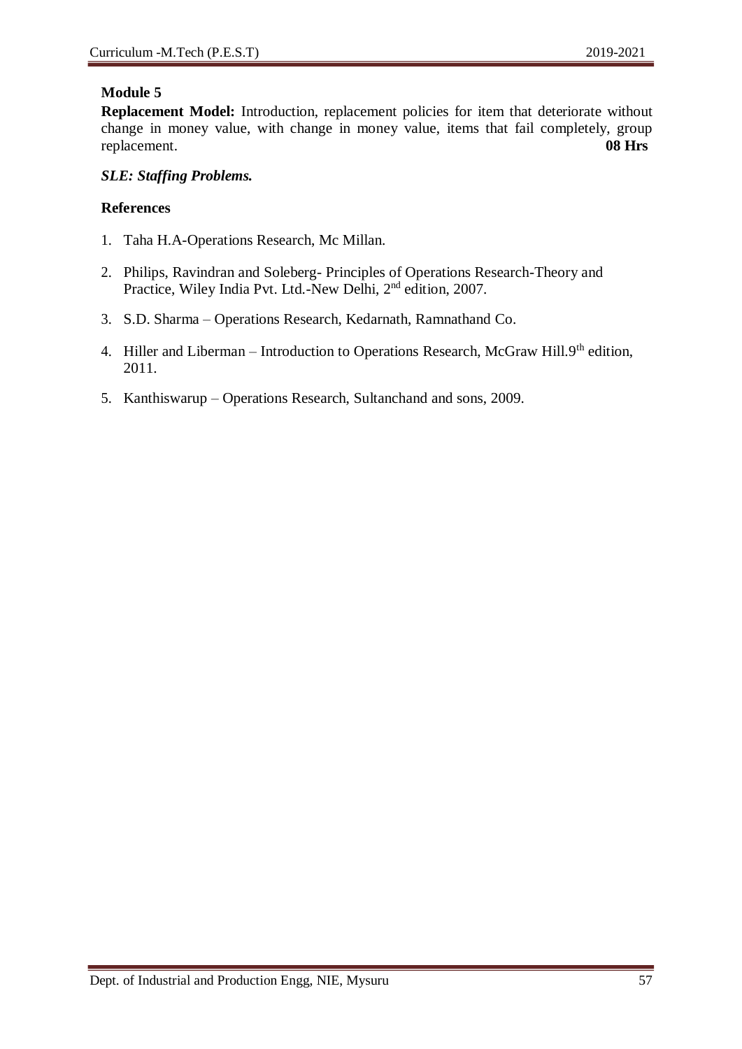**Module 5**

**Replacement Model:** Introduction, replacement policies for item that deteriorate without change in money value, with change in money value, items that fail completely, group replacement. **08 Hrs**

***SLE: Staffing Problems.***

**References**

1. Taha H.A-Operations Research, Mc Millan.
2. Philips, Ravindran and Soleberg- Principles of Operations Research-Theory and Practice, Wiley India Pvt. Ltd.-New Delhi, 2nd edition, 2007.
3. S.D. Sharma – Operations Research, Kedarnath, Ramnathand Co.
4. Hiller and Liberman – Introduction to Operations Research, McGraw Hill.9th edition, 2011.
5. Kanthiswarup – Operations Research, Sultanchand and sons, 2009.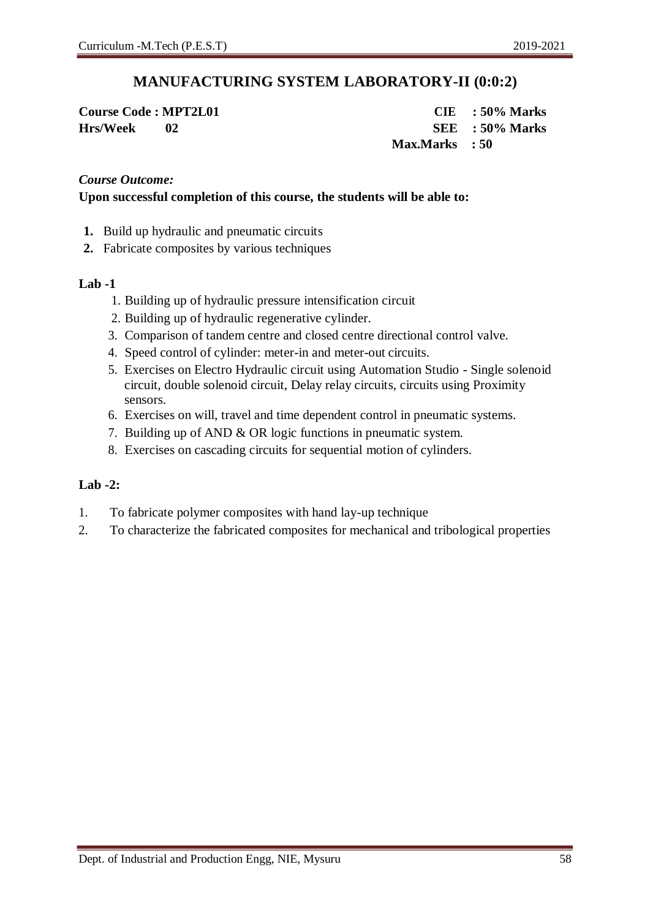# MANUFACTURING SYSTEM LABORATORY-II (0:0:2)

**Course Code : MPT2L01** | **CIE : 50% Marks**
**Hrs/Week 02** | **SEE : 50% Marks**
**Max.Marks : 50**

***Course Outcome:***

**Upon successful completion of this course, the students will be able to:**

1. Build up hydraulic and pneumatic circuits
2. Fabricate composites by various techniques

**Lab -1**

1. Building up of hydraulic pressure intensification circuit
2. Building up of hydraulic regenerative cylinder.
3. Comparison of tandem centre and closed centre directional control valve.
4. Speed control of cylinder: meter-in and meter-out circuits.
5. Exercises on Electro Hydraulic circuit using Automation Studio - Single solenoid circuit, double solenoid circuit, Delay relay circuits, circuits using Proximity sensors.
6. Exercises on will, travel and time dependent control in pneumatic systems.
7. Building up of AND & OR logic functions in pneumatic system.
8. Exercises on cascading circuits for sequential motion of cylinders.

**Lab -2:**

1. To fabricate polymer composites with hand lay-up technique
2. To characterize the fabricated composites for mechanical and tribological properties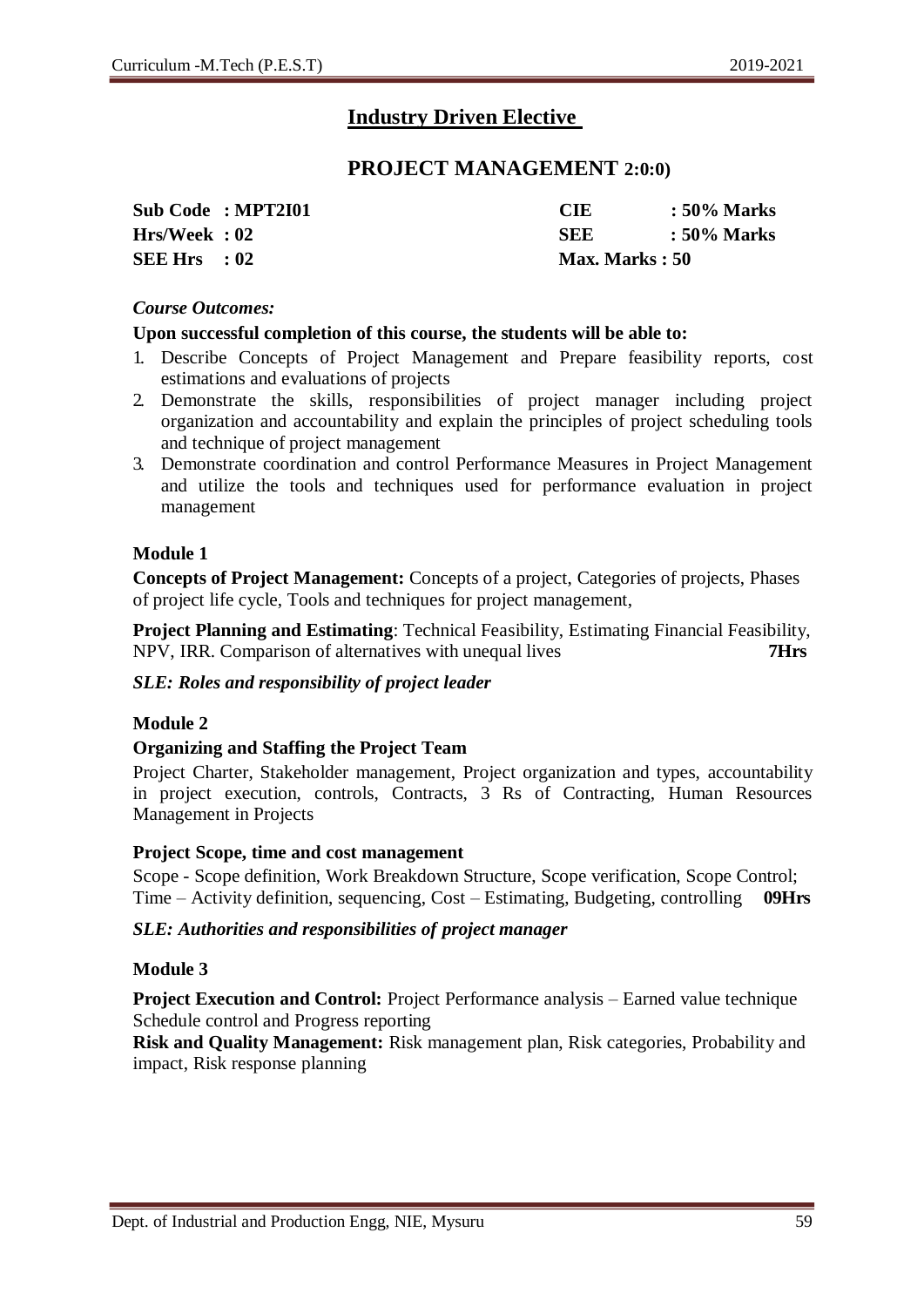# Industry Driven Elective

## PROJECT MANAGEMENT 2:0:0)

| | | | |
|---|---|---|---|
| **Sub Code** | **: MPT2I01** | **CIE** | **: 50% Marks** |
| **Hrs/Week** | **: 02** | **SEE** | **: 50% Marks** |
| **SEE Hrs** | **: 02** | **Max. Marks : 50** | |

*Course Outcomes:*

**Upon successful completion of this course, the students will be able to:**

1. Describe Concepts of Project Management and Prepare feasibility reports, cost estimations and evaluations of projects
2. Demonstrate the skills, responsibilities of project manager including project organization and accountability and explain the principles of project scheduling tools and technique of project management
3. Demonstrate coordination and control Performance Measures in Project Management and utilize the tools and techniques used for performance evaluation in project management

**Module 1**

**Concepts of Project Management:** Concepts of a project, Categories of projects, Phases of project life cycle, Tools and techniques for project management,

**Project Planning and Estimating**: Technical Feasibility, Estimating Financial Feasibility, NPV, IRR. Comparison of alternatives with unequal lives **7Hrs**

***SLE: Roles and responsibility of project leader***

**Module 2**

**Organizing and Staffing the Project Team**

Project Charter, Stakeholder management, Project organization and types, accountability in project execution, controls, Contracts, 3 Rs of Contracting, Human Resources Management in Projects

**Project Scope, time and cost management**

Scope - Scope definition, Work Breakdown Structure, Scope verification, Scope Control; Time – Activity definition, sequencing, Cost – Estimating, Budgeting, controlling **09Hrs**

***SLE: Authorities and responsibilities of project manager***

**Module 3**

**Project Execution and Control:** Project Performance analysis – Earned value technique Schedule control and Progress reporting

**Risk and Quality Management:** Risk management plan, Risk categories, Probability and impact, Risk response planning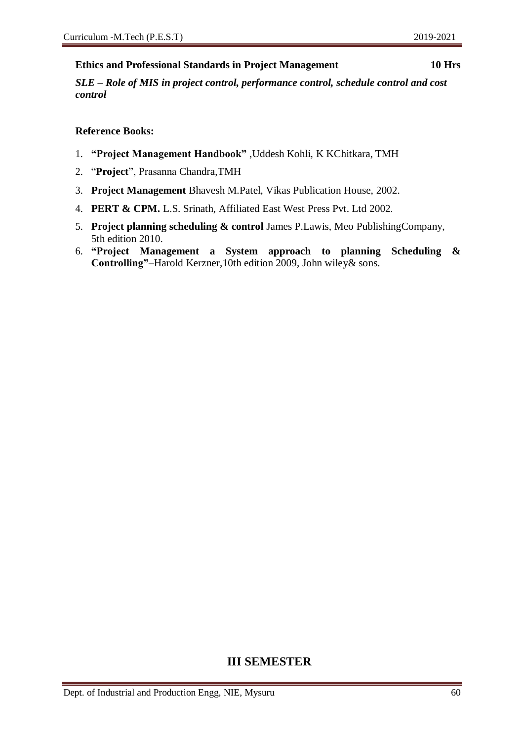**Ethics and Professional Standards in Project Management** **10 Hrs**

***SLE – Role of MIS in project control, performance control, schedule control and cost control***

**Reference Books:**

1. **"Project Management Handbook"** ,Uddesh Kohli, K KChitkara, TMH
2. "**Project**", Prasanna Chandra,TMH
3. **Project Management** Bhavesh M.Patel, Vikas Publication House, 2002.
4. **PERT & CPM.** L.S. Srinath, Affiliated East West Press Pvt. Ltd 2002.
5. **Project planning scheduling & control** James P.Lawis, Meo PublishingCompany, 5th edition 2010.
6. **"Project Management a System approach to planning Scheduling & Controlling"**–Harold Kerzner,10th edition 2009, John wiley& sons.

## III SEMESTER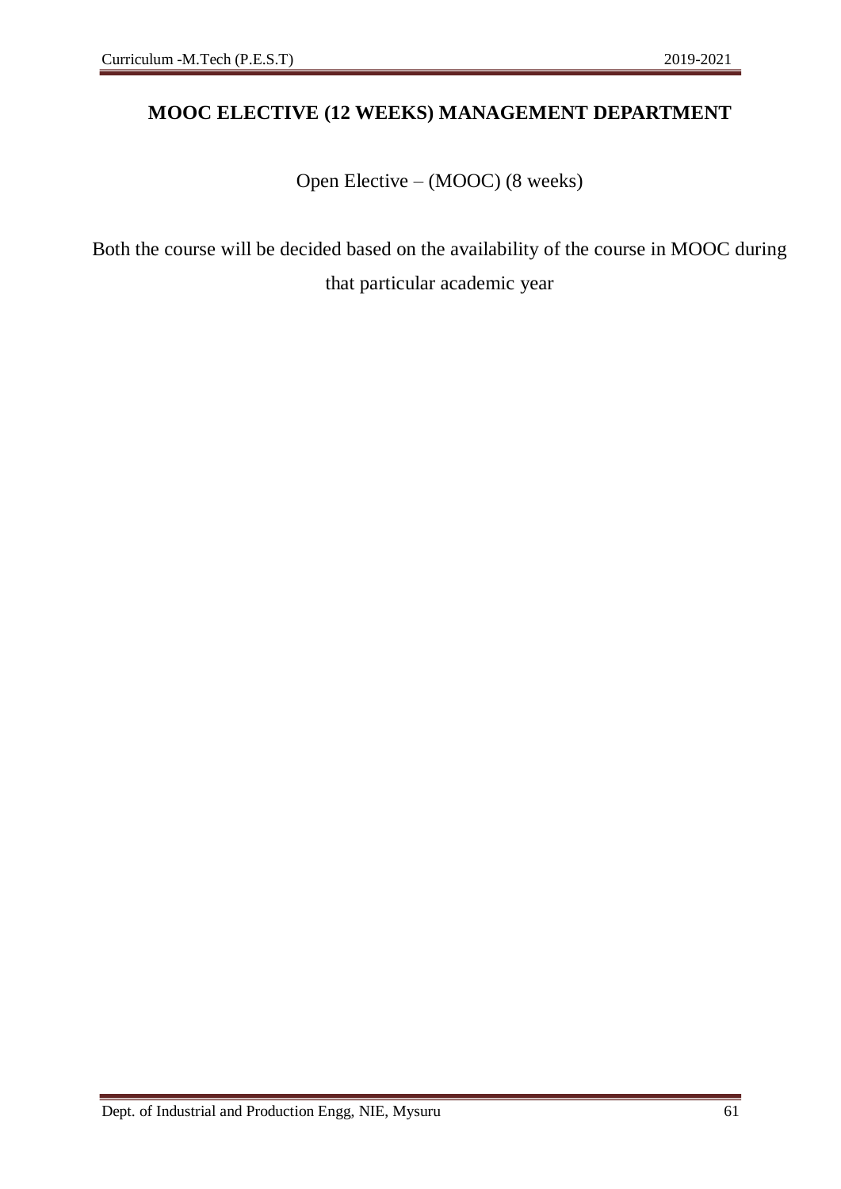## MOOC ELECTIVE (12 WEEKS) MANAGEMENT DEPARTMENT

Open Elective – (MOOC) (8 weeks)

Both the course will be decided based on the availability of the course in MOOC during that particular academic year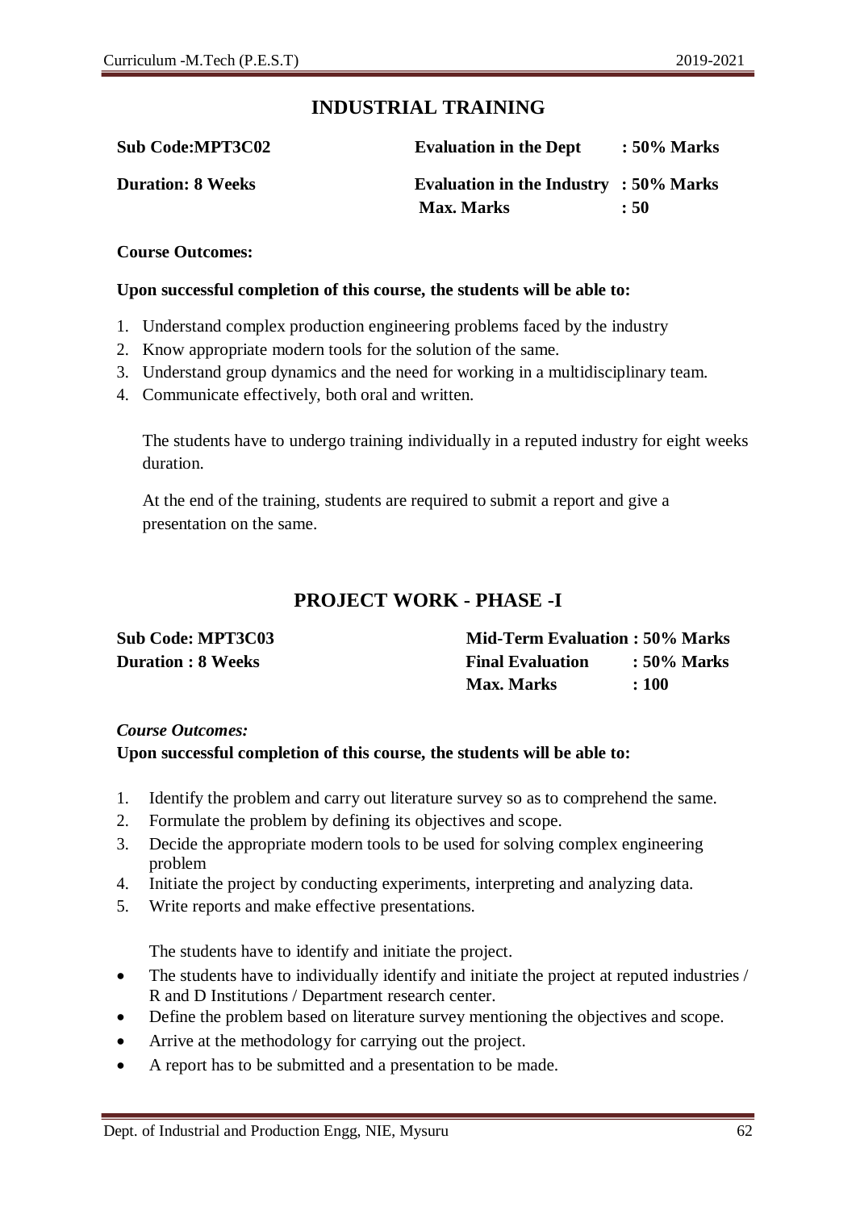## INDUSTRIAL TRAINING

| | | |
|---|---|---|
| **Sub Code:MPT3C02** | **Evaluation in the Dept** | **: 50% Marks** |
| **Duration: 8 Weeks** | **Evaluation in the Industry** | **: 50% Marks** |
| | **Max. Marks** | **: 50** |

**Course Outcomes:**

**Upon successful completion of this course, the students will be able to:**

1. Understand complex production engineering problems faced by the industry
2. Know appropriate modern tools for the solution of the same.
3. Understand group dynamics and the need for working in a multidisciplinary team.
4. Communicate effectively, both oral and written.

The students have to undergo training individually in a reputed industry for eight weeks duration.

At the end of the training, students are required to submit a report and give a presentation on the same.

## PROJECT WORK - PHASE -I

| | | |
|---|---|---|
| **Sub Code: MPT3C03** | **Mid-Term Evaluation** | **: 50% Marks** |
| **Duration : 8 Weeks** | **Final Evaluation** | **: 50% Marks** |
| | **Max. Marks** | **: 100** |

***Course Outcomes:***

**Upon successful completion of this course, the students will be able to:**

1. Identify the problem and carry out literature survey so as to comprehend the same.
2. Formulate the problem by defining its objectives and scope.
3. Decide the appropriate modern tools to be used for solving complex engineering problem
4. Initiate the project by conducting experiments, interpreting and analyzing data.
5. Write reports and make effective presentations.

The students have to identify and initiate the project.

- The students have to individually identify and initiate the project at reputed industries / R and D Institutions / Department research center.
- Define the problem based on literature survey mentioning the objectives and scope.
- Arrive at the methodology for carrying out the project.
- A report has to be submitted and a presentation to be made.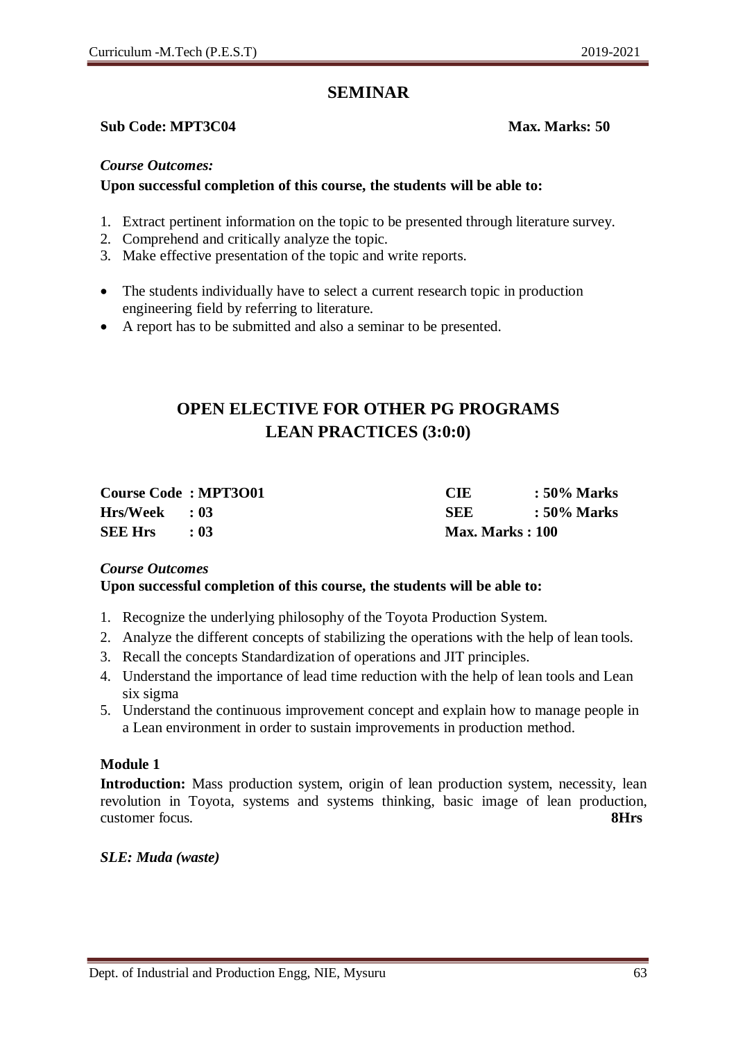## SEMINAR

**Sub Code: MPT3C04** **Max. Marks: 50**

*Course Outcomes:*

**Upon successful completion of this course, the students will be able to:**

1. Extract pertinent information on the topic to be presented through literature survey.
2. Comprehend and critically analyze the topic.
3. Make effective presentation of the topic and write reports.

- The students individually have to select a current research topic in production engineering field by referring to literature.
- A report has to be submitted and also a seminar to be presented.

## OPEN ELECTIVE FOR OTHER PG PROGRAMS
## LEAN PRACTICES (3:0:0)

| | | | |
|---|---|---|---|
| **Course Code** | **: MPT3O01** | **CIE** | **: 50% Marks** |
| **Hrs/Week** | **: 03** | **SEE** | **: 50% Marks** |
| **SEE Hrs** | **: 03** | **Max. Marks : 100** | |

*Course Outcomes*

**Upon successful completion of this course, the students will be able to:**

1. Recognize the underlying philosophy of the Toyota Production System.
2. Analyze the different concepts of stabilizing the operations with the help of lean tools.
3. Recall the concepts Standardization of operations and JIT principles.
4. Understand the importance of lead time reduction with the help of lean tools and Lean six sigma
5. Understand the continuous improvement concept and explain how to manage people in a Lean environment in order to sustain improvements in production method.

**Module 1**

**Introduction:** Mass production system, origin of lean production system, necessity, lean revolution in Toyota, systems and systems thinking, basic image of lean production, customer focus. **8Hrs**

***SLE: Muda (waste)***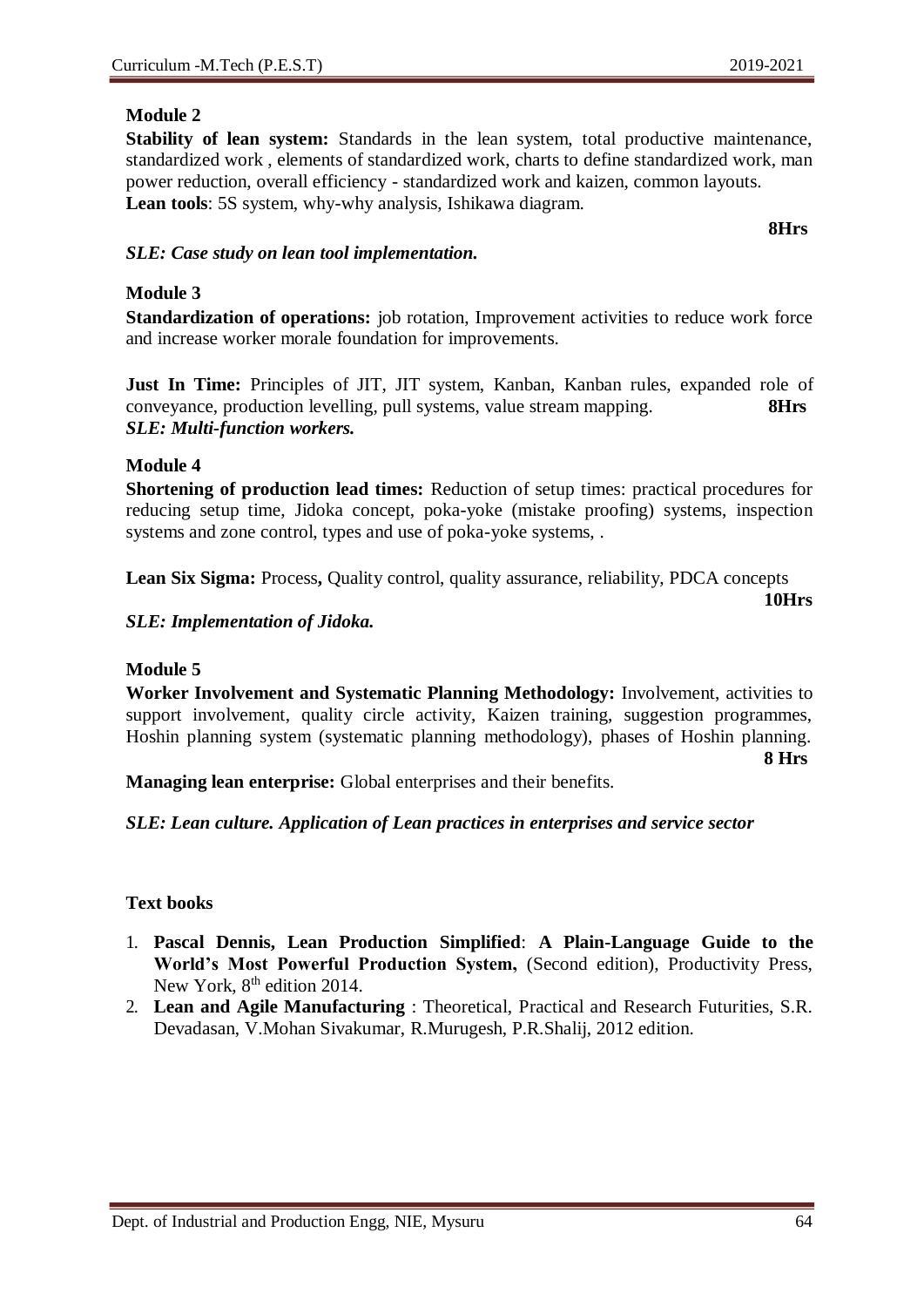**Module 2**

**Stability of lean system:** Standards in the lean system, total productive maintenance, standardized work , elements of standardized work, charts to define standardized work, man power reduction, overall efficiency - standardized work and kaizen, common layouts.
**Lean tools**: 5S system, why-why analysis, Ishikawa diagram.

**8Hrs**

***SLE: Case study on lean tool implementation.***

**Module 3**

**Standardization of operations:** job rotation, Improvement activities to reduce work force and increase worker morale foundation for improvements.

**Just In Time:** Principles of JIT, JIT system, Kanban, Kanban rules, expanded role of conveyance, production levelling, pull systems, value stream mapping. **8Hrs**
***SLE: Multi-function workers.***

**Module 4**

**Shortening of production lead times:** Reduction of setup times: practical procedures for reducing setup time, Jidoka concept, poka-yoke (mistake proofing) systems, inspection systems and zone control, types and use of poka-yoke systems, .

**Lean Six Sigma:** Process**,** Quality control, quality assurance, reliability, PDCA concepts

**10Hrs**

***SLE: Implementation of Jidoka.***

**Module 5**

**Worker Involvement and Systematic Planning Methodology:** Involvement, activities to support involvement, quality circle activity, Kaizen training, suggestion programmes, Hoshin planning system (systematic planning methodology), phases of Hoshin planning.

**8 Hrs**

**Managing lean enterprise:** Global enterprises and their benefits.

***SLE: Lean culture. Application of Lean practices in enterprises and service sector***

**Text books**

1. **Pascal Dennis, Lean Production Simplified**: **A Plain-Language Guide to the World's Most Powerful Production System,** (Second edition), Productivity Press, New York, 8th edition 2014.
2. **Lean and Agile Manufacturing** : Theoretical, Practical and Research Futurities, S.R. Devadasan, V.Mohan Sivakumar, R.Murugesh, P.R.Shalij, 2012 edition.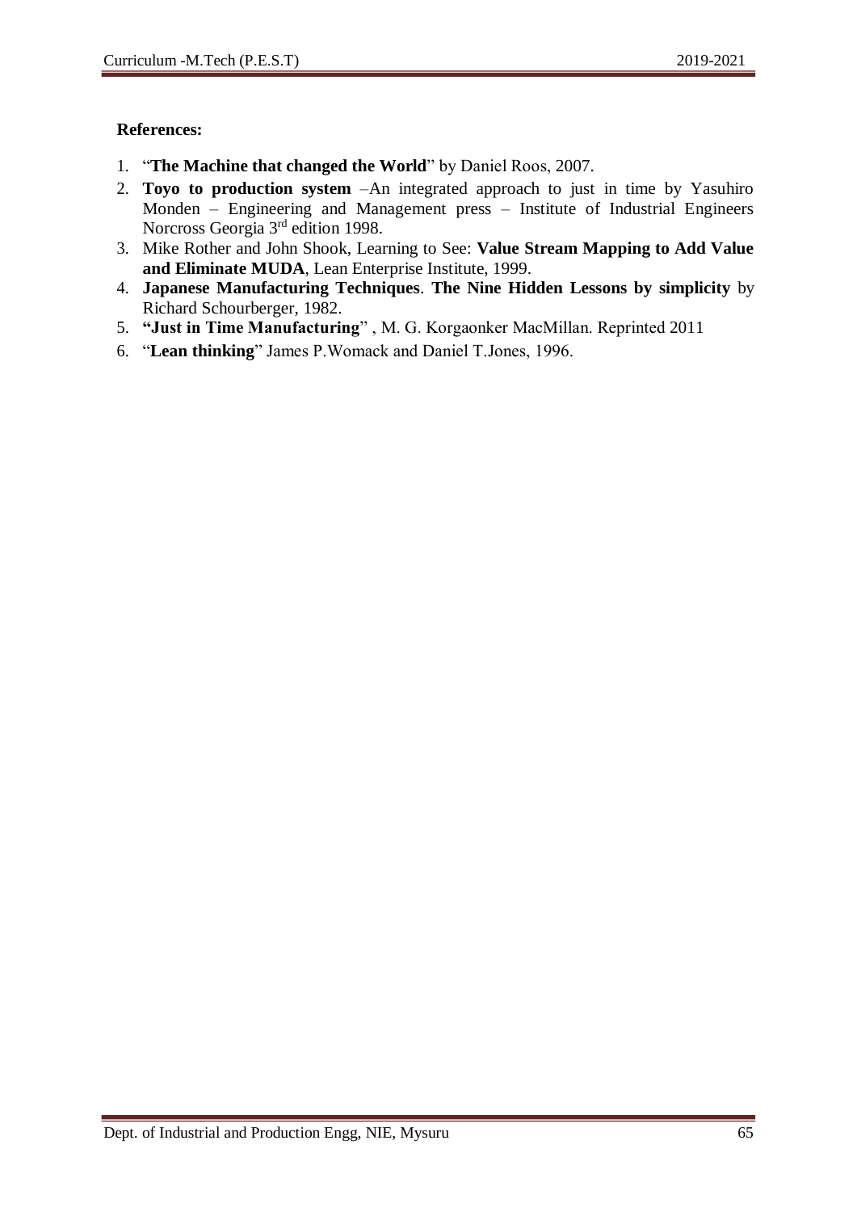**References:**

1. "**The Machine that changed the World**" by Daniel Roos, 2007.
2. **Toyo to production system** –An integrated approach to just in time by Yasuhiro Monden – Engineering and Management press – Institute of Industrial Engineers Norcross Georgia 3rd edition 1998.
3. Mike Rother and John Shook, Learning to See: **Value Stream Mapping to Add Value and Eliminate MUDA**, Lean Enterprise Institute, 1999.
4. **Japanese Manufacturing Techniques**. **The Nine Hidden Lessons by simplicity** by Richard Schourberger, 1982.
5. **"Just in Time Manufacturing**" , M. G. Korgaonker MacMillan. Reprinted 2011
6. "**Lean thinking**" James P.Womack and Daniel T.Jones, 1996.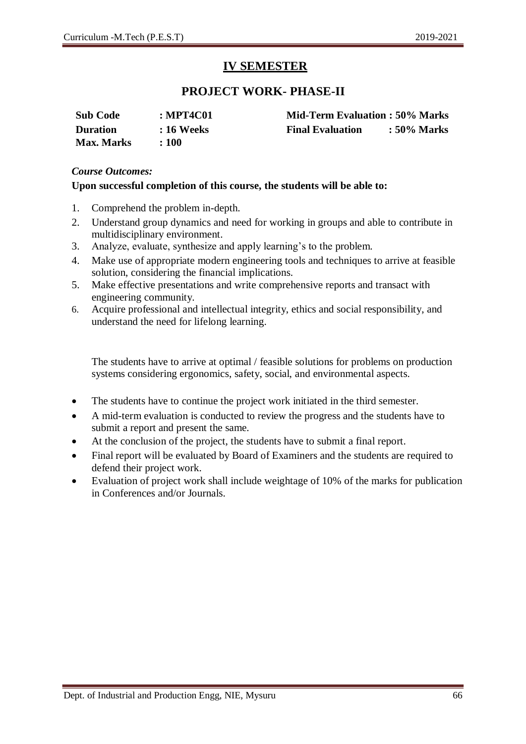## IV SEMESTER

## PROJECT WORK- PHASE-II

| | | | |
|---|---|---|---|
| **Sub Code** | **: MPT4C01** | **Mid-Term Evaluation** | **: 50% Marks** |
| **Duration** | **: 16 Weeks** | **Final Evaluation** | **: 50% Marks** |
| **Max. Marks** | **: 100** | | |

***Course Outcomes:***

**Upon successful completion of this course, the students will be able to:**

1. Comprehend the problem in-depth.
2. Understand group dynamics and need for working in groups and able to contribute in multidisciplinary environment.
3. Analyze, evaluate, synthesize and apply learning's to the problem.
4. Make use of appropriate modern engineering tools and techniques to arrive at feasible solution, considering the financial implications.
5. Make effective presentations and write comprehensive reports and transact with engineering community.
6. Acquire professional and intellectual integrity, ethics and social responsibility, and understand the need for lifelong learning.

The students have to arrive at optimal / feasible solutions for problems on production systems considering ergonomics, safety, social, and environmental aspects.

- The students have to continue the project work initiated in the third semester.
- A mid-term evaluation is conducted to review the progress and the students have to submit a report and present the same.
- At the conclusion of the project, the students have to submit a final report.
- Final report will be evaluated by Board of Examiners and the students are required to defend their project work.
- Evaluation of project work shall include weightage of 10% of the marks for publication in Conferences and/or Journals.